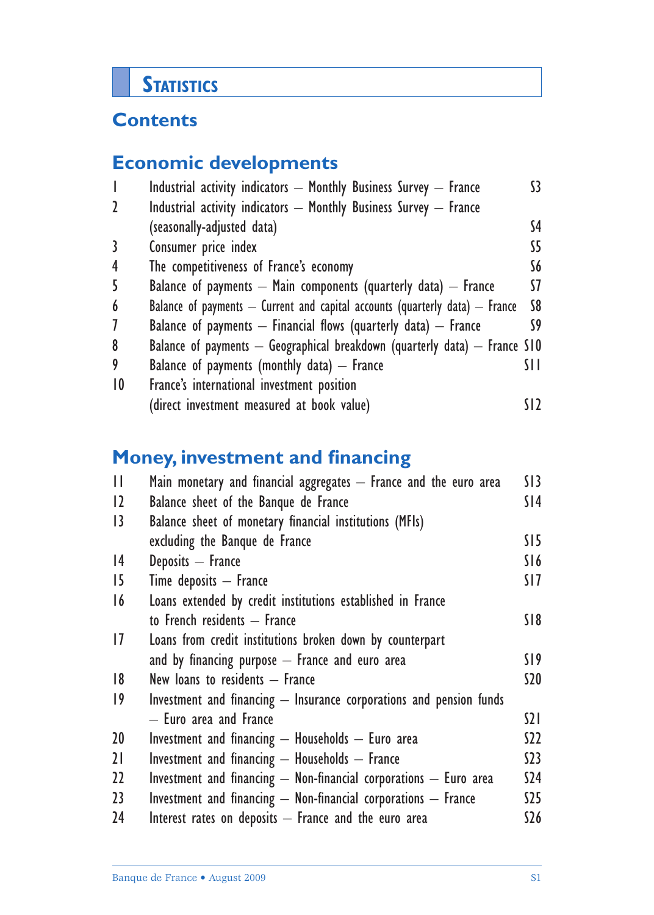# Statistics

## Contents

### Economic developments

| | | |
|---|---|---|
| 1 | Industrial activity indicators – Monthly Business Survey – France | S3 |
| 2 | Industrial activity indicators – Monthly Business Survey – France (seasonally-adjusted data) | S4 |
| 3 | Consumer price index | S5 |
| 4 | The competitiveness of France's economy | S6 |
| 5 | Balance of payments – Main components (quarterly data) – France | S7 |
| 6 | Balance of payments – Current and capital accounts (quarterly data) – France | S8 |
| 7 | Balance of payments – Financial flows (quarterly data) – France | S9 |
| 8 | Balance of payments – Geographical breakdown (quarterly data) – France | S10 |
| 9 | Balance of payments (monthly data) – France | S11 |
| 10 | France's international investment position (direct investment measured at book value) | S12 |

### Money, investment and financing

| | | |
|---|---|---|
| 11 | Main monetary and financial aggregates – France and the euro area | S13 |
| 12 | Balance sheet of the Banque de France | S14 |
| 13 | Balance sheet of monetary financial institutions (MFIs) excluding the Banque de France | S15 |
| 14 | Deposits – France | S16 |
| 15 | Time deposits – France | S17 |
| 16 | Loans extended by credit institutions established in France to French residents – France | S18 |
| 17 | Loans from credit institutions broken down by counterpart and by financing purpose – France and euro area | S19 |
| 18 | New loans to residents – France | S20 |
| 19 | Investment and financing – Insurance corporations and pension funds – Euro area and France | S21 |
| 20 | Investment and financing – Households – Euro area | S22 |
| 21 | Investment and financing – Households – France | S23 |
| 22 | Investment and financing – Non-financial corporations – Euro area | S24 |
| 23 | Investment and financing – Non-financial corporations – France | S25 |
| 24 | Interest rates on deposits – France and the euro area | S26 |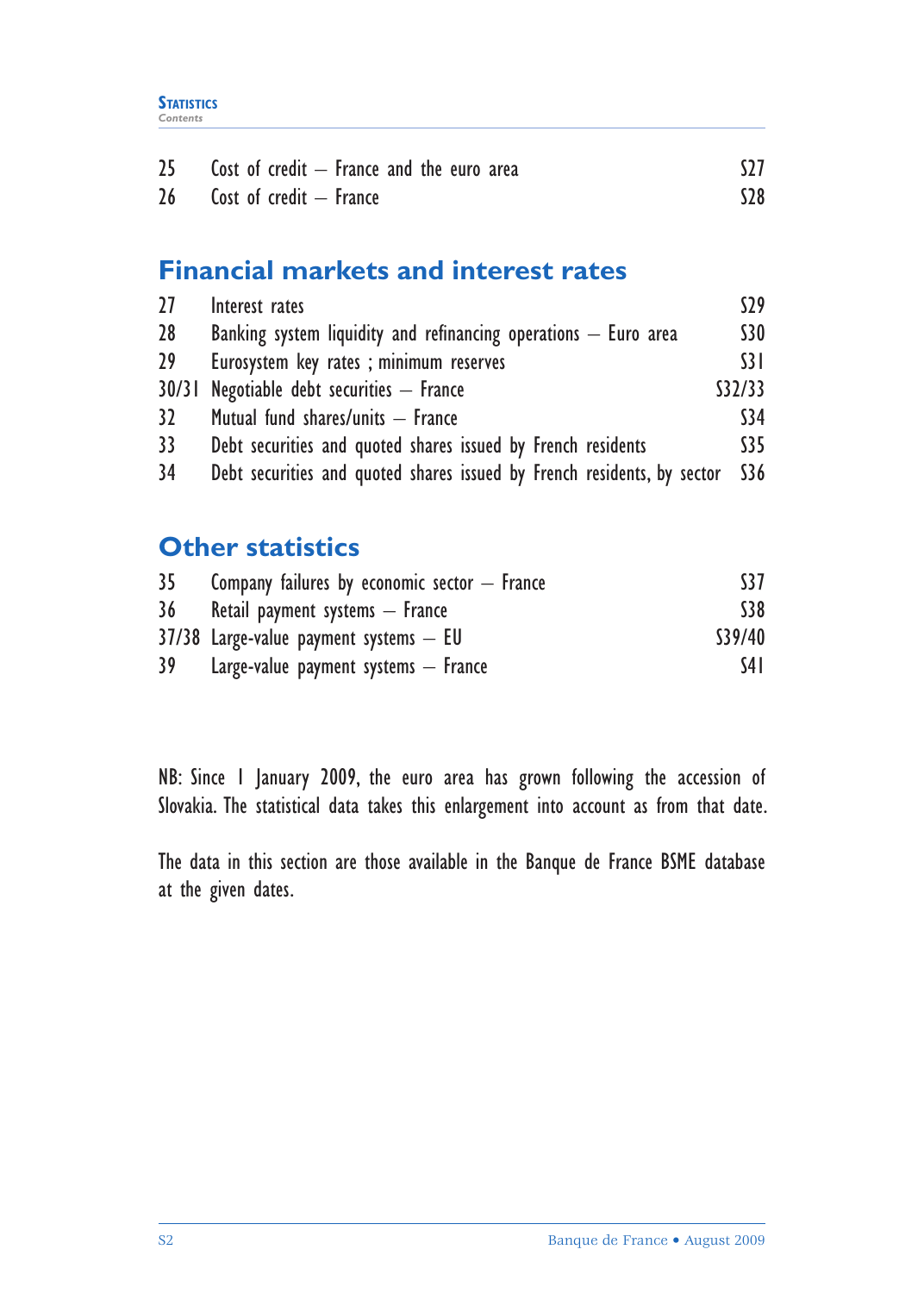| | | |
|---|---|---|
| 25 | Cost of credit – France and the euro area | S27 |
| 26 | Cost of credit – France | S28 |

## Financial markets and interest rates

| | | |
|---|---|---|
| 27 | Interest rates | S29 |
| 28 | Banking system liquidity and refinancing operations – Euro area | S30 |
| 29 | Eurosystem key rates ; minimum reserves | S31 |
| 30/31 | Negotiable debt securities – France | S32/33 |
| 32 | Mutual fund shares/units – France | S34 |
| 33 | Debt securities and quoted shares issued by French residents | S35 |
| 34 | Debt securities and quoted shares issued by French residents, by sector | S36 |

## Other statistics

| | | |
|---|---|---|
| 35 | Company failures by economic sector – France | S37 |
| 36 | Retail payment systems – France | S38 |
| 37/38 | Large-value payment systems – EU | S39/40 |
| 39 | Large-value payment systems – France | S41 |

NB: Since 1 January 2009, the euro area has grown following the accession of Slovakia. The statistical data takes this enlargement into account as from that date.

The data in this section are those available in the Banque de France BSME database at the given dates.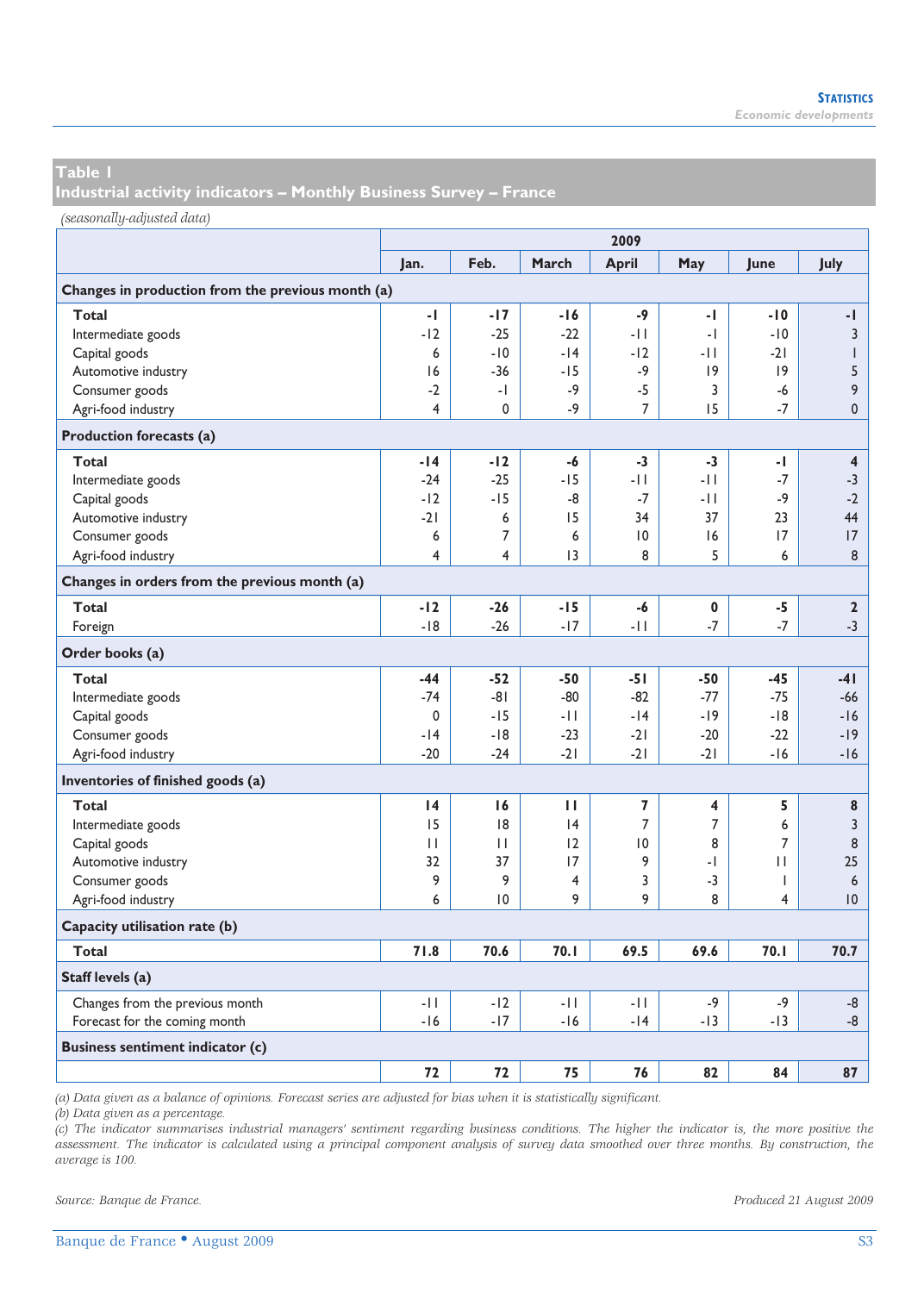## Table 1
## Industrial activity indicators – Monthly Business Survey – France

*(seasonally-adjusted data)*

| | 2009 | | | | | | |
|---|---|---|---|---|---|---|---|
| | **Jan.** | **Feb.** | **March** | **April** | **May** | **June** | **July** |
| **Changes in production from the previous month (a)** | | | | | | | |
| **Total** | **-1** | **-17** | **-16** | **-9** | **-1** | **-10** | **-1** |
| Intermediate goods | -12 | -25 | -22 | -11 | -1 | -10 | 3 |
| Capital goods | 6 | -10 | -14 | -12 | -11 | -21 | 1 |
| Automotive industry | 16 | -36 | -15 | -9 | 19 | 19 | 5 |
| Consumer goods | -2 | -1 | -9 | -5 | 3 | -6 | 9 |
| Agri-food industry | 4 | 0 | -9 | 7 | 15 | -7 | 0 |
| **Production forecasts (a)** | | | | | | | |
| **Total** | **-14** | **-12** | **-6** | **-3** | **-3** | **-1** | **4** |
| Intermediate goods | -24 | -25 | -15 | -11 | -11 | -7 | -3 |
| Capital goods | -12 | -15 | -8 | -7 | -11 | -9 | -2 |
| Automotive industry | -21 | 6 | 15 | 34 | 37 | 23 | 44 |
| Consumer goods | 6 | 7 | 6 | 10 | 16 | 17 | 17 |
| Agri-food industry | 4 | 4 | 13 | 8 | 5 | 6 | 8 |
| **Changes in orders from the previous month (a)** | | | | | | | |
| **Total** | **-12** | **-26** | **-15** | **-6** | **0** | **-5** | **2** |
| Foreign | -18 | -26 | -17 | -11 | -7 | -7 | -3 |
| **Order books (a)** | | | | | | | |
| **Total** | **-44** | **-52** | **-50** | **-51** | **-50** | **-45** | **-41** |
| Intermediate goods | -74 | -81 | -80 | -82 | -77 | -75 | -66 |
| Capital goods | 0 | -15 | -11 | -14 | -19 | -18 | -16 |
| Consumer goods | -14 | -18 | -23 | -21 | -20 | -22 | -19 |
| Agri-food industry | -20 | -24 | -21 | -21 | -21 | -16 | -16 |
| **Inventories of finished goods (a)** | | | | | | | |
| **Total** | **14** | **16** | **11** | **7** | **4** | **5** | **8** |
| Intermediate goods | 15 | 18 | 14 | 7 | 7 | 6 | 3 |
| Capital goods | 11 | 11 | 12 | 10 | 8 | 7 | 8 |
| Automotive industry | 32 | 37 | 17 | 9 | -1 | 11 | 25 |
| Consumer goods | 9 | 9 | 4 | 3 | -3 | 1 | 6 |
| Agri-food industry | 6 | 10 | 9 | 9 | 8 | 4 | 10 |
| **Capacity utilisation rate (b)** | | | | | | | |
| **Total** | **71.8** | **70.6** | **70.1** | **69.5** | **69.6** | **70.1** | **70.7** |
| **Staff levels (a)** | | | | | | | |
| Changes from the previous month | -11 | -12 | -11 | -11 | -9 | -9 | -8 |
| Forecast for the coming month | -16 | -17 | -16 | -14 | -13 | -13 | -8 |
| **Business sentiment indicator (c)** | | | | | | | |
| | **72** | **72** | **75** | **76** | **82** | **84** | **87** |

*(a) Data given as a balance of opinions. Forecast series are adjusted for bias when it is statistically significant.*
*(b) Data given as a percentage.*
*(c) The indicator summarises industrial managers' sentiment regarding business conditions. The higher the indicator is, the more positive the assessment. The indicator is calculated using a principal component analysis of survey data smoothed over three months. By construction, the average is 100.*

*Source: Banque de France.*

*Produced 21 August 2009*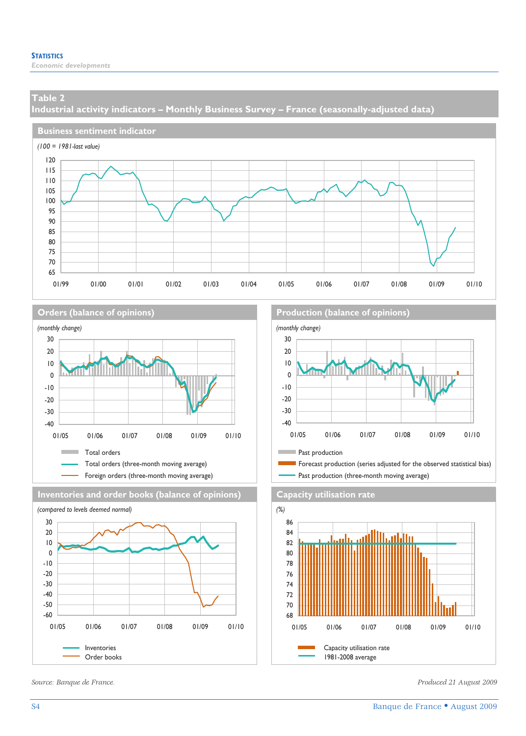## Table 2
## Industrial activity indicators – Monthly Business Survey – France (seasonally-adjusted data)

### Business sentiment indicator

*(100 = 1981-last value)*

### Orders (balance of opinions)

*(monthly change)*

Total orders
Total orders (three-month moving average)
Foreign orders (three-month moving average)

### Production (balance of opinions)

*(monthly change)*

Past production
Forecast production (series adjusted for the observed statistical bias)
Past production (three-month moving average)

### Inventories and order books (balance of opinions)

*(compared to levels deemed normal)*

Inventories
Order books

### Capacity utilisation rate

*(%)*

Capacity utilisation rate
1981-2008 average

*Source: Banque de France.*

*Produced 21 August 2009*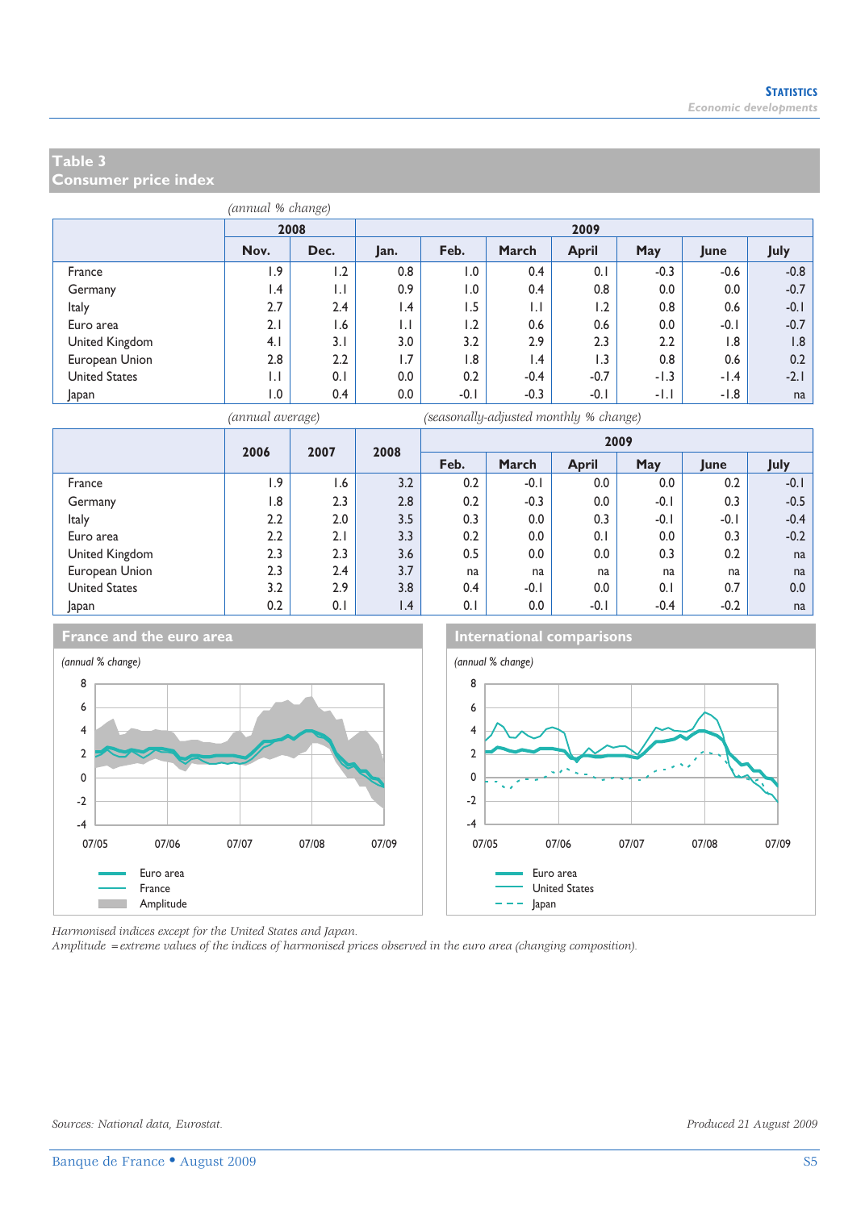## Table 3
## Consumer price index

*(annual % change)*

| | 2008 | | 2009 | | | | | | |
|---|---|---|---|---|---|---|---|---|---|
| | Nov. | Dec. | Jan. | Feb. | March | April | May | June | July |
| France | 1.9 | 1.2 | 0.8 | 1.0 | 0.4 | 0.1 | -0.3 | -0.6 | -0.8 |
| Germany | 1.4 | 1.1 | 0.9 | 1.0 | 0.4 | 0.8 | 0.0 | 0.0 | -0.7 |
| Italy | 2.7 | 2.4 | 1.4 | 1.5 | 1.1 | 1.2 | 0.8 | 0.6 | -0.1 |
| Euro area | 2.1 | 1.6 | 1.1 | 1.2 | 0.6 | 0.6 | 0.0 | -0.1 | -0.7 |
| United Kingdom | 4.1 | 3.1 | 3.0 | 3.2 | 2.9 | 2.3 | 2.2 | 1.8 | 1.8 |
| European Union | 2.8 | 2.2 | 1.7 | 1.8 | 1.4 | 1.3 | 0.8 | 0.6 | 0.2 |
| United States | 1.1 | 0.1 | 0.0 | 0.2 | -0.4 | -0.7 | -1.3 | -1.4 | -2.1 |
| Japan | 1.0 | 0.4 | 0.0 | -0.1 | -0.3 | -0.1 | -1.1 | -1.8 | na |

*(annual average)* *(seasonally-adjusted monthly % change)*

| | 2006 | 2007 | 2008 | 2009 | | | | | |
|---|---|---|---|---|---|---|---|---|---|
| | | | | Feb. | March | April | May | June | July |
| France | 1.9 | 1.6 | 3.2 | 0.2 | -0.1 | 0.0 | 0.0 | 0.2 | -0.1 |
| Germany | 1.8 | 2.3 | 2.8 | 0.2 | -0.3 | 0.0 | -0.1 | 0.3 | -0.5 |
| Italy | 2.2 | 2.0 | 3.5 | 0.3 | 0.0 | 0.3 | -0.1 | -0.1 | -0.4 |
| Euro area | 2.2 | 2.1 | 3.3 | 0.2 | 0.0 | 0.1 | 0.0 | 0.3 | -0.2 |
| United Kingdom | 2.3 | 2.3 | 3.6 | 0.5 | 0.0 | 0.0 | 0.3 | 0.2 | na |
| European Union | 2.3 | 2.4 | 3.7 | na | na | na | na | na | na |
| United States | 3.2 | 2.9 | 3.8 | 0.4 | -0.1 | 0.0 | 0.1 | 0.7 | 0.0 |
| Japan | 0.2 | 0.1 | 1.4 | 0.1 | 0.0 | -0.1 | -0.4 | -0.2 | na |

### France and the euro area

*(annual % change)*

Euro area; France; Amplitude

### International comparisons

*(annual % change)*

Euro area; United States; Japan

*Harmonised indices except for the United States and Japan.*
*Amplitude = extreme values of the indices of harmonised prices observed in the euro area (changing composition).*

*Sources: National data, Eurostat.*

*Produced 21 August 2009*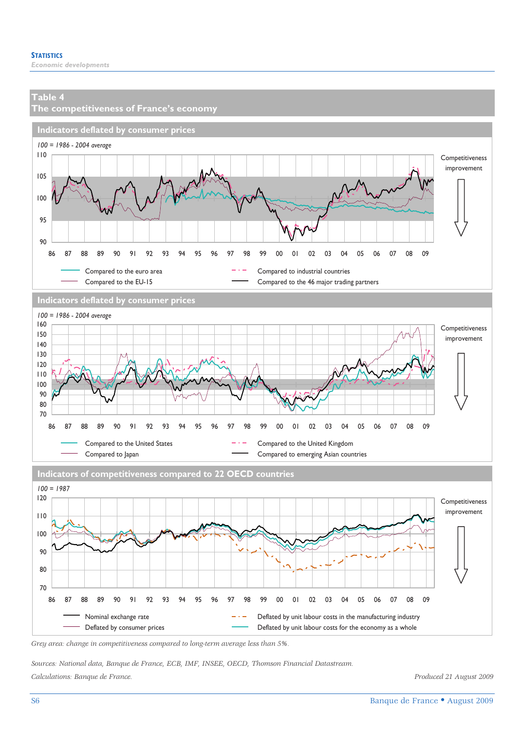## Table 4
## The competitiveness of France's economy

### Indicators deflated by consumer prices

*100 = 1986 - 2004 average*

Competitiveness improvement

- Compared to the euro area
- Compared to the EU-15
- Compared to industrial countries
- Compared to the 46 major trading partners

### Indicators deflated by consumer prices

*100 = 1986 - 2004 average*

Competitiveness improvement

- Compared to the United States
- Compared to Japan
- Compared to the United Kingdom
- Compared to emerging Asian countries

### Indicators of competitiveness compared to 22 OECD countries

*100 = 1987*

Competitiveness improvement

- Nominal exchange rate
- Deflated by consumer prices
- Deflated by unit labour costs in the manufacturing industry
- Deflated by unit labour costs for the economy as a whole

*Grey area: change in competitiveness compared to long-term average less than 5%.*

*Sources: National data, Banque de France, ECB, IMF, INSEE, OECD, Thomson Financial Datastream.*

*Calculations: Banque de France.*

*Produced 21 August 2009*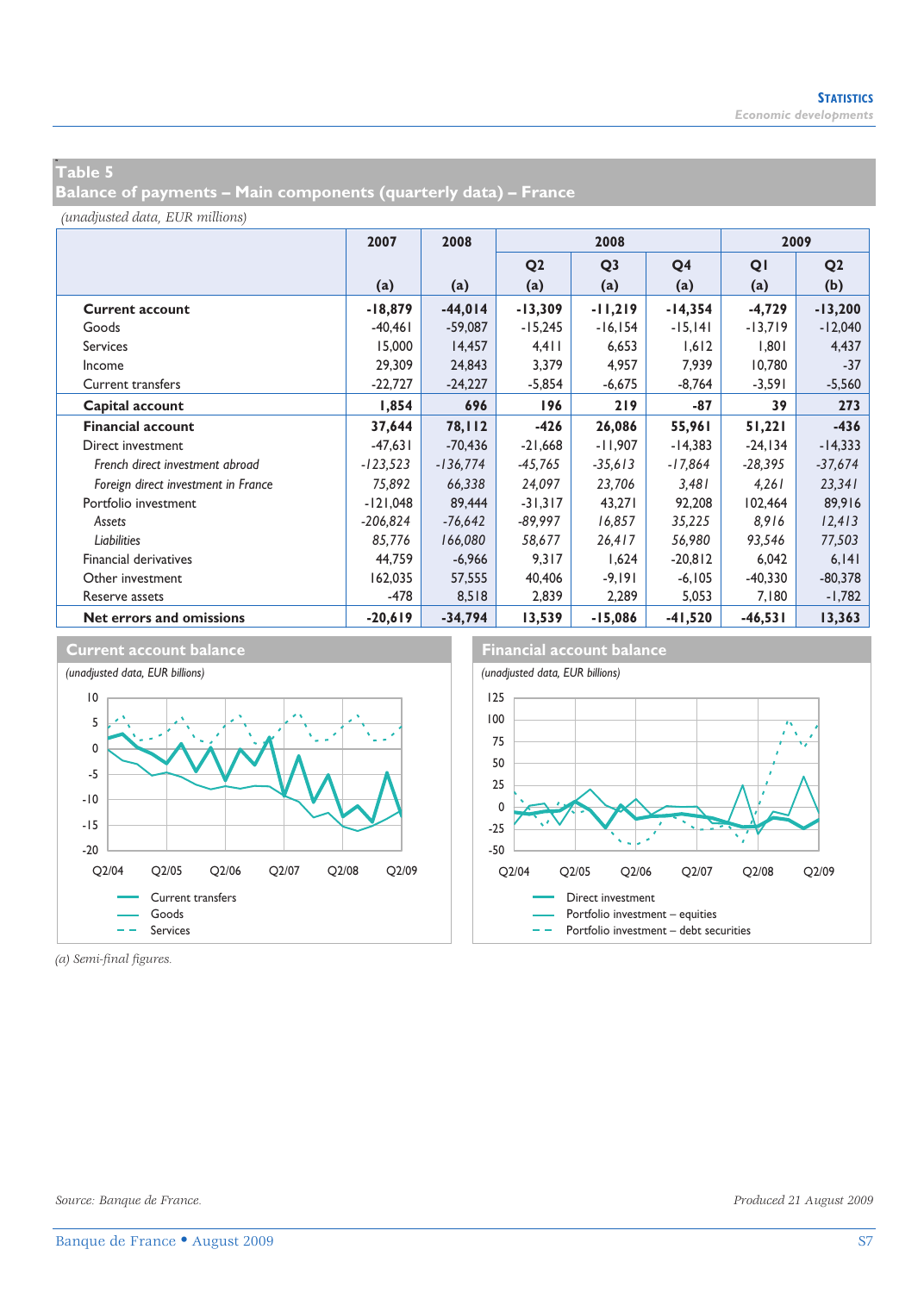## Table 5
## Balance of payments – Main components (quarterly data) – France

*(unadjusted data, EUR millions)*

| | 2007 | 2008 | 2008 | | | 2009 | |
|---|---|---|---|---|---|---|---|
| | | | Q2 | Q3 | Q4 | Q1 | Q2 |
| | (a) | (a) | (a) | (a) | (a) | (a) | (b) |
| **Current account** | **-18,879** | **-44,014** | **-13,309** | **-11,219** | **-14,354** | **-4,729** | **-13,200** |
| Goods | -40,461 | -59,087 | -15,245 | -16,154 | -15,141 | -13,719 | -12,040 |
| Services | 15,000 | 14,457 | 4,411 | 6,653 | 1,612 | 1,801 | 4,437 |
| Income | 29,309 | 24,843 | 3,379 | 4,957 | 7,939 | 10,780 | -37 |
| Current transfers | -22,727 | -24,227 | -5,854 | -6,675 | -8,764 | -3,591 | -5,560 |
| **Capital account** | **1,854** | **696** | **196** | **219** | **-87** | **39** | **273** |
| **Financial account** | **37,644** | **78,112** | **-426** | **26,086** | **55,961** | **51,221** | **-436** |
| Direct investment | -47,631 | -70,436 | -21,668 | -11,907 | -14,383 | -24,134 | -14,333 |
| *French direct investment abroad* | *-123,523* | *-136,774* | *-45,765* | *-35,613* | *-17,864* | *-28,395* | *-37,674* |
| *Foreign direct investment in France* | *75,892* | *66,338* | *24,097* | *23,706* | *3,481* | *4,261* | *23,341* |
| Portfolio investment | -121,048 | 89,444 | -31,317 | 43,271 | 92,208 | 102,464 | 89,916 |
| *Assets* | *-206,824* | *-76,642* | *-89,997* | *16,857* | *35,225* | *8,916* | *12,413* |
| *Liabilities* | *85,776* | *166,080* | *58,677* | *26,417* | *56,980* | *93,546* | *77,503* |
| Financial derivatives | 44,759 | -6,966 | 9,317 | 1,624 | -20,812 | 6,042 | 6,141 |
| Other investment | 162,035 | 57,555 | 40,406 | -9,191 | -6,105 | -40,330 | -80,378 |
| Reserve assets | -478 | 8,518 | 2,839 | 2,289 | 5,053 | 7,180 | -1,782 |
| **Net errors and omissions** | **-20,619** | **-34,794** | **13,539** | **-15,086** | **-41,520** | **-46,531** | **13,363** |

### Current account balance

*(unadjusted data, EUR billions)*

Legend: Current transfers; Goods; Services

### Financial account balance

*(unadjusted data, EUR billions)*

Legend: Direct investment; Portfolio investment – equities; Portfolio investment – debt securities

*(a) Semi-final figures.*

*Source: Banque de France.*

*Produced 21 August 2009*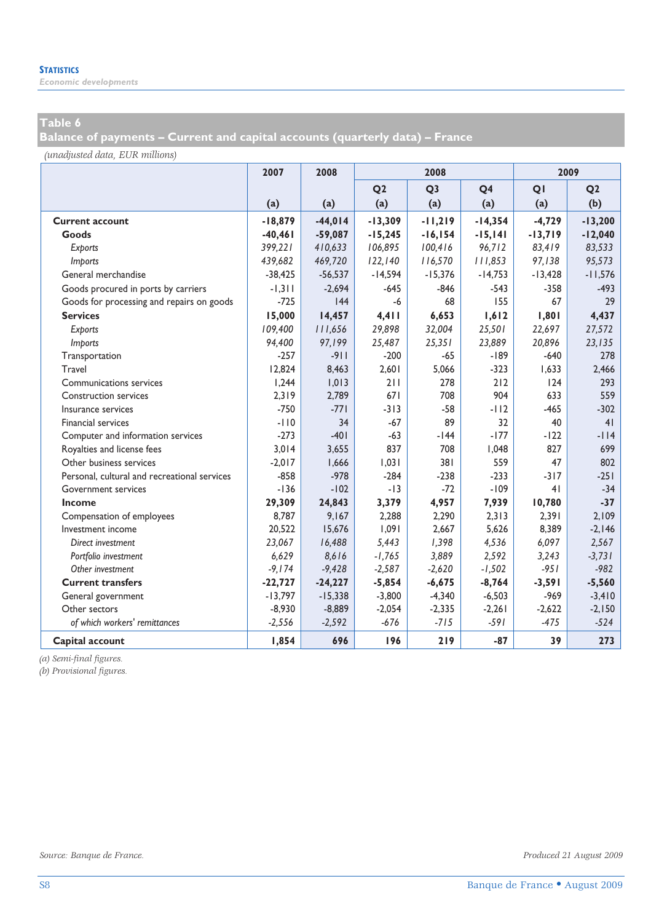## Table 6
## Balance of payments – Current and capital accounts (quarterly data) – France

*(unadjusted data, EUR millions)*

| | 2007 | 2008 | 2008 | | | 2009 | |
|---|---|---|---|---|---|---|---|
| | | | Q2 | Q3 | Q4 | Q1 | Q2 |
| | (a) | (a) | (a) | (a) | (a) | (a) | (b) |
| **Current account** | **-18,879** | **-44,014** | **-13,309** | **-11,219** | **-14,354** | **-4,729** | **-13,200** |
| **Goods** | **-40,461** | **-59,087** | **-15,245** | **-16,154** | **-15,141** | **-13,719** | **-12,040** |
| *Exports* | *399,221* | *410,633* | *106,895* | *100,416* | *96,712* | *83,419* | *83,533* |
| *Imports* | *439,682* | *469,720* | *122,140* | *116,570* | *111,853* | *97,138* | *95,573* |
| General merchandise | -38,425 | -56,537 | -14,594 | -15,376 | -14,753 | -13,428 | -11,576 |
| Goods procured in ports by carriers | -1,311 | -2,694 | -645 | -846 | -543 | -358 | -493 |
| Goods for processing and repairs on goods | -725 | 144 | -6 | 68 | 155 | 67 | 29 |
| **Services** | **15,000** | **14,457** | **4,411** | **6,653** | **1,612** | **1,801** | **4,437** |
| *Exports* | *109,400* | *111,656* | *29,898* | *32,004* | *25,501* | *22,697* | *27,572* |
| *Imports* | *94,400* | *97,199* | *25,487* | *25,351* | *23,889* | *20,896* | *23,135* |
| Transportation | -257 | -911 | -200 | -65 | -189 | -640 | 278 |
| Travel | 12,824 | 8,463 | 2,601 | 5,066 | -323 | 1,633 | 2,466 |
| Communications services | 1,244 | 1,013 | 211 | 278 | 212 | 124 | 293 |
| Construction services | 2,319 | 2,789 | 671 | 708 | 904 | 633 | 559 |
| Insurance services | -750 | -771 | -313 | -58 | -112 | -465 | -302 |
| Financial services | -110 | 34 | -67 | 89 | 32 | 40 | 41 |
| Computer and information services | -273 | -401 | -63 | -144 | -177 | -122 | -114 |
| Royalties and license fees | 3,014 | 3,655 | 837 | 708 | 1,048 | 827 | 699 |
| Other business services | -2,017 | 1,666 | 1,031 | 381 | 559 | 47 | 802 |
| Personal, cultural and recreational services | -858 | -978 | -284 | -238 | -233 | -317 | -251 |
| Government services | -136 | -102 | -13 | -72 | -109 | 41 | -34 |
| **Income** | **29,309** | **24,843** | **3,379** | **4,957** | **7,939** | **10,780** | **-37** |
| Compensation of employees | 8,787 | 9,167 | 2,288 | 2,290 | 2,313 | 2,391 | 2,109 |
| Investment income | 20,522 | 15,676 | 1,091 | 2,667 | 5,626 | 8,389 | -2,146 |
| *Direct investment* | *23,067* | *16,488* | *5,443* | *1,398* | *4,536* | *6,097* | *2,567* |
| *Portfolio investment* | *6,629* | *8,616* | *-1,765* | *3,889* | *2,592* | *3,243* | *-3,731* |
| *Other investment* | *-9,174* | *-9,428* | *-2,587* | *-2,620* | *-1,502* | *-951* | *-982* |
| **Current transfers** | **-22,727** | **-24,227** | **-5,854** | **-6,675** | **-8,764** | **-3,591** | **-5,560** |
| General government | -13,797 | -15,338 | -3,800 | -4,340 | -6,503 | -969 | -3,410 |
| Other sectors | -8,930 | -8,889 | -2,054 | -2,335 | -2,261 | -2,622 | -2,150 |
| *of which workers' remittances* | *-2,556* | *-2,592* | *-676* | *-715* | *-591* | *-475* | *-524* |
| **Capital account** | **1,854** | **696** | **196** | **219** | **-87** | **39** | **273** |

*(a) Semi-final figures.*
*(b) Provisional figures.*

*Source: Banque de France.*

*Produced 21 August 2009*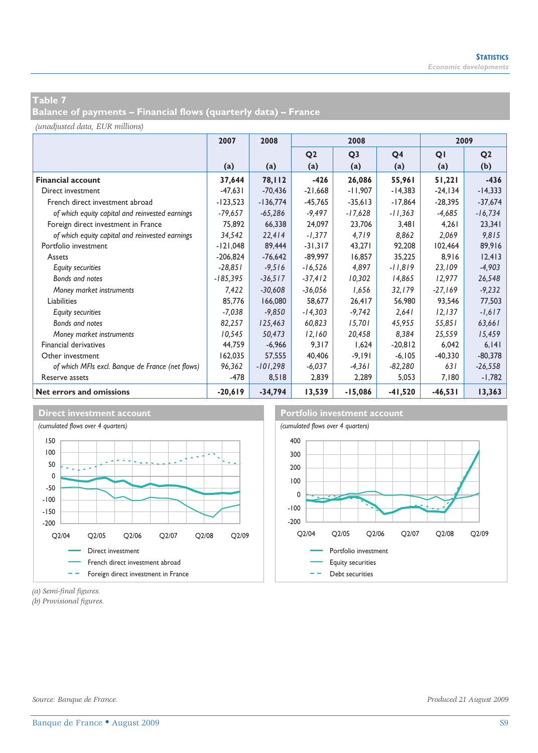## Table 7
## Balance of payments – Financial flows (quarterly data) – France

*(unadjusted data, EUR millions)*

| | 2007 | 2008 | 2008 | | | 2009 | |
|---|---|---|---|---|---|---|---|
| | | | Q2 | Q3 | Q4 | Q1 | Q2 |
| | (a) | (a) | (a) | (a) | (a) | (a) | (b) |
| **Financial account** | **37,644** | **78,112** | **-426** | **26,086** | **55,961** | **51,221** | **-436** |
| Direct investment | -47,631 | -70,436 | -21,668 | -11,907 | -14,383 | -24,134 | -14,333 |
| French direct investment abroad | -123,523 | -136,774 | -45,765 | -35,613 | -17,864 | -28,395 | -37,674 |
| *of which equity capital and reinvested earnings* | *-79,657* | *-65,286* | *-9,497* | *-17,628* | *-11,363* | *-4,685* | *-16,734* |
| Foreign direct investment in France | 75,892 | 66,338 | 24,097 | 23,706 | 3,481 | 4,261 | 23,341 |
| *of which equity capital and reinvested earnings* | *34,542* | *22,414* | *-1,377* | *4,719* | *8,862* | *2,069* | *9,815* |
| Portfolio investment | -121,048 | 89,444 | -31,317 | 43,271 | 92,208 | 102,464 | 89,916 |
| Assets | -206,824 | -76,642 | -89,997 | 16,857 | 35,225 | 8,916 | 12,413 |
| *Equity securities* | *-28,851* | *-9,516* | *-16,526* | *4,897* | *-11,819* | *23,109* | *-4,903* |
| *Bonds and notes* | *-185,395* | *-36,517* | *-37,412* | *10,302* | *14,865* | *12,977* | *26,548* |
| *Money market instruments* | *7,422* | *-30,608* | *-36,056* | *1,656* | *32,179* | *-27,169* | *-9,232* |
| Liabilities | 85,776 | 166,080 | 58,677 | 26,417 | 56,980 | 93,546 | 77,503 |
| *Equity securities* | *-7,038* | *-9,850* | *-14,303* | *-9,742* | *2,641* | *12,137* | *-1,617* |
| *Bonds and notes* | *82,257* | *125,463* | *60,823* | *15,701* | *45,955* | *55,851* | *63,661* |
| *Money market instruments* | *10,545* | *50,473* | *12,160* | *20,458* | *8,384* | *25,559* | *15,459* |
| Financial derivatives | 44,759 | -6,966 | 9,317 | 1,624 | -20,812 | 6,042 | 6,141 |
| Other investment | 162,035 | 57,555 | 40,406 | -9,191 | -6,105 | -40,330 | -80,378 |
| *of which MFIs excl. Banque de France (net flows)* | *96,362* | *-101,298* | *-6,037* | *-4,361* | *-82,280* | *631* | *-26,558* |
| Reserve assets | -478 | 8,518 | 2,839 | 2,289 | 5,053 | 7,180 | -1,782 |
| **Net errors and omissions** | **-20,619** | **-34,794** | **13,539** | **-15,086** | **-41,520** | **-46,531** | **13,363** |

**Direct investment account**

*(cumulated flows over 4 quarters)*

Legend: Direct investment; French direct investment abroad; Foreign direct investment in France

**Portfolio investment account**

*(cumulated flows over 4 quarters)*

Legend: Portfolio investment; Equity securities; Debt securities

*(a) Semi-final figures.*
*(b) Provisional figures.*

*Source: Banque de France.*

*Produced 21 August 2009*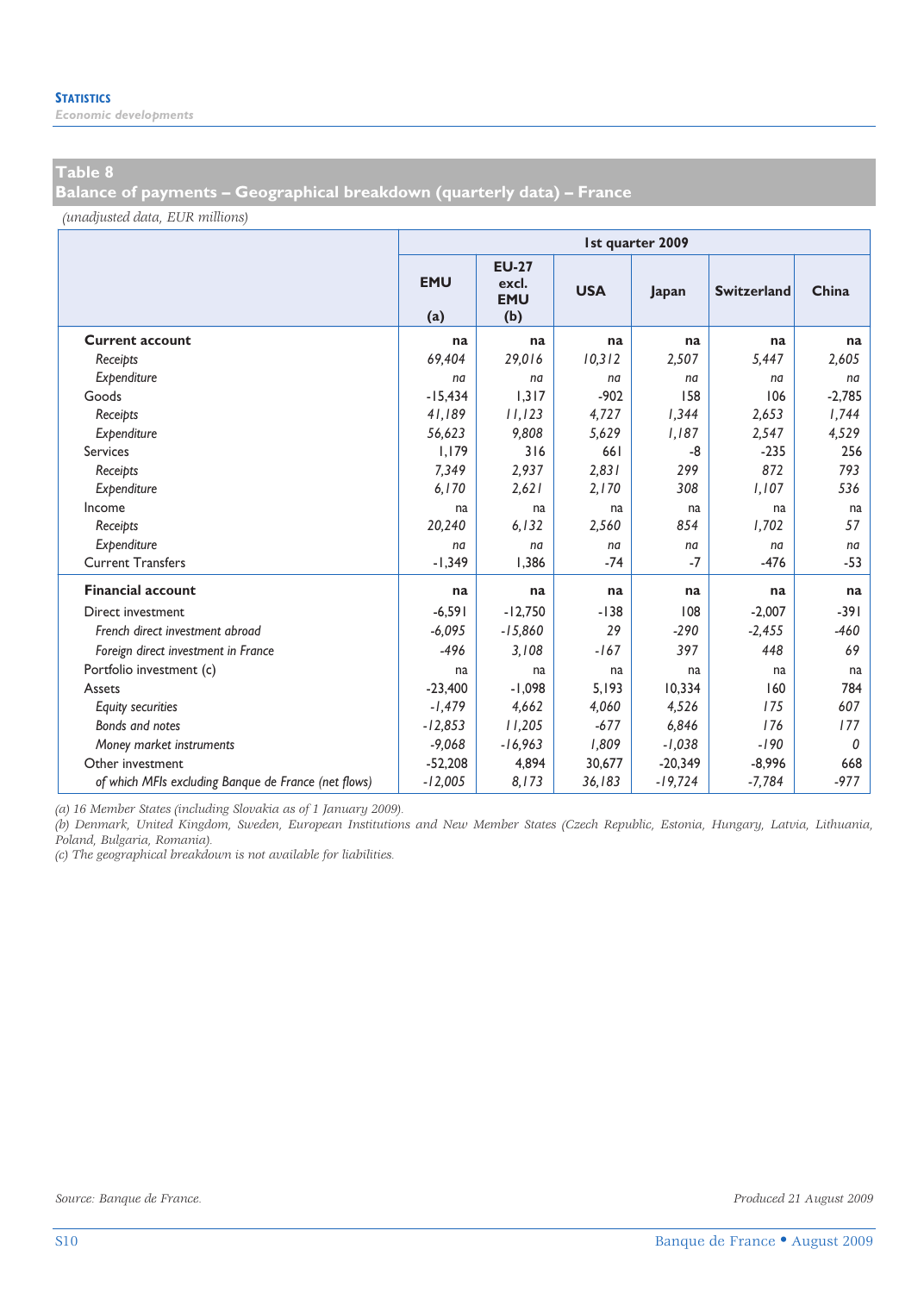## Table 8
## Balance of payments – Geographical breakdown (quarterly data) – France

*(unadjusted data, EUR millions)*

| | 1st quarter 2009 | | | | | |
|---|---|---|---|---|---|---|
| | **EMU (a)** | **EU-27 excl. EMU (b)** | **USA** | **Japan** | **Switzerland** | **China** |
| **Current account** | **na** | **na** | **na** | **na** | **na** | **na** |
| *Receipts* | *69,404* | *29,016* | *10,312* | *2,507* | *5,447* | *2,605* |
| *Expenditure* | *na* | *na* | *na* | *na* | *na* | *na* |
| Goods | -15,434 | 1,317 | -902 | 158 | 106 | -2,785 |
| *Receipts* | *41,189* | *11,123* | *4,727* | *1,344* | *2,653* | *1,744* |
| *Expenditure* | *56,623* | *9,808* | *5,629* | *1,187* | *2,547* | *4,529* |
| Services | 1,179 | 316 | 661 | -8 | -235 | 256 |
| *Receipts* | *7,349* | *2,937* | *2,831* | *299* | *872* | *793* |
| *Expenditure* | *6,170* | *2,621* | *2,170* | *308* | *1,107* | *536* |
| Income | na | na | na | na | na | na |
| *Receipts* | *20,240* | *6,132* | *2,560* | *854* | *1,702* | *57* |
| *Expenditure* | *na* | *na* | *na* | *na* | *na* | *na* |
| Current Transfers | -1,349 | 1,386 | -74 | -7 | -476 | -53 |
| **Financial account** | **na** | **na** | **na** | **na** | **na** | **na** |
| Direct investment | -6,591 | -12,750 | -138 | 108 | -2,007 | -391 |
| *French direct investment abroad* | *-6,095* | *-15,860* | *29* | *-290* | *-2,455* | *-460* |
| *Foreign direct investment in France* | *-496* | *3,108* | *-167* | *397* | *448* | *69* |
| Portfolio investment (c) | na | na | na | na | na | na |
| Assets | -23,400 | -1,098 | 5,193 | 10,334 | 160 | 784 |
| *Equity securities* | *-1,479* | *4,662* | *4,060* | *4,526* | *175* | *607* |
| *Bonds and notes* | *-12,853* | *11,205* | *-677* | *6,846* | *176* | *177* |
| *Money market instruments* | *-9,068* | *-16,963* | *1,809* | *-1,038* | *-190* | *0* |
| Other investment | -52,208 | 4,894 | 30,677 | -20,349 | -8,996 | 668 |
| *of which MFIs excluding Banque de France (net flows)* | *-12,005* | *8,173* | *36,183* | *-19,724* | *-7,784* | *-977* |

*(a) 16 Member States (including Slovakia as of 1 January 2009).*
*(b) Denmark, United Kingdom, Sweden, European Institutions and New Member States (Czech Republic, Estonia, Hungary, Latvia, Lithuania, Poland, Bulgaria, Romania).*
*(c) The geographical breakdown is not available for liabilities.*

*Source: Banque de France.*

*Produced 21 August 2009*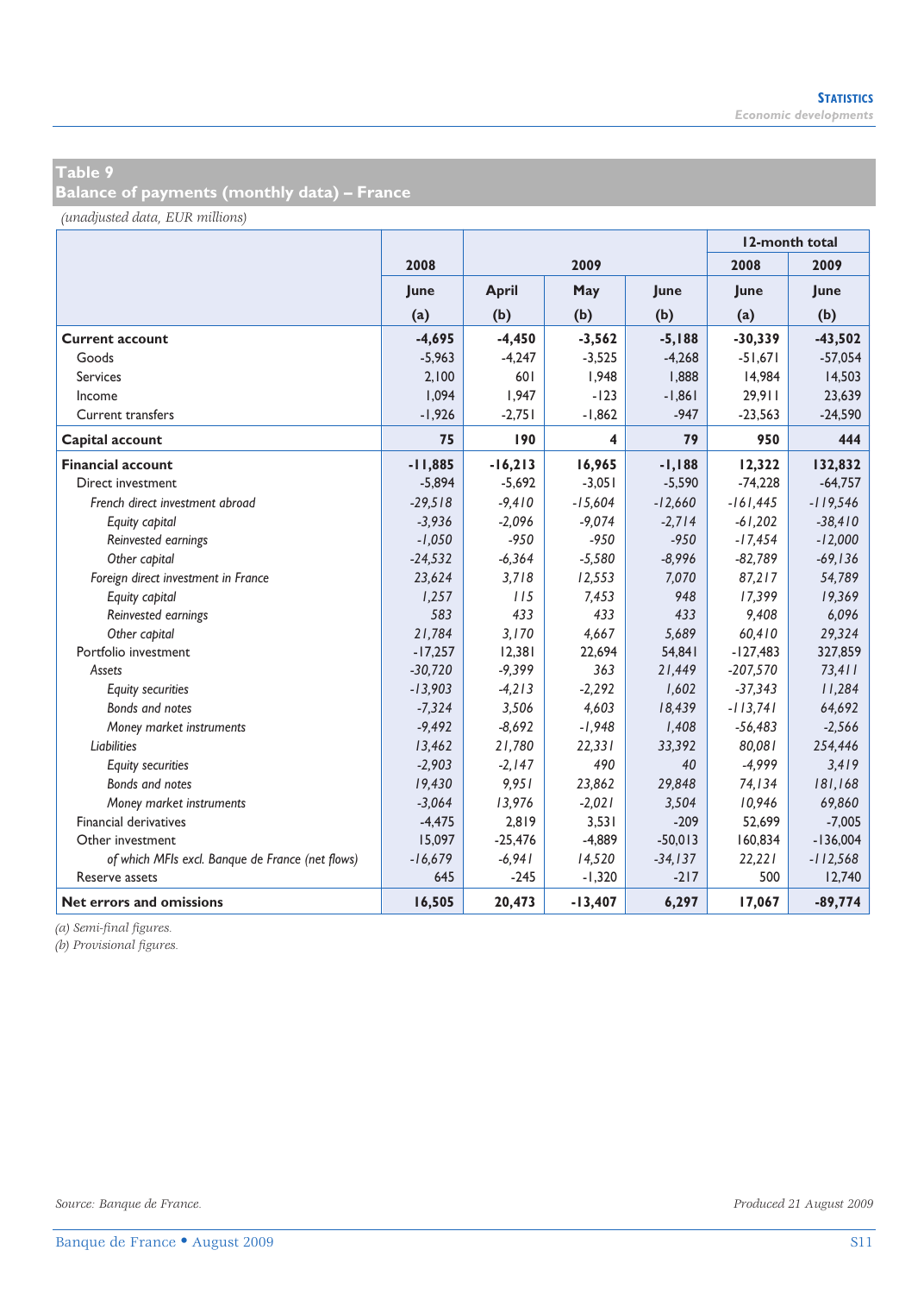**Table 9**
**Balance of payments (monthly data) – France**

*(unadjusted data, EUR millions)*

| | 2008 | 2009 | | | 12-month total | |
|---|---|---|---|---|---|---|
| | | | | | 2008 | 2009 |
| | June (a) | April (b) | May (b) | June (b) | June (a) | June (b) |
| **Current account** | **-4,695** | **-4,450** | **-3,562** | **-5,188** | **-30,339** | **-43,502** |
| Goods | -5,963 | -4,247 | -3,525 | -4,268 | -51,671 | -57,054 |
| Services | 2,100 | 601 | 1,948 | 1,888 | 14,984 | 14,503 |
| Income | 1,094 | 1,947 | -123 | -1,861 | 29,911 | 23,639 |
| Current transfers | -1,926 | -2,751 | -1,862 | -947 | -23,563 | -24,590 |
| **Capital account** | **75** | **190** | **4** | **79** | **950** | **444** |
| **Financial account** | **-11,885** | **-16,213** | **16,965** | **-1,188** | **12,322** | **132,832** |
| Direct investment | -5,894 | -5,692 | -3,051 | -5,590 | -74,228 | -64,757 |
| *French direct investment abroad* | *-29,518* | *-9,410* | *-15,604* | *-12,660* | *-161,445* | *-119,546* |
| *Equity capital* | *-3,936* | *-2,096* | *-9,074* | *-2,714* | *-61,202* | *-38,410* |
| *Reinvested earnings* | *-1,050* | *-950* | *-950* | *-950* | *-17,454* | *-12,000* |
| *Other capital* | *-24,532* | *-6,364* | *-5,580* | *-8,996* | *-82,789* | *-69,136* |
| *Foreign direct investment in France* | *23,624* | *3,718* | *12,553* | *7,070* | *87,217* | *54,789* |
| *Equity capital* | *1,257* | *115* | *7,453* | *948* | *17,399* | *19,369* |
| *Reinvested earnings* | *583* | *433* | *433* | *433* | *9,408* | *6,096* |
| *Other capital* | *21,784* | *3,170* | *4,667* | *5,689* | *60,410* | *29,324* |
| Portfolio investment | -17,257 | 12,381 | 22,694 | 54,841 | -127,483 | 327,859 |
| *Assets* | *-30,720* | *-9,399* | *363* | *21,449* | *-207,570* | *73,411* |
| *Equity securities* | *-13,903* | *-4,213* | *-2,292* | *1,602* | *-37,343* | *11,284* |
| *Bonds and notes* | *-7,324* | *3,506* | *4,603* | *18,439* | *-113,741* | *64,692* |
| *Money market instruments* | *-9,492* | *-8,692* | *-1,948* | *1,408* | *-56,483* | *-2,566* |
| *Liabilities* | *13,462* | *21,780* | *22,331* | *33,392* | *80,081* | *254,446* |
| *Equity securities* | *-2,903* | *-2,147* | *490* | *40* | *-4,999* | *3,419* |
| *Bonds and notes* | *19,430* | *9,951* | *23,862* | *29,848* | *74,134* | *181,168* |
| *Money market instruments* | *-3,064* | *13,976* | *-2,021* | *3,504* | *10,946* | *69,860* |
| Financial derivatives | -4,475 | 2,819 | 3,531 | -209 | 52,699 | -7,005 |
| Other investment | 15,097 | -25,476 | -4,889 | -50,013 | 160,834 | -136,004 |
| *of which MFIs excl. Banque de France (net flows)* | *-16,679* | *-6,941* | *14,520* | *-34,137* | *22,221* | *-112,568* |
| Reserve assets | 645 | -245 | -1,320 | -217 | 500 | 12,740 |
| **Net errors and omissions** | **16,505** | **20,473** | **-13,407** | **6,297** | **17,067** | **-89,774** |

*(a) Semi-final figures.*
*(b) Provisional figures.*

*Source: Banque de France.*

*Produced 21 August 2009*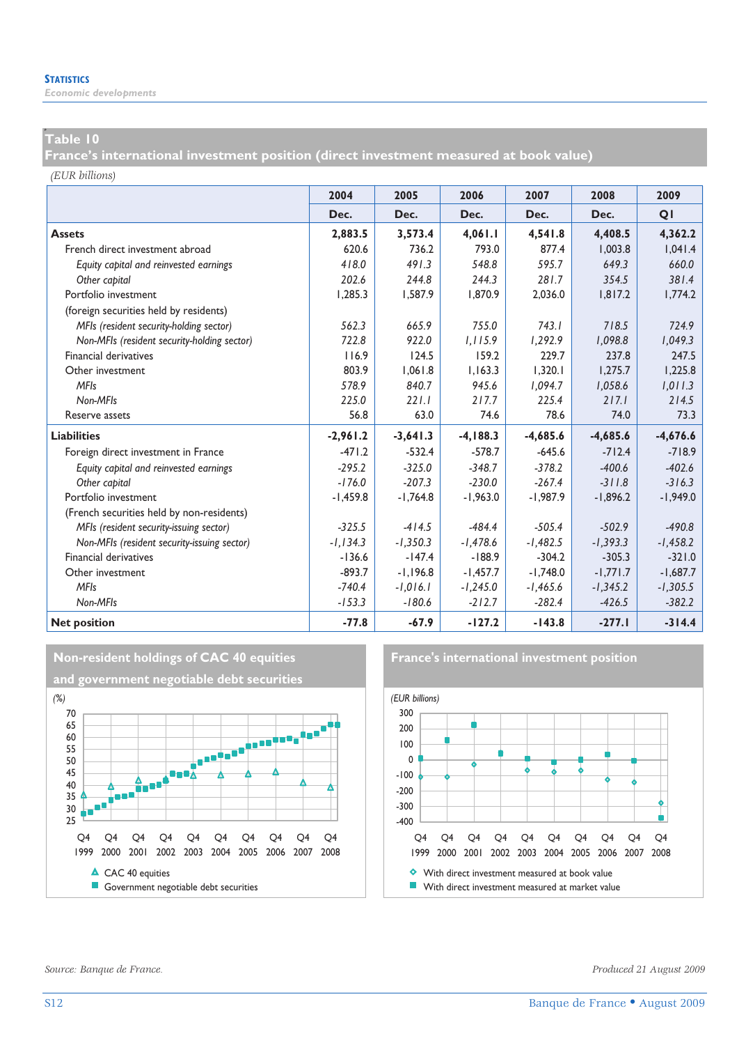## Table 10
## France's international investment position (direct investment measured at book value)

(EUR billions)

| | 2004 | 2005 | 2006 | 2007 | 2008 | 2009 |
|---|---|---|---|---|---|---|
| | Dec. | Dec. | Dec. | Dec. | Dec. | Q1 |
| **Assets** | **2,883.5** | **3,573.4** | **4,061.1** | **4,541.8** | **4,408.5** | **4,362.2** |
| French direct investment abroad | 620.6 | 736.2 | 793.0 | 877.4 | 1,003.8 | 1,041.4 |
| *Equity capital and reinvested earnings* | *418.0* | *491.3* | *548.8* | *595.7* | *649.3* | *660.0* |
| *Other capital* | *202.6* | *244.8* | *244.3* | *281.7* | *354.5* | *381.4* |
| Portfolio investment | 1,285.3 | 1,587.9 | 1,870.9 | 2,036.0 | 1,817.2 | 1,774.2 |
| (foreign securities held by residents) | | | | | | |
| *MFIs (resident security-holding sector)* | *562.3* | *665.9* | *755.0* | *743.1* | *718.5* | *724.9* |
| *Non-MFIs (resident security-holding sector)* | *722.8* | *922.0* | *1,115.9* | *1,292.9* | *1,098.8* | *1,049.3* |
| Financial derivatives | 116.9 | 124.5 | 159.2 | 229.7 | 237.8 | 247.5 |
| Other investment | 803.9 | 1,061.8 | 1,163.3 | 1,320.1 | 1,275.7 | 1,225.8 |
| *MFIs* | *578.9* | *840.7* | *945.6* | *1,094.7* | *1,058.6* | *1,011.3* |
| *Non-MFIs* | *225.0* | *221.1* | *217.7* | *225.4* | *217.1* | *214.5* |
| Reserve assets | 56.8 | 63.0 | 74.6 | 78.6 | 74.0 | 73.3 |
| **Liabilities** | **-2,961.2** | **-3,641.3** | **-4,188.3** | **-4,685.6** | **-4,685.6** | **-4,676.6** |
| Foreign direct investment in France | -471.2 | -532.4 | -578.7 | -645.6 | -712.4 | -718.9 |
| *Equity capital and reinvested earnings* | *-295.2* | *-325.0* | *-348.7* | *-378.2* | *-400.6* | *-402.6* |
| *Other capital* | *-176.0* | *-207.3* | *-230.0* | *-267.4* | *-311.8* | *-316.3* |
| Portfolio investment | -1,459.8 | -1,764.8 | -1,963.0 | -1,987.9 | -1,896.2 | -1,949.0 |
| (French securities held by non-residents) | | | | | | |
| *MFIs (resident security-issuing sector)* | *-325.5* | *-414.5* | *-484.4* | *-505.4* | *-502.9* | *-490.8* |
| *Non-MFIs (resident security-issuing sector)* | *-1,134.3* | *-1,350.3* | *-1,478.6* | *-1,482.5* | *-1,393.3* | *-1,458.2* |
| Financial derivatives | -136.6 | -147.4 | -188.9 | -304.2 | -305.3 | -321.0 |
| Other investment | -893.7 | -1,196.8 | -1,457.7 | -1,748.0 | -1,771.7 | -1,687.7 |
| *MFIs* | *-740.4* | *-1,016.1* | *-1,245.0* | *-1,465.6* | *-1,345.2* | *-1,305.5* |
| *Non-MFIs* | *-153.3* | *-180.6* | *-212.7* | *-282.4* | *-426.5* | *-382.2* |
| **Net position** | **-77.8** | **-67.9** | **-127.2** | **-143.8** | **-277.1** | **-314.4** |

### Non-resident holdings of CAC 40 equities and government negotiable debt securities

(%)

CAC 40 equities
Government negotiable debt securities

### France's international investment position

(EUR billions)

With direct investment measured at book value
With direct investment measured at market value

Source: Banque de France.

Produced 21 August 2009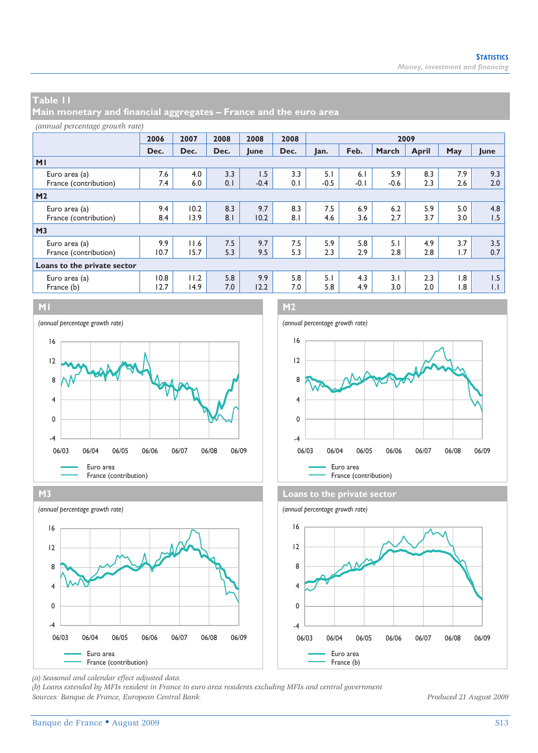## Table 11
## Main monetary and financial aggregates – France and the euro area

*(annual percentage growth rate)*

| | 2006 | 2007 | 2008 | 2008 | 2008 | 2009 | | | | | |
|---|---|---|---|---|---|---|---|---|---|---|---|
| | Dec. | Dec. | Dec. | June | Dec. | Jan. | Feb. | March | April | May | June |
| **M1** | | | | | | | | | | | |
| Euro area (a) | 7.6 | 4.0 | 3.3 | 1.5 | 3.3 | 5.1 | 6.1 | 5.9 | 8.3 | 7.9 | 9.3 |
| France (contribution) | 7.4 | 6.0 | 0.1 | -0.4 | 0.1 | -0.5 | -0.1 | -0.6 | 2.3 | 2.6 | 2.0 |
| **M2** | | | | | | | | | | | |
| Euro area (a) | 9.4 | 10.2 | 8.3 | 9.7 | 8.3 | 7.5 | 6.9 | 6.2 | 5.9 | 5.0 | 4.8 |
| France (contribution) | 8.4 | 13.9 | 8.1 | 10.2 | 8.1 | 4.6 | 3.6 | 2.7 | 3.7 | 3.0 | 1.5 |
| **M3** | | | | | | | | | | | |
| Euro area (a) | 9.9 | 11.6 | 7.5 | 9.7 | 7.5 | 5.9 | 5.8 | 5.1 | 4.9 | 3.7 | 3.5 |
| France (contribution) | 10.7 | 15.7 | 5.3 | 9.5 | 5.3 | 2.3 | 2.9 | 2.8 | 2.8 | 1.7 | 0.7 |
| **Loans to the private sector** | | | | | | | | | | | |
| Euro area (a) | 10.8 | 11.2 | 5.8 | 9.9 | 5.8 | 5.1 | 4.3 | 3.1 | 2.3 | 1.8 | 1.5 |
| France (b) | 12.7 | 14.9 | 7.0 | 12.2 | 7.0 | 5.8 | 4.9 | 3.0 | 2.0 | 1.8 | 1.1 |

### M1

*(annual percentage growth rate)*

Euro area
France (contribution)

### M2

*(annual percentage growth rate)*

Euro area
France (contribution)

### M3

*(annual percentage growth rate)*

Euro area
France (contribution)

### Loans to the private sector

*(annual percentage growth rate)*

Euro area
France (b)

*(a) Seasonal and calendar effect adjusted data.*
*(b) Loans extended by MFIs resident in France to euro area residents excluding MFIs and central government.*
*Sources: Banque de France, European Central Bank.*

*Produced 21 August 2009*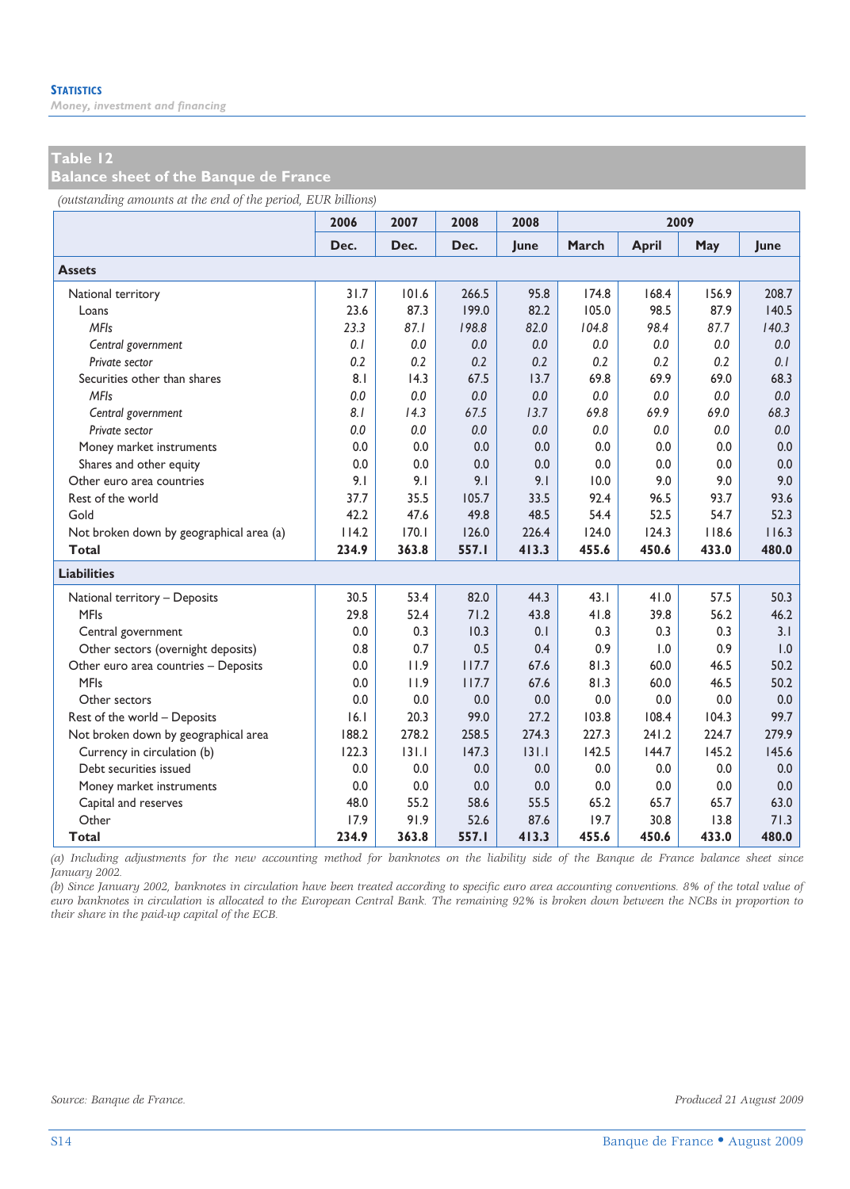**STATISTICS**
*Money, investment and financing*

## Table 12
## Balance sheet of the Banque de France

*(outstanding amounts at the end of the period, EUR billions)*

| | 2006 | 2007 | 2008 | 2008 | 2009 | | | |
|---|---|---|---|---|---|---|---|---|
| | Dec. | Dec. | Dec. | June | March | April | May | June |
| **Assets** | | | | | | | | |
| National territory | 31.7 | 101.6 | 266.5 | 95.8 | 174.8 | 168.4 | 156.9 | 208.7 |
| Loans | 23.6 | 87.3 | 199.0 | 82.2 | 105.0 | 98.5 | 87.9 | 140.5 |
| *MFIs* | *23.3* | *87.1* | *198.8* | *82.0* | *104.8* | *98.4* | *87.7* | *140.3* |
| *Central government* | *0.1* | *0.0* | *0.0* | *0.0* | *0.0* | *0.0* | *0.0* | *0.0* |
| *Private sector* | *0.2* | *0.2* | *0.2* | *0.2* | *0.2* | *0.2* | *0.2* | *0.1* |
| Securities other than shares | 8.1 | 14.3 | 67.5 | 13.7 | 69.8 | 69.9 | 69.0 | 68.3 |
| *MFIs* | *0.0* | *0.0* | *0.0* | *0.0* | *0.0* | *0.0* | *0.0* | *0.0* |
| *Central government* | *8.1* | *14.3* | *67.5* | *13.7* | *69.8* | *69.9* | *69.0* | *68.3* |
| *Private sector* | *0.0* | *0.0* | *0.0* | *0.0* | *0.0* | *0.0* | *0.0* | *0.0* |
| Money market instruments | 0.0 | 0.0 | 0.0 | 0.0 | 0.0 | 0.0 | 0.0 | 0.0 |
| Shares and other equity | 0.0 | 0.0 | 0.0 | 0.0 | 0.0 | 0.0 | 0.0 | 0.0 |
| Other euro area countries | 9.1 | 9.1 | 9.1 | 9.1 | 10.0 | 9.0 | 9.0 | 9.0 |
| Rest of the world | 37.7 | 35.5 | 105.7 | 33.5 | 92.4 | 96.5 | 93.7 | 93.6 |
| Gold | 42.2 | 47.6 | 49.8 | 48.5 | 54.4 | 52.5 | 54.7 | 52.3 |
| Not broken down by geographical area (a) | 114.2 | 170.1 | 126.0 | 226.4 | 124.0 | 124.3 | 118.6 | 116.3 |
| **Total** | **234.9** | **363.8** | **557.1** | **413.3** | **455.6** | **450.6** | **433.0** | **480.0** |
| **Liabilities** | | | | | | | | |
| National territory – Deposits | 30.5 | 53.4 | 82.0 | 44.3 | 43.1 | 41.0 | 57.5 | 50.3 |
| MFIs | 29.8 | 52.4 | 71.2 | 43.8 | 41.8 | 39.8 | 56.2 | 46.2 |
| Central government | 0.0 | 0.3 | 10.3 | 0.1 | 0.3 | 0.3 | 0.3 | 3.1 |
| Other sectors (overnight deposits) | 0.8 | 0.7 | 0.5 | 0.4 | 0.9 | 1.0 | 0.9 | 1.0 |
| Other euro area countries – Deposits | 0.0 | 11.9 | 117.7 | 67.6 | 81.3 | 60.0 | 46.5 | 50.2 |
| MFIs | 0.0 | 11.9 | 117.7 | 67.6 | 81.3 | 60.0 | 46.5 | 50.2 |
| Other sectors | 0.0 | 0.0 | 0.0 | 0.0 | 0.0 | 0.0 | 0.0 | 0.0 |
| Rest of the world – Deposits | 16.1 | 20.3 | 99.0 | 27.2 | 103.8 | 108.4 | 104.3 | 99.7 |
| Not broken down by geographical area | 188.2 | 278.2 | 258.5 | 274.3 | 227.3 | 241.2 | 224.7 | 279.9 |
| Currency in circulation (b) | 122.3 | 131.1 | 147.3 | 131.1 | 142.5 | 144.7 | 145.2 | 145.6 |
| Debt securities issued | 0.0 | 0.0 | 0.0 | 0.0 | 0.0 | 0.0 | 0.0 | 0.0 |
| Money market instruments | 0.0 | 0.0 | 0.0 | 0.0 | 0.0 | 0.0 | 0.0 | 0.0 |
| Capital and reserves | 48.0 | 55.2 | 58.6 | 55.5 | 65.2 | 65.7 | 65.7 | 63.0 |
| Other | 17.9 | 91.9 | 52.6 | 87.6 | 19.7 | 30.8 | 13.8 | 71.3 |
| **Total** | **234.9** | **363.8** | **557.1** | **413.3** | **455.6** | **450.6** | **433.0** | **480.0** |

*(a) Including adjustments for the new accounting method for banknotes on the liability side of the Banque de France balance sheet since January 2002.*
*(b) Since January 2002, banknotes in circulation have been treated according to specific euro area accounting conventions. 8% of the total value of euro banknotes in circulation is allocated to the European Central Bank. The remaining 92% is broken down between the NCBs in proportion to their share in the paid-up capital of the ECB.*

*Source: Banque de France.*

*Produced 21 August 2009*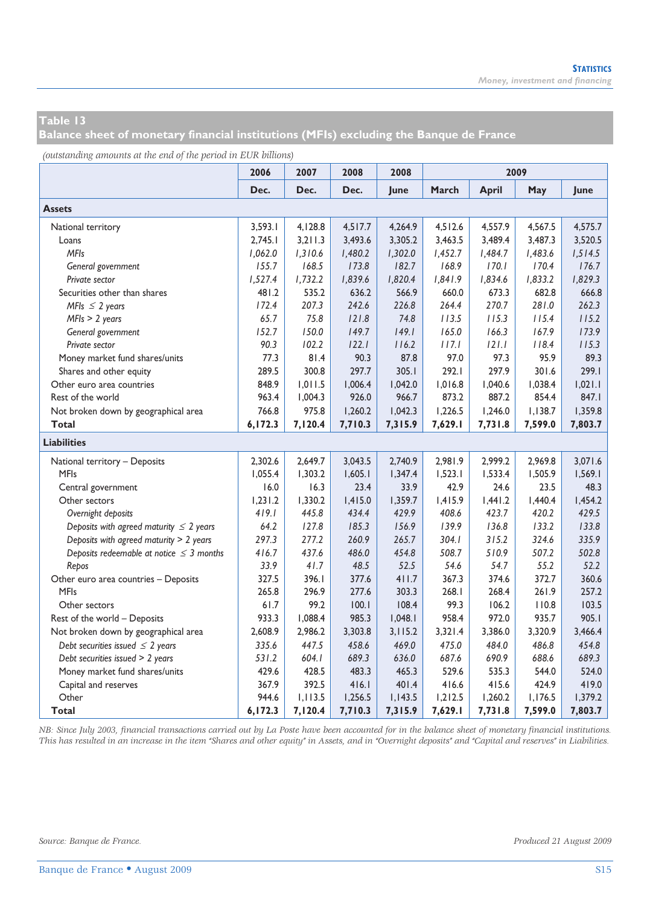## Table 13
### Balance sheet of monetary financial institutions (MFIs) excluding the Banque de France

*(outstanding amounts at the end of the period in EUR billions)*

| | 2006 | 2007 | 2008 | 2008 | 2009 | | | |
|---|---|---|---|---|---|---|---|---|
| | Dec. | Dec. | Dec. | June | March | April | May | June |
| **Assets** | | | | | | | | |
| National territory | 3,593.1 | 4,128.8 | 4,517.7 | 4,264.9 | 4,512.6 | 4,557.9 | 4,567.5 | 4,575.7 |
| Loans | 2,745.1 | 3,211.3 | 3,493.6 | 3,305.2 | 3,463.5 | 3,489.4 | 3,487.3 | 3,520.5 |
| *MFIs* | *1,062.0* | *1,310.6* | *1,480.2* | *1,302.0* | *1,452.7* | *1,484.7* | *1,483.6* | *1,514.5* |
| *General government* | *155.7* | *168.5* | *173.8* | *182.7* | *168.9* | *170.1* | *170.4* | *176.7* |
| *Private sector* | *1,527.4* | *1,732.2* | *1,839.6* | *1,820.4* | *1,841.9* | *1,834.6* | *1,833.2* | *1,829.3* |
| Securities other than shares | 481.2 | 535.2 | 636.2 | 566.9 | 660.0 | 673.3 | 682.8 | 666.8 |
| *MFIs ≤ 2 years* | *172.4* | *207.3* | *242.6* | *226.8* | *264.4* | *270.7* | *281.0* | *262.3* |
| *MFIs > 2 years* | *65.7* | *75.8* | *121.8* | *74.8* | *113.5* | *115.3* | *115.4* | *115.2* |
| *General government* | *152.7* | *150.0* | *149.7* | *149.1* | *165.0* | *166.3* | *167.9* | *173.9* |
| *Private sector* | *90.3* | *102.2* | *122.1* | *116.2* | *117.1* | *121.1* | *118.4* | *115.3* |
| Money market fund shares/units | 77.3 | 81.4 | 90.3 | 87.8 | 97.0 | 97.3 | 95.9 | 89.3 |
| Shares and other equity | 289.5 | 300.8 | 297.7 | 305.1 | 292.1 | 297.9 | 301.6 | 299.1 |
| Other euro area countries | 848.9 | 1,011.5 | 1,006.4 | 1,042.0 | 1,016.8 | 1,040.6 | 1,038.4 | 1,021.1 |
| Rest of the world | 963.4 | 1,004.3 | 926.0 | 966.7 | 873.2 | 887.2 | 854.4 | 847.1 |
| Not broken down by geographical area | 766.8 | 975.8 | 1,260.2 | 1,042.3 | 1,226.5 | 1,246.0 | 1,138.7 | 1,359.8 |
| **Total** | **6,172.3** | **7,120.4** | **7,710.3** | **7,315.9** | **7,629.1** | **7,731.8** | **7,599.0** | **7,803.7** |
| **Liabilities** | | | | | | | | |
| National territory – Deposits | 2,302.6 | 2,649.7 | 3,043.5 | 2,740.9 | 2,981.9 | 2,999.2 | 2,969.8 | 3,071.6 |
| MFIs | 1,055.4 | 1,303.2 | 1,605.1 | 1,347.4 | 1,523.1 | 1,533.4 | 1,505.9 | 1,569.1 |
| Central government | 16.0 | 16.3 | 23.4 | 33.9 | 42.9 | 24.6 | 23.5 | 48.3 |
| Other sectors | 1,231.2 | 1,330.2 | 1,415.0 | 1,359.7 | 1,415.9 | 1,441.2 | 1,440.4 | 1,454.2 |
| *Overnight deposits* | *419.1* | *445.8* | *434.4* | *429.9* | *408.6* | *423.7* | *420.2* | *429.5* |
| *Deposits with agreed maturity ≤ 2 years* | *64.2* | *127.8* | *185.3* | *156.9* | *139.9* | *136.8* | *133.2* | *133.8* |
| *Deposits with agreed maturity > 2 years* | *297.3* | *277.2* | *260.9* | *265.7* | *304.1* | *315.2* | *324.6* | *335.9* |
| *Deposits redeemable at notice ≤ 3 months* | *416.7* | *437.6* | *486.0* | *454.8* | *508.7* | *510.9* | *507.2* | *502.8* |
| *Repos* | *33.9* | *41.7* | *48.5* | *52.5* | *54.6* | *54.7* | *55.2* | *52.2* |
| Other euro area countries – Deposits | 327.5 | 396.1 | 377.6 | 411.7 | 367.3 | 374.6 | 372.7 | 360.6 |
| MFIs | 265.8 | 296.9 | 277.6 | 303.3 | 268.1 | 268.4 | 261.9 | 257.2 |
| Other sectors | 61.7 | 99.2 | 100.1 | 108.4 | 99.3 | 106.2 | 110.8 | 103.5 |
| Rest of the world – Deposits | 933.3 | 1,088.4 | 985.3 | 1,048.1 | 958.4 | 972.0 | 935.7 | 905.1 |
| Not broken down by geographical area | 2,608.9 | 2,986.2 | 3,303.8 | 3,115.2 | 3,321.4 | 3,386.0 | 3,320.9 | 3,466.4 |
| *Debt securities issued ≤ 2 years* | *335.6* | *447.5* | *458.6* | *469.0* | *475.0* | *484.0* | *486.8* | *454.8* |
| *Debt securities issued > 2 years* | *531.2* | *604.1* | *689.3* | *636.0* | *687.6* | *690.9* | *688.6* | *689.3* |
| Money market fund shares/units | 429.6 | 428.5 | 483.3 | 465.3 | 529.6 | 535.3 | 544.0 | 524.0 |
| Capital and reserves | 367.9 | 392.5 | 416.1 | 401.4 | 416.6 | 415.6 | 424.9 | 419.0 |
| Other | 944.6 | 1,113.5 | 1,256.5 | 1,143.5 | 1,212.5 | 1,260.2 | 1,176.5 | 1,379.2 |
| **Total** | **6,172.3** | **7,120.4** | **7,710.3** | **7,315.9** | **7,629.1** | **7,731.8** | **7,599.0** | **7,803.7** |

*NB: Since July 2003, financial transactions carried out by La Poste have been accounted for in the balance sheet of monetary financial institutions. This has resulted in an increase in the item "Shares and other equity" in Assets, and in "Overnight deposits" and "Capital and reserves" in Liabilities.*

*Source: Banque de France.*

*Produced 21 August 2009*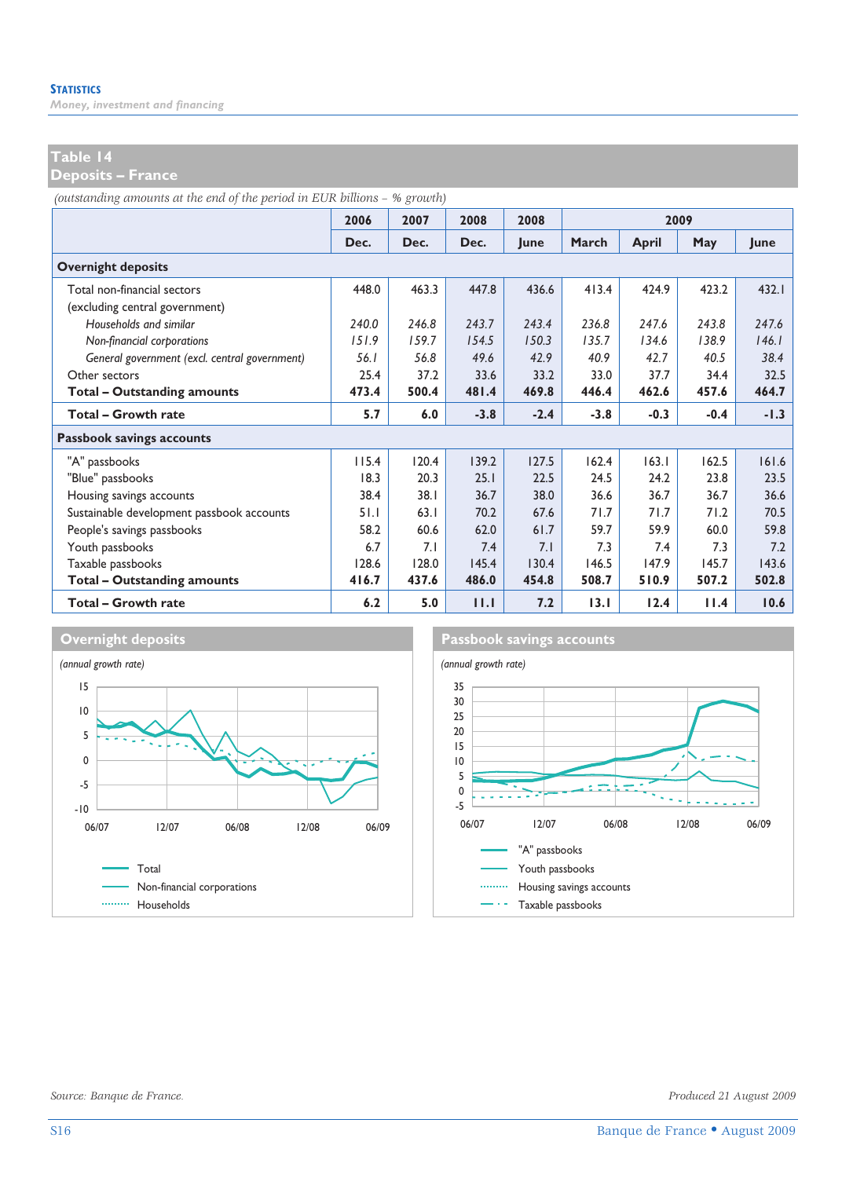## Table 14
## Deposits – France

*(outstanding amounts at the end of the period in EUR billions – % growth)*

| | 2006 | 2007 | 2008 | 2008 | 2009 | | | |
|---|---|---|---|---|---|---|---|---|
| | Dec. | Dec. | Dec. | June | March | April | May | June |
| **Overnight deposits** | | | | | | | | |
| Total non-financial sectors (excluding central government) | 448.0 | 463.3 | 447.8 | 436.6 | 413.4 | 424.9 | 423.2 | 432.1 |
| *Households and similar* | *240.0* | *246.8* | *243.7* | *243.4* | *236.8* | *247.6* | *243.8* | *247.6* |
| *Non-financial corporations* | *151.9* | *159.7* | *154.5* | *150.3* | *135.7* | *134.6* | *138.9* | *146.1* |
| *General government (excl. central government)* | *56.1* | *56.8* | *49.6* | *42.9* | *40.9* | *42.7* | *40.5* | *38.4* |
| Other sectors | 25.4 | 37.2 | 33.6 | 33.2 | 33.0 | 37.7 | 34.4 | 32.5 |
| **Total – Outstanding amounts** | **473.4** | **500.4** | **481.4** | **469.8** | **446.4** | **462.6** | **457.6** | **464.7** |
| **Total – Growth rate** | **5.7** | **6.0** | **-3.8** | **-2.4** | **-3.8** | **-0.3** | **-0.4** | **-1.3** |
| **Passbook savings accounts** | | | | | | | | |
| "A" passbooks | 115.4 | 120.4 | 139.2 | 127.5 | 162.4 | 163.1 | 162.5 | 161.6 |
| "Blue" passbooks | 18.3 | 20.3 | 25.1 | 22.5 | 24.5 | 24.2 | 23.8 | 23.5 |
| Housing savings accounts | 38.4 | 38.1 | 36.7 | 38.0 | 36.6 | 36.7 | 36.7 | 36.6 |
| Sustainable development passbook accounts | 51.1 | 63.1 | 70.2 | 67.6 | 71.7 | 71.7 | 71.2 | 70.5 |
| People's savings passbooks | 58.2 | 60.6 | 62.0 | 61.7 | 59.7 | 59.9 | 60.0 | 59.8 |
| Youth passbooks | 6.7 | 7.1 | 7.4 | 7.1 | 7.3 | 7.4 | 7.3 | 7.2 |
| Taxable passbooks | 128.6 | 128.0 | 145.4 | 130.4 | 146.5 | 147.9 | 145.7 | 143.6 |
| **Total – Outstanding amounts** | **416.7** | **437.6** | **486.0** | **454.8** | **508.7** | **510.9** | **507.2** | **502.8** |
| **Total – Growth rate** | **6.2** | **5.0** | **11.1** | **7.2** | **13.1** | **12.4** | **11.4** | **10.6** |

### Overnight deposits

*(annual growth rate)*

Legend: Total; Non-financial corporations; Households

### Passbook savings accounts

*(annual growth rate)*

Legend: "A" passbooks; Youth passbooks; Housing savings accounts; Taxable passbooks

*Source: Banque de France.*

*Produced 21 August 2009*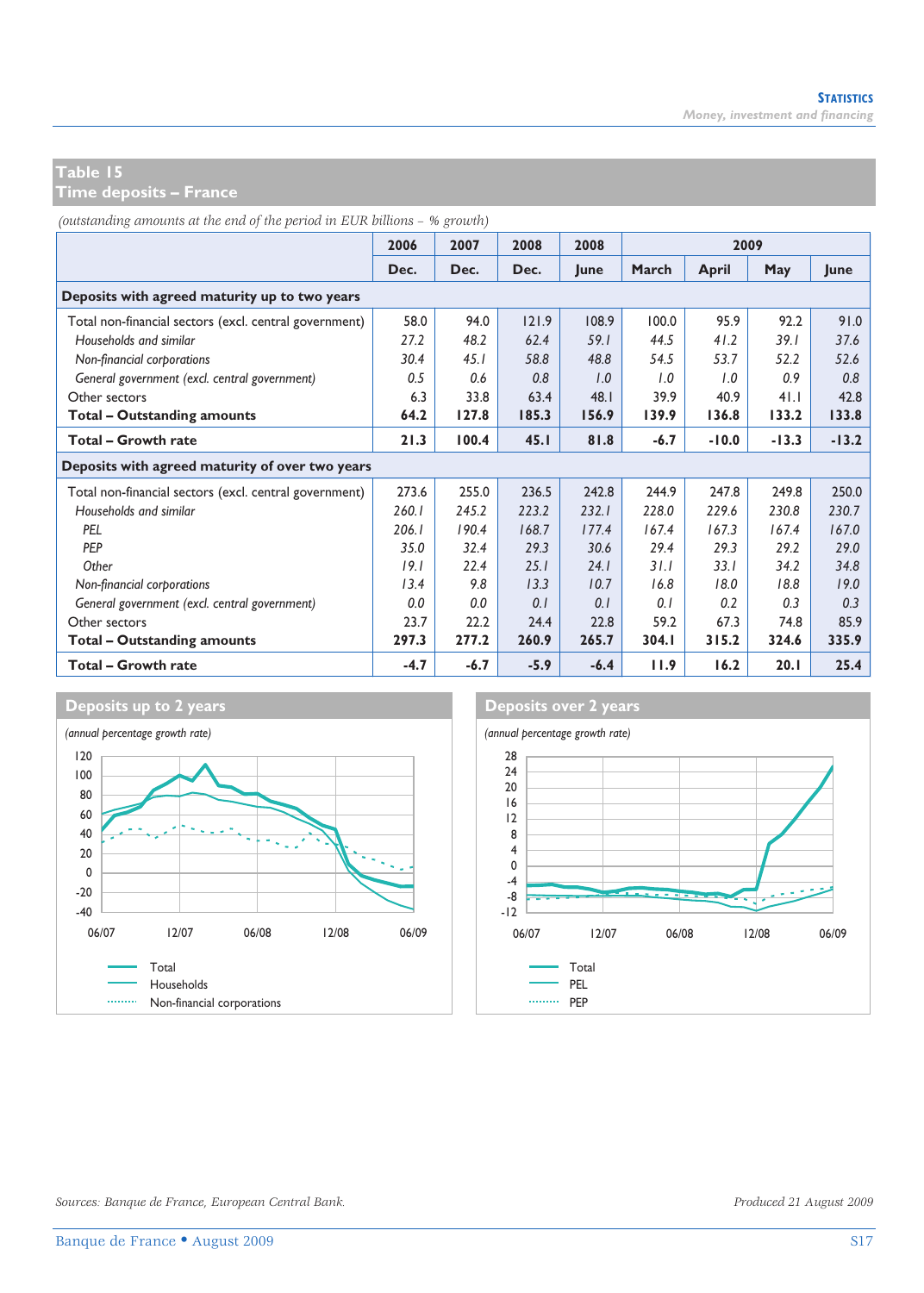## Table 15
## Time deposits – France

*(outstanding amounts at the end of the period in EUR billions – % growth)*

| | 2006 | 2007 | 2008 | 2008 | 2009 | | | |
|---|---|---|---|---|---|---|---|---|
| | Dec. | Dec. | Dec. | June | March | April | May | June |
| **Deposits with agreed maturity up to two years** | | | | | | | | |
| Total non-financial sectors (excl. central government) | 58.0 | 94.0 | 121.9 | 108.9 | 100.0 | 95.9 | 92.2 | 91.0 |
| *Households and similar* | *27.2* | *48.2* | *62.4* | *59.1* | *44.5* | *41.2* | *39.1* | *37.6* |
| *Non-financial corporations* | *30.4* | *45.1* | *58.8* | *48.8* | *54.5* | *53.7* | *52.2* | *52.6* |
| *General government (excl. central government)* | *0.5* | *0.6* | *0.8* | *1.0* | *1.0* | *1.0* | *0.9* | *0.8* |
| Other sectors | 6.3 | 33.8 | 63.4 | 48.1 | 39.9 | 40.9 | 41.1 | 42.8 |
| **Total – Outstanding amounts** | **64.2** | **127.8** | **185.3** | **156.9** | **139.9** | **136.8** | **133.2** | **133.8** |
| **Total – Growth rate** | **21.3** | **100.4** | **45.1** | **81.8** | **-6.7** | **-10.0** | **-13.3** | **-13.2** |
| **Deposits with agreed maturity of over two years** | | | | | | | | |
| Total non-financial sectors (excl. central government) | 273.6 | 255.0 | 236.5 | 242.8 | 244.9 | 247.8 | 249.8 | 250.0 |
| *Households and similar* | *260.1* | *245.2* | *223.2* | *232.1* | *228.0* | *229.6* | *230.8* | *230.7* |
| *PEL* | *206.1* | *190.4* | *168.7* | *177.4* | *167.4* | *167.3* | *167.4* | *167.0* |
| *PEP* | *35.0* | *32.4* | *29.3* | *30.6* | *29.4* | *29.3* | *29.2* | *29.0* |
| *Other* | *19.1* | *22.4* | *25.1* | *24.1* | *31.1* | *33.1* | *34.2* | *34.8* |
| *Non-financial corporations* | *13.4* | *9.8* | *13.3* | *10.7* | *16.8* | *18.0* | *18.8* | *19.0* |
| *General government (excl. central government)* | *0.0* | *0.0* | *0.1* | *0.1* | *0.1* | *0.2* | *0.3* | *0.3* |
| Other sectors | 23.7 | 22.2 | 24.4 | 22.8 | 59.2 | 67.3 | 74.8 | 85.9 |
| **Total – Outstanding amounts** | **297.3** | **277.2** | **260.9** | **265.7** | **304.1** | **315.2** | **324.6** | **335.9** |
| **Total – Growth rate** | **-4.7** | **-6.7** | **-5.9** | **-6.4** | **11.9** | **16.2** | **20.1** | **25.4** |

### Deposits up to 2 years

*(annual percentage growth rate)*

Legend: Total; Households; Non-financial corporations

### Deposits over 2 years

*(annual percentage growth rate)*

Legend: Total; PEL; PEP

*Sources: Banque de France, European Central Bank.*

*Produced 21 August 2009*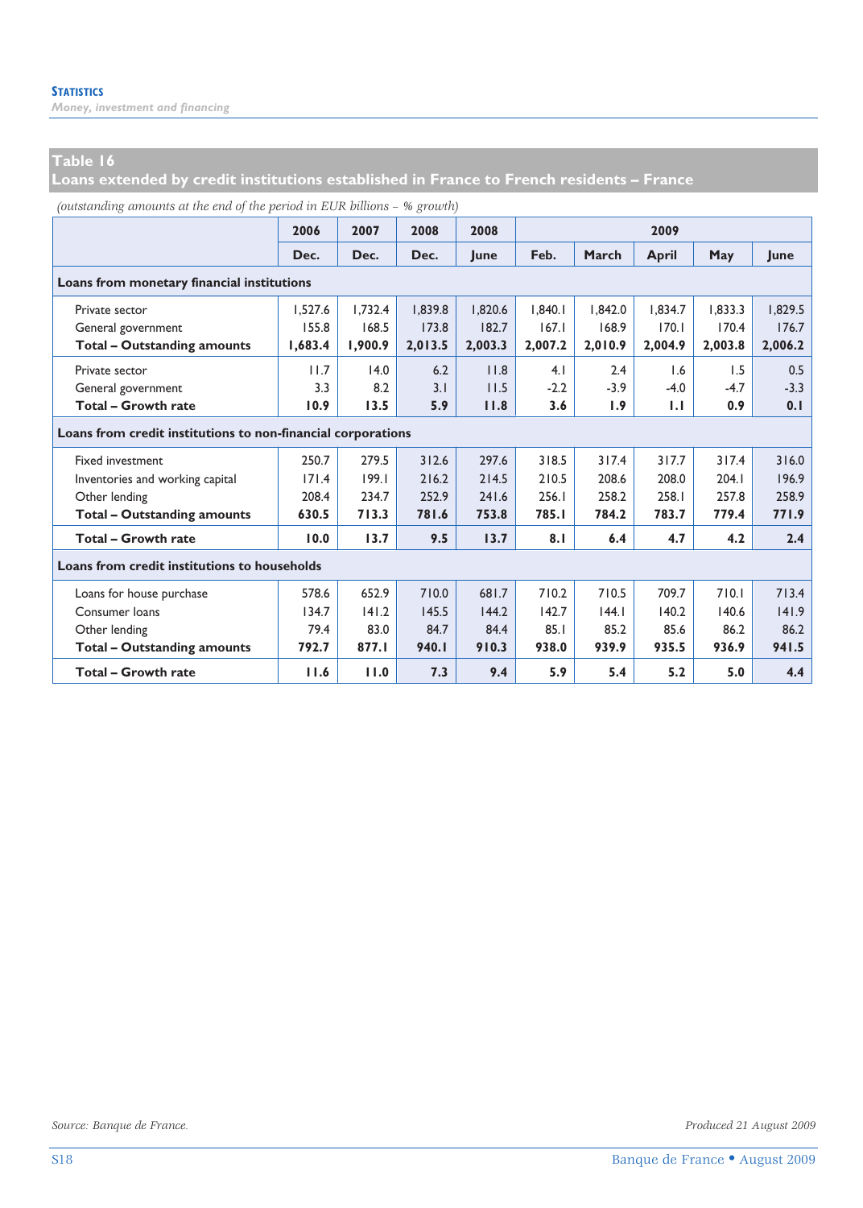## Table 16
## Loans extended by credit institutions established in France to French residents – France

*(outstanding amounts at the end of the period in EUR billions – % growth)*

| | 2006 | 2007 | 2008 | 2008 | 2009 | | | | |
|---|---|---|---|---|---|---|---|---|---|
| | Dec. | Dec. | Dec. | June | Feb. | March | April | May | June |
| **Loans from monetary financial institutions** | | | | | | | | | |
| Private sector | 1,527.6 | 1,732.4 | 1,839.8 | 1,820.6 | 1,840.1 | 1,842.0 | 1,834.7 | 1,833.3 | 1,829.5 |
| General government | 155.8 | 168.5 | 173.8 | 182.7 | 167.1 | 168.9 | 170.1 | 170.4 | 176.7 |
| **Total – Outstanding amounts** | **1,683.4** | **1,900.9** | **2,013.5** | **2,003.3** | **2,007.2** | **2,010.9** | **2,004.9** | **2,003.8** | **2,006.2** |
| Private sector | 11.7 | 14.0 | 6.2 | 11.8 | 4.1 | 2.4 | 1.6 | 1.5 | 0.5 |
| General government | 3.3 | 8.2 | 3.1 | 11.5 | -2.2 | -3.9 | -4.0 | -4.7 | -3.3 |
| **Total – Growth rate** | **10.9** | **13.5** | **5.9** | **11.8** | **3.6** | **1.9** | **1.1** | **0.9** | **0.1** |
| **Loans from credit institutions to non-financial corporations** | | | | | | | | | |
| Fixed investment | 250.7 | 279.5 | 312.6 | 297.6 | 318.5 | 317.4 | 317.7 | 317.4 | 316.0 |
| Inventories and working capital | 171.4 | 199.1 | 216.2 | 214.5 | 210.5 | 208.6 | 208.0 | 204.1 | 196.9 |
| Other lending | 208.4 | 234.7 | 252.9 | 241.6 | 256.1 | 258.2 | 258.1 | 257.8 | 258.9 |
| **Total – Outstanding amounts** | **630.5** | **713.3** | **781.6** | **753.8** | **785.1** | **784.2** | **783.7** | **779.4** | **771.9** |
| **Total – Growth rate** | **10.0** | **13.7** | **9.5** | **13.7** | **8.1** | **6.4** | **4.7** | **4.2** | **2.4** |
| **Loans from credit institutions to households** | | | | | | | | | |
| Loans for house purchase | 578.6 | 652.9 | 710.0 | 681.7 | 710.2 | 710.5 | 709.7 | 710.1 | 713.4 |
| Consumer loans | 134.7 | 141.2 | 145.5 | 144.2 | 142.7 | 144.1 | 140.2 | 140.6 | 141.9 |
| Other lending | 79.4 | 83.0 | 84.7 | 84.4 | 85.1 | 85.2 | 85.6 | 86.2 | 86.2 |
| **Total – Outstanding amounts** | **792.7** | **877.1** | **940.1** | **910.3** | **938.0** | **939.9** | **935.5** | **936.9** | **941.5** |
| **Total – Growth rate** | **11.6** | **11.0** | **7.3** | **9.4** | **5.9** | **5.4** | **5.2** | **5.0** | **4.4** |

*Source: Banque de France.*

*Produced 21 August 2009*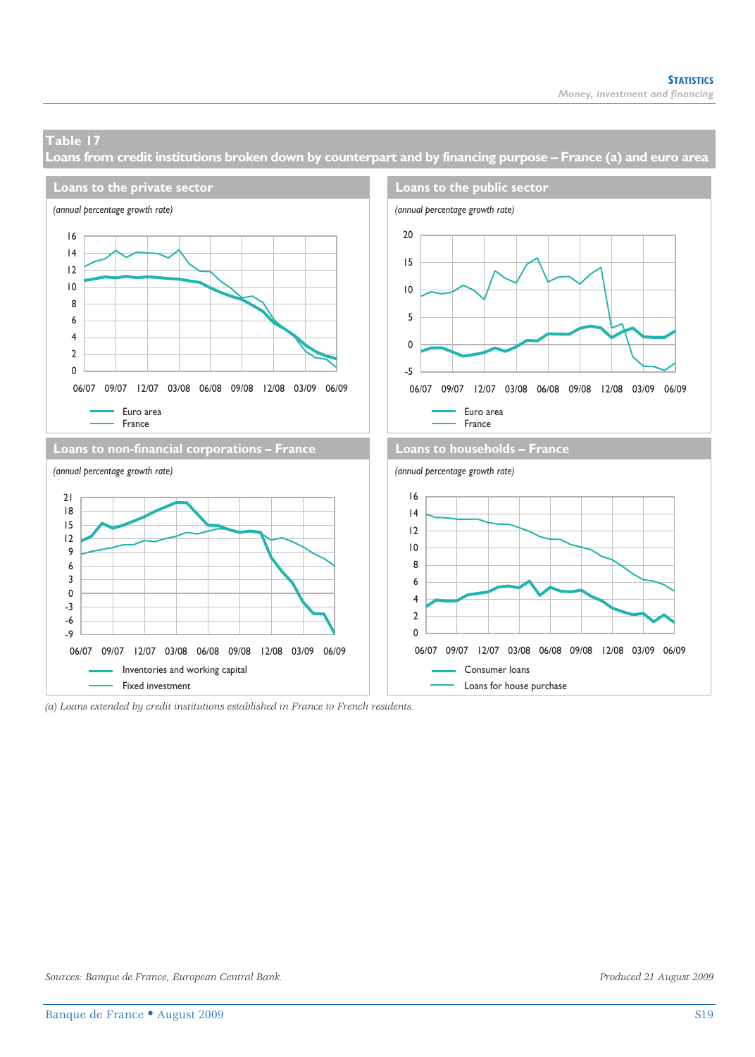## Table 17

## Loans from credit institutions broken down by counterpart and by financing purpose – France (a) and euro area

### Loans to the private sector

*(annual percentage growth rate)*

16
14
12
10
8
6
4
2
0

06/07 09/07 12/07 03/08 06/08 09/08 12/08 03/09 06/09

Euro area
France

### Loans to the public sector

*(annual percentage growth rate)*

20
15
10
5
0
-5

06/07 09/07 12/07 03/08 06/08 09/08 12/08 03/09 06/09

Euro area
France

### Loans to non-financial corporations – France

*(annual percentage growth rate)*

21
18
15
12
9
6
3
0
-3
-6
-9

06/07 09/07 12/07 03/08 06/08 09/08 12/08 03/09 06/09

Inventories and working capital
Fixed investment

### Loans to households – France

*(annual percentage growth rate)*

16
14
12
10
8
6
4
2
0

06/07 09/07 12/07 03/08 06/08 09/08 12/08 03/09 06/09

Consumer loans
Loans for house purchase

*(a) Loans extended by credit institutions established in France to French residents.*

*Sources: Banque de France, European Central Bank.*

*Produced 21 August 2009*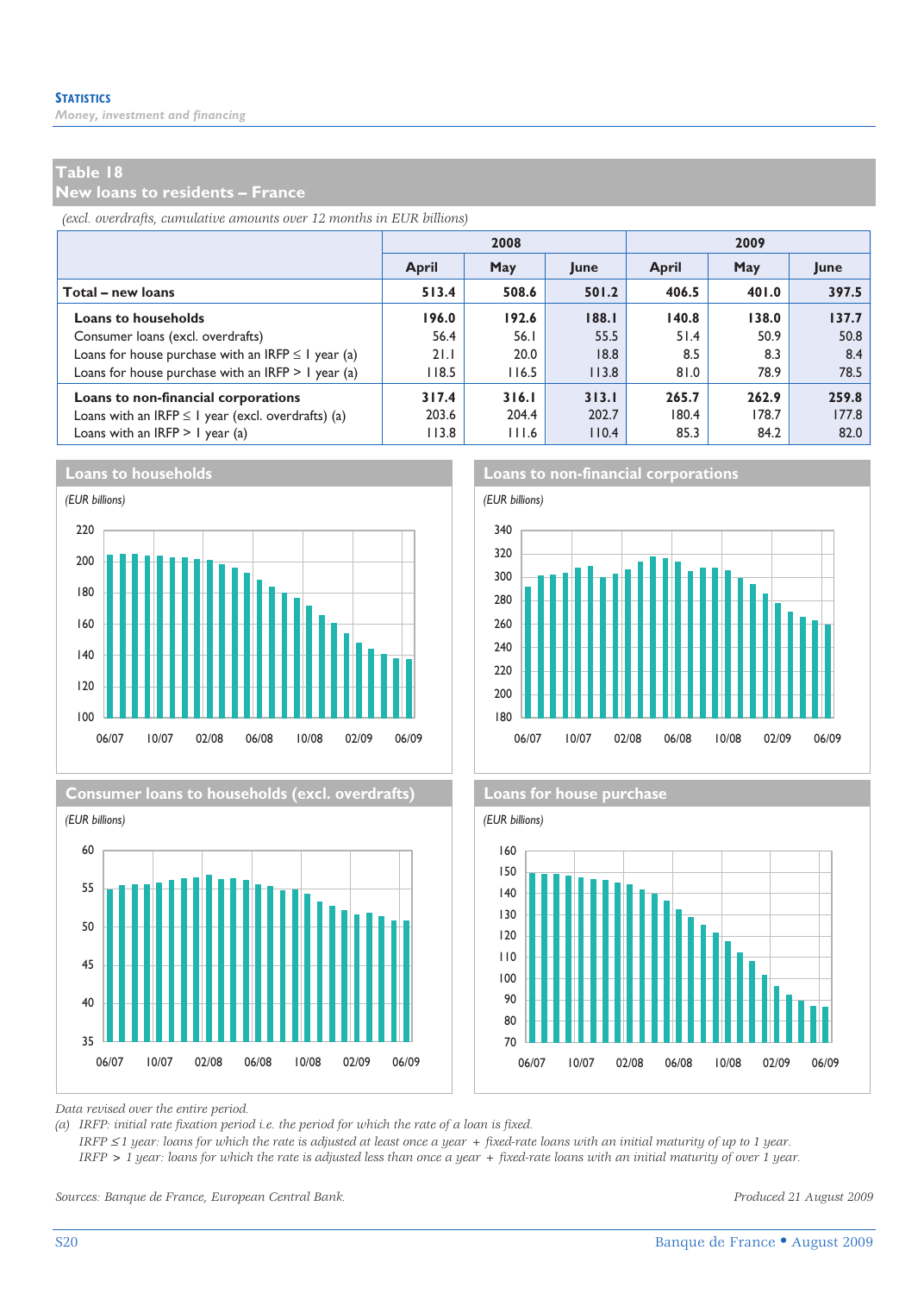## Table 18
## New loans to residents – France

*(excl. overdrafts, cumulative amounts over 12 months in EUR billions)*

| | 2008 | | | 2009 | | |
|---|---|---|---|---|---|---|
| | April | May | June | April | May | June |
| **Total – new loans** | **513.4** | **508.6** | **501.2** | **406.5** | **401.0** | **397.5** |
| **Loans to households** | **196.0** | **192.6** | **188.1** | **140.8** | **138.0** | **137.7** |
| Consumer loans (excl. overdrafts) | 56.4 | 56.1 | 55.5 | 51.4 | 50.9 | 50.8 |
| Loans for house purchase with an IRFP ≤ 1 year (a) | 21.1 | 20.0 | 18.8 | 8.5 | 8.3 | 8.4 |
| Loans for house purchase with an IRFP > 1 year (a) | 118.5 | 116.5 | 113.8 | 81.0 | 78.9 | 78.5 |
| **Loans to non-financial corporations** | **317.4** | **316.1** | **313.1** | **265.7** | **262.9** | **259.8** |
| Loans with an IRFP ≤ 1 year (excl. overdrafts) (a) | 203.6 | 204.4 | 202.7 | 180.4 | 178.7 | 177.8 |
| Loans with an IRFP > 1 year (a) | 113.8 | 111.6 | 110.4 | 85.3 | 84.2 | 82.0 |

### Loans to households

*(EUR billions)*

### Loans to non-financial corporations

*(EUR billions)*

### Consumer loans to households (excl. overdrafts)

*(EUR billions)*

### Loans for house purchase

*(EUR billions)*

*Data revised over the entire period.*

*(a) IRFP: initial rate fixation period i.e. the period for which the rate of a loan is fixed.*
*IRFP ≤ 1 year: loans for which the rate is adjusted at least once a year + fixed-rate loans with an initial maturity of up to 1 year.*
*IRFP > 1 year: loans for which the rate is adjusted less than once a year + fixed-rate loans with an initial maturity of over 1 year.*

*Sources: Banque de France, European Central Bank.*

*Produced 21 August 2009*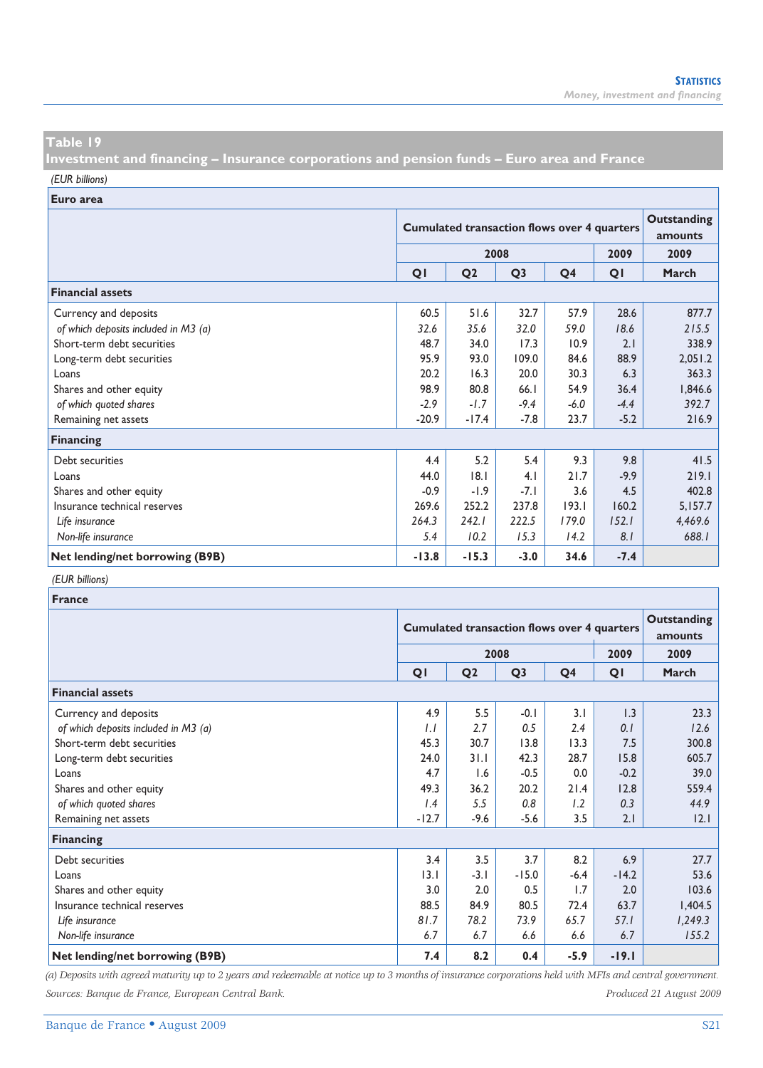## Table 19

## Investment and financing – Insurance corporations and pension funds – Euro area and France

*(EUR billions)*

**Euro area**

| | Cumulated transaction flows over 4 quarters | | | | | Outstanding amounts |
|---|---|---|---|---|---|---|
| | 2008 | | | | 2009 | 2009 |
| | Q1 | Q2 | Q3 | Q4 | Q1 | March |
| **Financial assets** | | | | | | |
| Currency and deposits | 60.5 | 51.6 | 32.7 | 57.9 | 28.6 | 877.7 |
| *of which deposits included in M3 (a)* | *32.6* | *35.6* | *32.0* | *59.0* | *18.6* | *215.5* |
| Short-term debt securities | 48.7 | 34.0 | 17.3 | 10.9 | 2.1 | 338.9 |
| Long-term debt securities | 95.9 | 93.0 | 109.0 | 84.6 | 88.9 | 2,051.2 |
| Loans | 20.2 | 16.3 | 20.0 | 30.3 | 6.3 | 363.3 |
| Shares and other equity | 98.9 | 80.8 | 66.1 | 54.9 | 36.4 | 1,846.6 |
| *of which quoted shares* | *-2.9* | *-1.7* | *-9.4* | *-6.0* | *-4.4* | *392.7* |
| Remaining net assets | -20.9 | -17.4 | -7.8 | 23.7 | -5.2 | 216.9 |
| **Financing** | | | | | | |
| Debt securities | 4.4 | 5.2 | 5.4 | 9.3 | 9.8 | 41.5 |
| Loans | 44.0 | 18.1 | 4.1 | 21.7 | -9.9 | 219.1 |
| Shares and other equity | -0.9 | -1.9 | -7.1 | 3.6 | 4.5 | 402.8 |
| Insurance technical reserves | 269.6 | 252.2 | 237.8 | 193.1 | 160.2 | 5,157.7 |
| *Life insurance* | *264.3* | *242.1* | *222.5* | *179.0* | *152.1* | *4,469.6* |
| *Non-life insurance* | *5.4* | *10.2* | *15.3* | *14.2* | *8.1* | *688.1* |
| **Net lending/net borrowing (B9B)** | **-13.8** | **-15.3** | **-3.0** | **34.6** | **-7.4** | |

*(EUR billions)*

**France**

| | Cumulated transaction flows over 4 quarters | | | | | Outstanding amounts |
|---|---|---|---|---|---|---|
| | 2008 | | | | 2009 | 2009 |
| | Q1 | Q2 | Q3 | Q4 | Q1 | March |
| **Financial assets** | | | | | | |
| Currency and deposits | 4.9 | 5.5 | -0.1 | 3.1 | 1.3 | 23.3 |
| *of which deposits included in M3 (a)* | *1.1* | *2.7* | *0.5* | *2.4* | *0.1* | *12.6* |
| Short-term debt securities | 45.3 | 30.7 | 13.8 | 13.3 | 7.5 | 300.8 |
| Long-term debt securities | 24.0 | 31.1 | 42.3 | 28.7 | 15.8 | 605.7 |
| Loans | 4.7 | 1.6 | -0.5 | 0.0 | -0.2 | 39.0 |
| Shares and other equity | 49.3 | 36.2 | 20.2 | 21.4 | 12.8 | 559.4 |
| *of which quoted shares* | *1.4* | *5.5* | *0.8* | *1.2* | *0.3* | *44.9* |
| Remaining net assets | -12.7 | -9.6 | -5.6 | 3.5 | 2.1 | 12.1 |
| **Financing** | | | | | | |
| Debt securities | 3.4 | 3.5 | 3.7 | 8.2 | 6.9 | 27.7 |
| Loans | 13.1 | -3.1 | -15.0 | -6.4 | -14.2 | 53.6 |
| Shares and other equity | 3.0 | 2.0 | 0.5 | 1.7 | 2.0 | 103.6 |
| Insurance technical reserves | 88.5 | 84.9 | 80.5 | 72.4 | 63.7 | 1,404.5 |
| *Life insurance* | *81.7* | *78.2* | *73.9* | *65.7* | *57.1* | *1,249.3* |
| *Non-life insurance* | *6.7* | *6.7* | *6.6* | *6.6* | *6.7* | *155.2* |
| **Net lending/net borrowing (B9B)** | **7.4** | **8.2** | **0.4** | **-5.9** | **-19.1** | |

*(a) Deposits with agreed maturity up to 2 years and redeemable at notice up to 3 months of insurance corporations held with MFIs and central government.*

*Sources: Banque de France, European Central Bank.* *Produced 21 August 2009*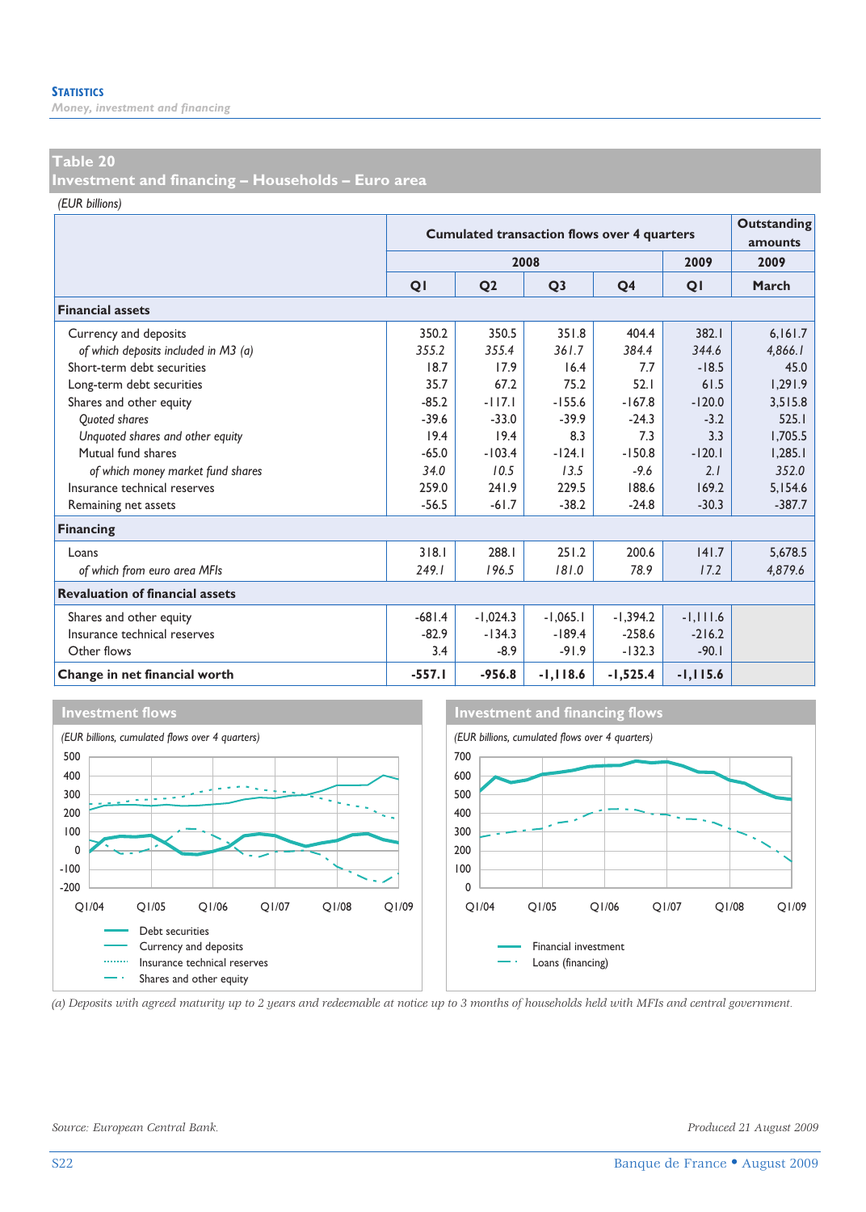## Table 20
## Investment and financing – Households – Euro area

*(EUR billions)*

| | Cumulated transaction flows over 4 quarters | | | | | Outstanding amounts |
|---|---|---|---|---|---|---|
| | 2008 | | | | 2009 | 2009 |
| | Q1 | Q2 | Q3 | Q4 | Q1 | March |
| **Financial assets** | | | | | | |
| Currency and deposits | 350.2 | 350.5 | 351.8 | 404.4 | 382.1 | 6,161.7 |
| *of which deposits included in M3 (a)* | *355.2* | *355.4* | *361.7* | *384.4* | *344.6* | *4,866.1* |
| Short-term debt securities | 18.7 | 17.9 | 16.4 | 7.7 | -18.5 | 45.0 |
| Long-term debt securities | 35.7 | 67.2 | 75.2 | 52.1 | 61.5 | 1,291.9 |
| Shares and other equity | -85.2 | -117.1 | -155.6 | -167.8 | -120.0 | 3,515.8 |
| *Quoted shares* | -39.6 | -33.0 | -39.9 | -24.3 | -3.2 | 525.1 |
| *Unquoted shares and other equity* | 19.4 | 19.4 | 8.3 | 7.3 | 3.3 | 1,705.5 |
| Mutual fund shares | -65.0 | -103.4 | -124.1 | -150.8 | -120.1 | 1,285.1 |
| *of which money market fund shares* | *34.0* | *10.5* | *13.5* | *-9.6* | *2.1* | *352.0* |
| Insurance technical reserves | 259.0 | 241.9 | 229.5 | 188.6 | 169.2 | 5,154.6 |
| Remaining net assets | -56.5 | -61.7 | -38.2 | -24.8 | -30.3 | -387.7 |
| **Financing** | | | | | | |
| Loans | 318.1 | 288.1 | 251.2 | 200.6 | 141.7 | 5,678.5 |
| *of which from euro area MFIs* | *249.1* | *196.5* | *181.0* | *78.9* | *17.2* | *4,879.6* |
| **Revaluation of financial assets** | | | | | | |
| Shares and other equity | -681.4 | -1,024.3 | -1,065.1 | -1,394.2 | -1,111.6 | |
| Insurance technical reserves | -82.9 | -134.3 | -189.4 | -258.6 | -216.2 | |
| Other flows | 3.4 | -8.9 | -91.9 | -132.3 | -90.1 | |
| **Change in net financial worth** | **-557.1** | **-956.8** | **-1,118.6** | **-1,525.4** | **-1,115.6** | |

### Investment flows

*(EUR billions, cumulated flows over 4 quarters)*

Legend: Debt securities; Currency and deposits; Insurance technical reserves; Shares and other equity

### Investment and financing flows

*(EUR billions, cumulated flows over 4 quarters)*

Legend: Financial investment; Loans (financing)

(a) Deposits with agreed maturity up to 2 years and redeemable at notice up to 3 months of households held with MFIs and central government.

Source: European Central Bank.

Produced 21 August 2009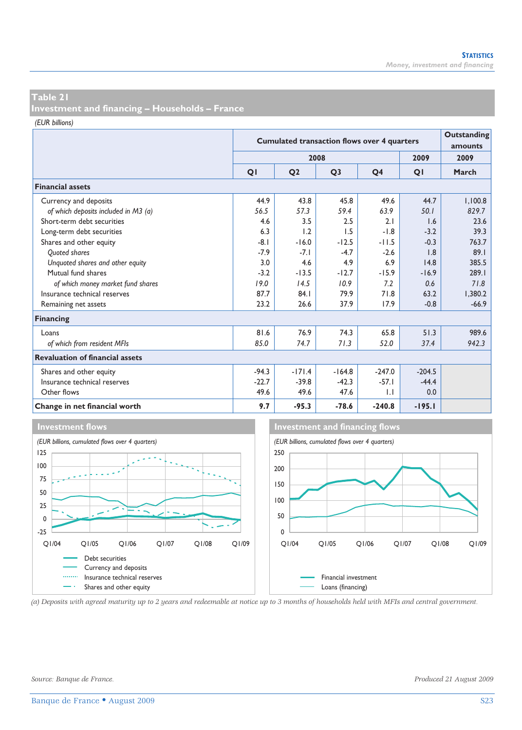## Table 21
## Investment and financing – Households – France

*(EUR billions)*

| | Cumulated transaction flows over 4 quarters | | | | | Outstanding amounts |
|---|---|---|---|---|---|---|
| | 2008 | | | | 2009 | 2009 |
| | Q1 | Q2 | Q3 | Q4 | Q1 | March |
| **Financial assets** | | | | | | |
| Currency and deposits | 44.9 | 43.8 | 45.8 | 49.6 | 44.7 | 1,100.8 |
| *of which deposits included in M3 (a)* | *56.5* | *57.3* | *59.4* | *63.9* | *50.1* | *829.7* |
| Short-term debt securities | 4.6 | 3.5 | 2.5 | 2.1 | 1.6 | 23.6 |
| Long-term debt securities | 6.3 | 1.2 | 1.5 | -1.8 | -3.2 | 39.3 |
| Shares and other equity | -8.1 | -16.0 | -12.5 | -11.5 | -0.3 | 763.7 |
| *Quoted shares* | -7.9 | -7.1 | -4.7 | -2.6 | 1.8 | 89.1 |
| *Unquoted shares and other equity* | 3.0 | 4.6 | 4.9 | 6.9 | 14.8 | 385.5 |
| Mutual fund shares | -3.2 | -13.5 | -12.7 | -15.9 | -16.9 | 289.1 |
| *of which money market fund shares* | *19.0* | *14.5* | *10.9* | *7.2* | *0.6* | *71.8* |
| Insurance technical reserves | 87.7 | 84.1 | 79.9 | 71.8 | 63.2 | 1,380.2 |
| Remaining net assets | 23.2 | 26.6 | 37.9 | 17.9 | -0.8 | -66.9 |
| **Financing** | | | | | | |
| Loans | 81.6 | 76.9 | 74.3 | 65.8 | 51.3 | 989.6 |
| *of which from resident MFIs* | *85.0* | *74.7* | *71.3* | *52.0* | *37.4* | *942.3* |
| **Revaluation of financial assets** | | | | | | |
| Shares and other equity | -94.3 | -171.4 | -164.8 | -247.0 | -204.5 | |
| Insurance technical reserves | -22.7 | -39.8 | -42.3 | -57.1 | -44.4 | |
| Other flows | 49.6 | 49.6 | 47.6 | 1.1 | 0.0 | |
| **Change in net financial worth** | **9.7** | **-95.3** | **-78.6** | **-240.8** | **-195.1** | |

### Investment flows

*(EUR billions, cumulated flows over 4 quarters)*

Debt securities
Currency and deposits
Insurance technical reserves
Shares and other equity

### Investment and financing flows

*(EUR billions, cumulated flows over 4 quarters)*

Financial investment
Loans (financing)

*(a) Deposits with agreed maturity up to 2 years and redeemable at notice up to 3 months of households held with MFIs and central government.*

*Source: Banque de France.*

*Produced 21 August 2009*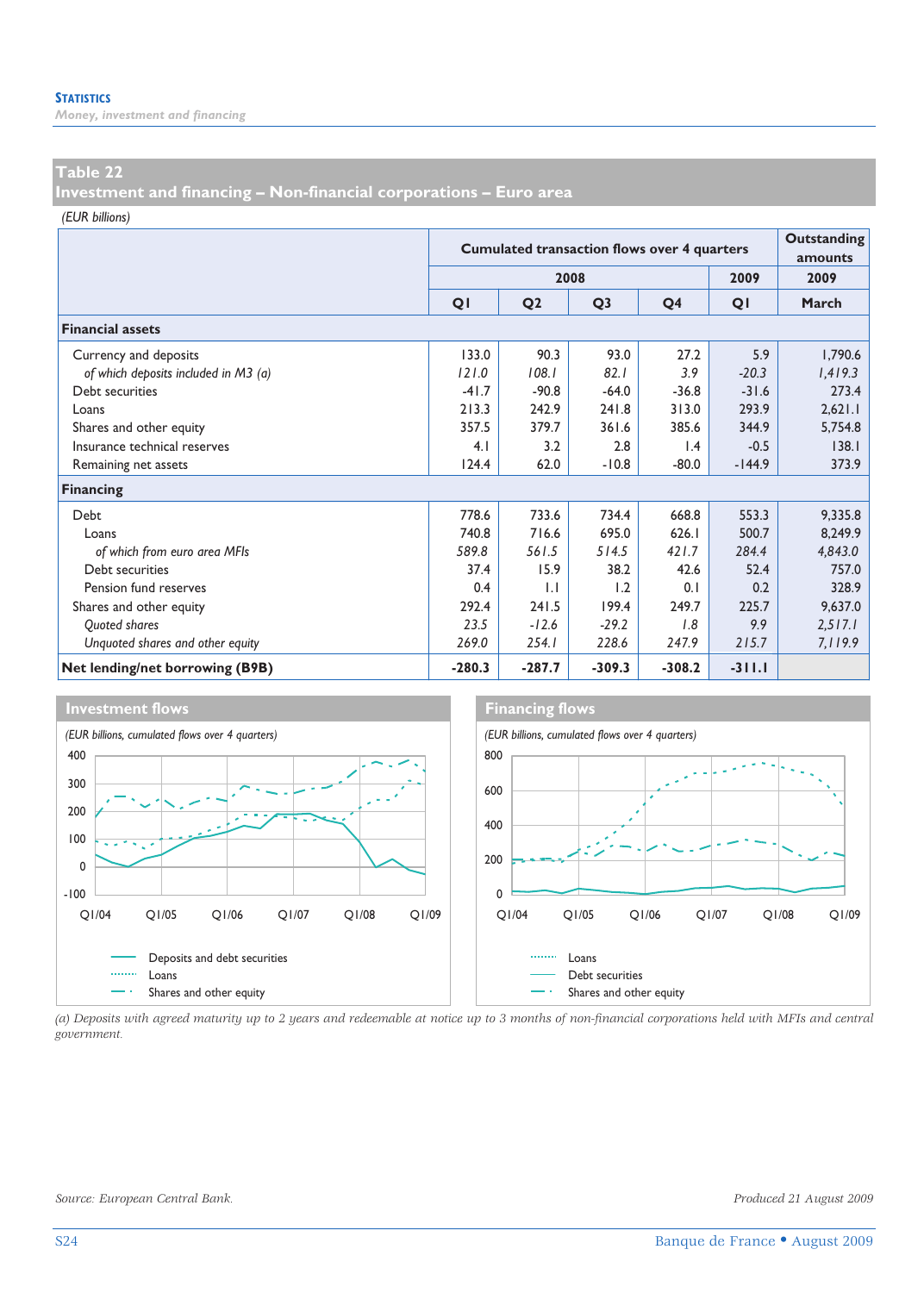## Table 22
## Investment and financing – Non-financial corporations – Euro area

*(EUR billions)*

| | Cumulated transaction flows over 4 quarters | | | | | Outstanding amounts |
|---|---|---|---|---|---|---|
| | 2008 | | | | 2009 | 2009 |
| | Q1 | Q2 | Q3 | Q4 | Q1 | March |
| **Financial assets** | | | | | | |
| Currency and deposits | 133.0 | 90.3 | 93.0 | 27.2 | 5.9 | 1,790.6 |
| *of which deposits included in M3 (a)* | *121.0* | *108.1* | *82.1* | *3.9* | *-20.3* | *1,419.3* |
| Debt securities | -41.7 | -90.8 | -64.0 | -36.8 | -31.6 | 273.4 |
| Loans | 213.3 | 242.9 | 241.8 | 313.0 | 293.9 | 2,621.1 |
| Shares and other equity | 357.5 | 379.7 | 361.6 | 385.6 | 344.9 | 5,754.8 |
| Insurance technical reserves | 4.1 | 3.2 | 2.8 | 1.4 | -0.5 | 138.1 |
| Remaining net assets | 124.4 | 62.0 | -10.8 | -80.0 | -144.9 | 373.9 |
| **Financing** | | | | | | |
| Debt | 778.6 | 733.6 | 734.4 | 668.8 | 553.3 | 9,335.8 |
| Loans | 740.8 | 716.6 | 695.0 | 626.1 | 500.7 | 8,249.9 |
| *of which from euro area MFIs* | *589.8* | *561.5* | *514.5* | *421.7* | *284.4* | *4,843.0* |
| Debt securities | 37.4 | 15.9 | 38.2 | 42.6 | 52.4 | 757.0 |
| Pension fund reserves | 0.4 | 1.1 | 1.2 | 0.1 | 0.2 | 328.9 |
| Shares and other equity | 292.4 | 241.5 | 199.4 | 249.7 | 225.7 | 9,637.0 |
| *Quoted shares* | *23.5* | *-12.6* | *-29.2* | *1.8* | *9.9* | *2,517.1* |
| *Unquoted shares and other equity* | *269.0* | *254.1* | *228.6* | *247.9* | *215.7* | *7,119.9* |
| **Net lending/net borrowing (B9B)** | **-280.3** | **-287.7** | **-309.3** | **-308.2** | **-311.1** | |

### Investment flows

*(EUR billions, cumulated flows over 4 quarters)*

Legend: Deposits and debt securities; Loans; Shares and other equity

### Financing flows

*(EUR billions, cumulated flows over 4 quarters)*

Legend: Loans; Debt securities; Shares and other equity

*(a) Deposits with agreed maturity up to 2 years and redeemable at notice up to 3 months of non-financial corporations held with MFIs and central government.*

*Source: European Central Bank.*

*Produced 21 August 2009*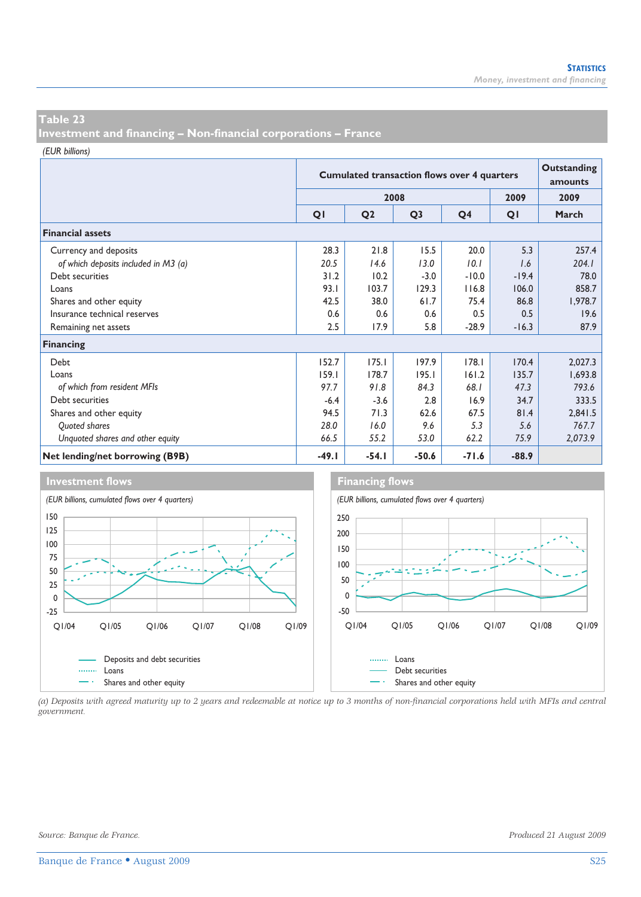## Table 23
## Investment and financing – Non-financial corporations – France

*(EUR billions)*

| | Cumulated transaction flows over 4 quarters | | | | | Outstanding amounts |
|---|---|---|---|---|---|---|
| | 2008 | | | | 2009 | 2009 |
| | Q1 | Q2 | Q3 | Q4 | Q1 | March |
| **Financial assets** | | | | | | |
| Currency and deposits | 28.3 | 21.8 | 15.5 | 20.0 | 5.3 | 257.4 |
| *of which deposits included in M3 (a)* | *20.5* | *14.6* | *13.0* | *10.1* | *1.6* | *204.1* |
| Debt securities | 31.2 | 10.2 | -3.0 | -10.0 | -19.4 | 78.0 |
| Loans | 93.1 | 103.7 | 129.3 | 116.8 | 106.0 | 858.7 |
| Shares and other equity | 42.5 | 38.0 | 61.7 | 75.4 | 86.8 | 1,978.7 |
| Insurance technical reserves | 0.6 | 0.6 | 0.6 | 0.5 | 0.5 | 19.6 |
| Remaining net assets | 2.5 | 17.9 | 5.8 | -28.9 | -16.3 | 87.9 |
| **Financing** | | | | | | |
| Debt | 152.7 | 175.1 | 197.9 | 178.1 | 170.4 | 2,027.3 |
| Loans | 159.1 | 178.7 | 195.1 | 161.2 | 135.7 | 1,693.8 |
| *of which from resident MFIs* | *97.7* | *91.8* | *84.3* | *68.1* | *47.3* | *793.6* |
| Debt securities | -6.4 | -3.6 | 2.8 | 16.9 | 34.7 | 333.5 |
| Shares and other equity | 94.5 | 71.3 | 62.6 | 67.5 | 81.4 | 2,841.5 |
| *Quoted shares* | *28.0* | *16.0* | *9.6* | *5.3* | *5.6* | *767.7* |
| *Unquoted shares and other equity* | *66.5* | *55.2* | *53.0* | *62.2* | *75.9* | *2,073.9* |
| **Net lending/net borrowing (B9B)** | **-49.1** | **-54.1** | **-50.6** | **-71.6** | **-88.9** | |

### Investment flows

*(EUR billions, cumulated flows over 4 quarters)*

Legend: Deposits and debt securities; Loans; Shares and other equity

### Financing flows

*(EUR billions, cumulated flows over 4 quarters)*

Legend: Loans; Debt securities; Shares and other equity

*(a) Deposits with agreed maturity up to 2 years and redeemable at notice up to 3 months of non-financial corporations held with MFIs and central government.*

*Source: Banque de France.*

*Produced 21 August 2009*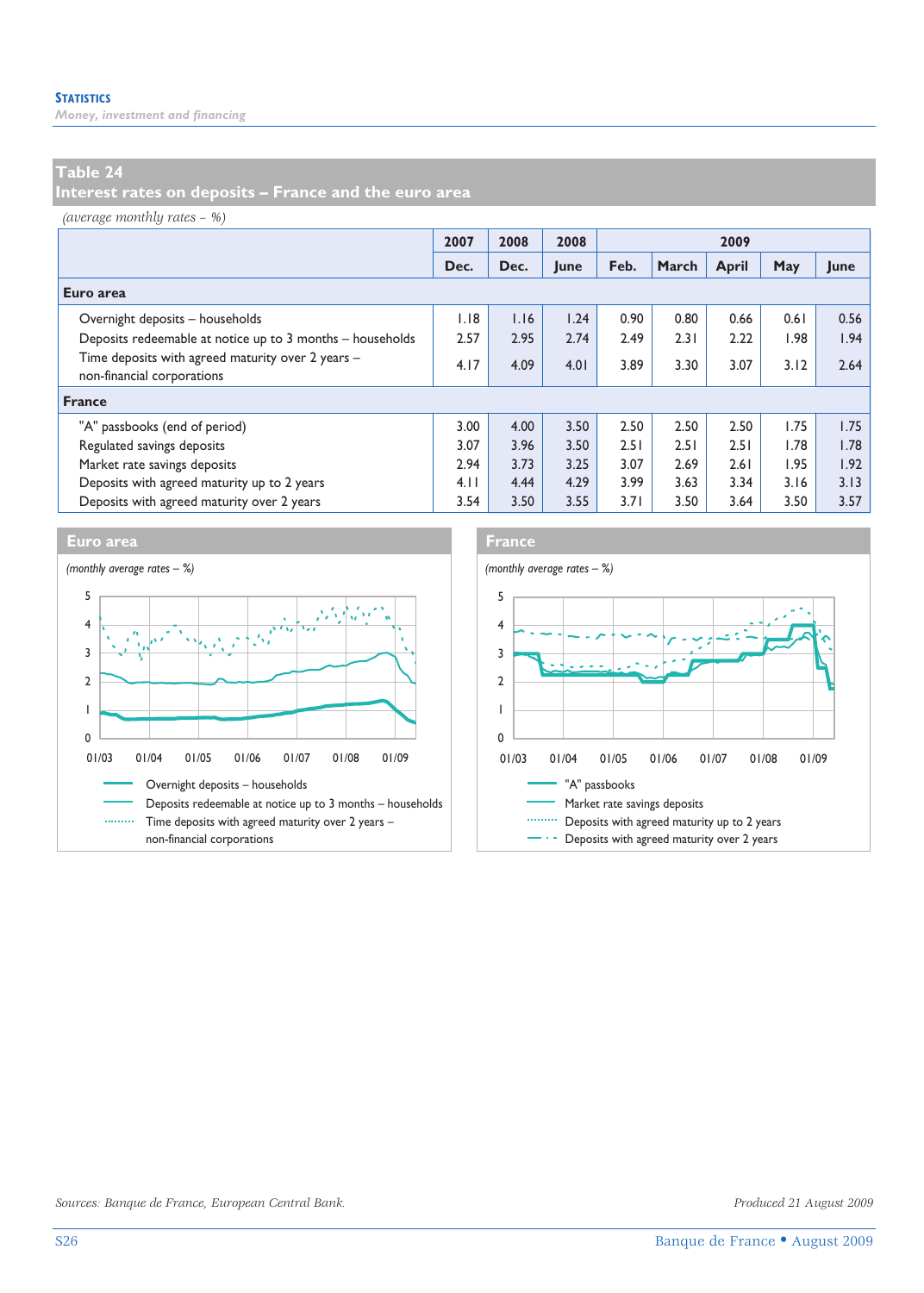## Table 24
## Interest rates on deposits – France and the euro area

*(average monthly rates – %)*

| | 2007 | 2008 | 2008 | 2009 | | | | |
|---|---|---|---|---|---|---|---|---|
| | Dec. | Dec. | June | Feb. | March | April | May | June |
| **Euro area** | | | | | | | | |
| Overnight deposits – households | 1.18 | 1.16 | 1.24 | 0.90 | 0.80 | 0.66 | 0.61 | 0.56 |
| Deposits redeemable at notice up to 3 months – households | 2.57 | 2.95 | 2.74 | 2.49 | 2.31 | 2.22 | 1.98 | 1.94 |
| Time deposits with agreed maturity over 2 years – non-financial corporations | 4.17 | 4.09 | 4.01 | 3.89 | 3.30 | 3.07 | 3.12 | 2.64 |
| **France** | | | | | | | | |
| "A" passbooks (end of period) | 3.00 | 4.00 | 3.50 | 2.50 | 2.50 | 2.50 | 1.75 | 1.75 |
| Regulated savings deposits | 3.07 | 3.96 | 3.50 | 2.51 | 2.51 | 2.51 | 1.78 | 1.78 |
| Market rate savings deposits | 2.94 | 3.73 | 3.25 | 3.07 | 2.69 | 2.61 | 1.95 | 1.92 |
| Deposits with agreed maturity up to 2 years | 4.11 | 4.44 | 4.29 | 3.99 | 3.63 | 3.34 | 3.16 | 3.13 |
| Deposits with agreed maturity over 2 years | 3.54 | 3.50 | 3.55 | 3.71 | 3.50 | 3.64 | 3.50 | 3.57 |

**Euro area**

*(monthly average rates – %)*

Legend: Overnight deposits – households; Deposits redeemable at notice up to 3 months – households; Time deposits with agreed maturity over 2 years – non-financial corporations

**France**

*(monthly average rates – %)*

Legend: "A" passbooks; Market rate savings deposits; Deposits with agreed maturity up to 2 years; Deposits with agreed maturity over 2 years

*Sources: Banque de France, European Central Bank.*

*Produced 21 August 2009*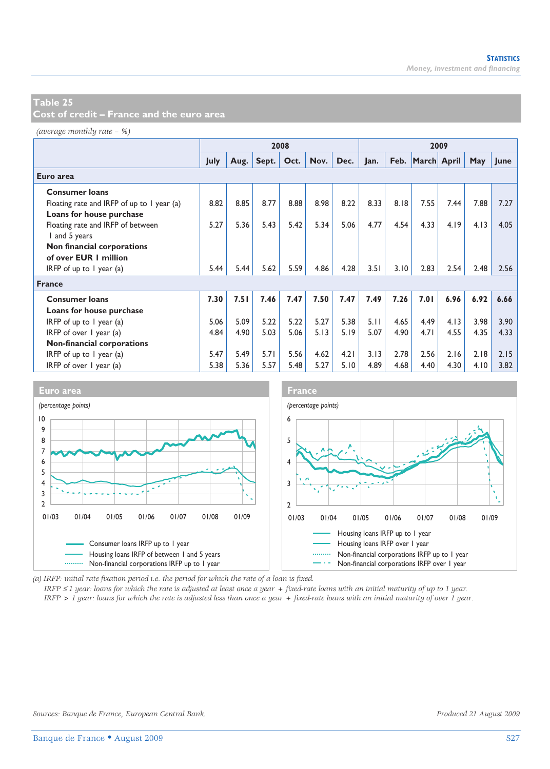## Table 25
## Cost of credit – France and the euro area

*(average monthly rate – %)*

| | 2008 | | | | | | 2009 | | | | | |
|---|---|---|---|---|---|---|---|---|---|---|---|---|
| | July | Aug. | Sept. | Oct. | Nov. | Dec. | Jan. | Feb. | March | April | May | June |
| **Euro area** | | | | | | | | | | | | |
| **Consumer loans** | | | | | | | | | | | | |
| Floating rate and IRFP of up to 1 year (a) | 8.82 | 8.85 | 8.77 | 8.88 | 8.98 | 8.22 | 8.33 | 8.18 | 7.55 | 7.44 | 7.88 | 7.27 |
| **Loans for house purchase** | | | | | | | | | | | | |
| Floating rate and IRFP of between 1 and 5 years | 5.27 | 5.36 | 5.43 | 5.42 | 5.34 | 5.06 | 4.77 | 4.54 | 4.33 | 4.19 | 4.13 | 4.05 |
| **Non financial corporations of over EUR 1 million** | | | | | | | | | | | | |
| IRFP of up to 1 year (a) | 5.44 | 5.44 | 5.62 | 5.59 | 4.86 | 4.28 | 3.51 | 3.10 | 2.83 | 2.54 | 2.48 | 2.56 |
| **France** | | | | | | | | | | | | |
| **Consumer loans** | **7.30** | **7.51** | **7.46** | **7.47** | **7.50** | **7.47** | **7.49** | **7.26** | **7.01** | **6.96** | **6.92** | **6.66** |
| **Loans for house purchase** | | | | | | | | | | | | |
| IRFP of up to 1 year (a) | 5.06 | 5.09 | 5.22 | 5.22 | 5.27 | 5.38 | 5.11 | 4.65 | 4.49 | 4.13 | 3.98 | 3.90 |
| IRFP of over 1 year (a) | 4.84 | 4.90 | 5.03 | 5.06 | 5.13 | 5.19 | 5.07 | 4.90 | 4.71 | 4.55 | 4.35 | 4.33 |
| **Non-financial corporations** | | | | | | | | | | | | |
| IRFP of up to 1 year (a) | 5.47 | 5.49 | 5.71 | 5.56 | 4.62 | 4.21 | 3.13 | 2.78 | 2.56 | 2.16 | 2.18 | 2.15 |
| IRFP of over 1 year (a) | 5.38 | 5.36 | 5.57 | 5.48 | 5.27 | 5.10 | 4.89 | 4.68 | 4.40 | 4.30 | 4.10 | 3.82 |

**Euro area**

*(percentage points)*

Consumer loans IRFP up to 1 year
Housing loans IRFP of between 1 and 5 years
Non-financial corporations IRFP up to 1 year

**France**

*(percentage points)*

Housing loans IRFP up to 1 year
Housing loans IRFP over 1 year
Non-financial corporations IRFP up to 1 year
Non-financial corporations IRFP over 1 year

*(a) IRFP: initial rate fixation period i.e. the period for which the rate of a loan is fixed.*
*IRFP ≤ 1 year: loans for which the rate is adjusted at least once a year + fixed-rate loans with an initial maturity of up to 1 year.*
*IRFP > 1 year: loans for which the rate is adjusted less than once a year + fixed-rate loans with an initial maturity of over 1 year.*

*Sources: Banque de France, European Central Bank.*

*Produced 21 August 2009*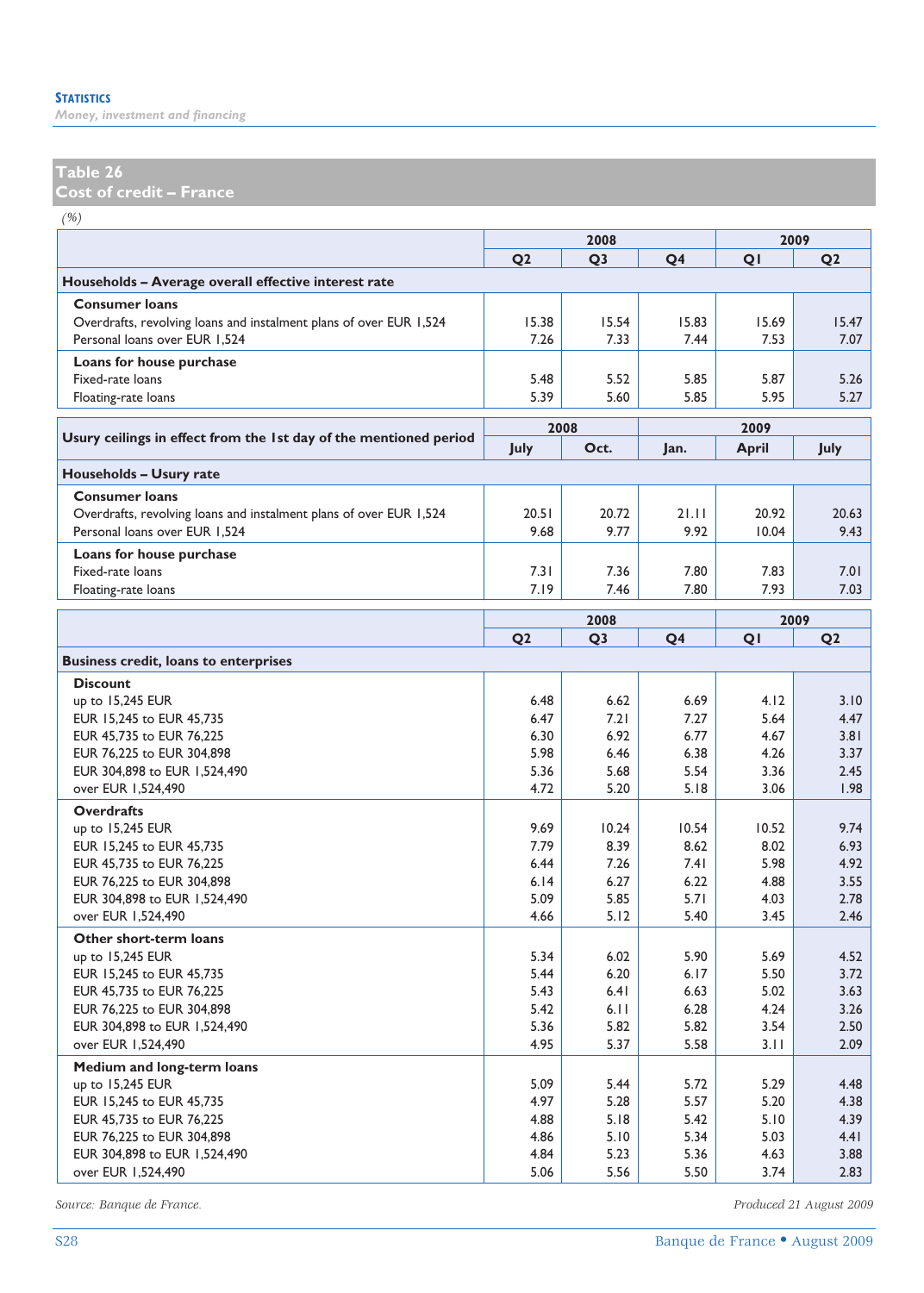## Table 26
## Cost of credit – France

*(%)*

| | 2008 | | | 2009 | |
|---|---|---|---|---|---|
| | Q2 | Q3 | Q4 | Q1 | Q2 |
| **Households – Average overall effective interest rate** | | | | | |
| **Consumer loans** | | | | | |
| Overdrafts, revolving loans and instalment plans of over EUR 1,524 | 15.38 | 15.54 | 15.83 | 15.69 | 15.47 |
| Personal loans over EUR 1,524 | 7.26 | 7.33 | 7.44 | 7.53 | 7.07 |
| **Loans for house purchase** | | | | | |
| Fixed-rate loans | 5.48 | 5.52 | 5.85 | 5.87 | 5.26 |
| Floating-rate loans | 5.39 | 5.60 | 5.85 | 5.95 | 5.27 |

| Usury ceilings in effect from the 1st day of the mentioned period | 2008 | | 2009 | | |
|---|---|---|---|---|---|
| | July | Oct. | Jan. | April | July |
| **Households – Usury rate** | | | | | |
| **Consumer loans** | | | | | |
| Overdrafts, revolving loans and instalment plans of over EUR 1,524 | 20.51 | 20.72 | 21.11 | 20.92 | 20.63 |
| Personal loans over EUR 1,524 | 9.68 | 9.77 | 9.92 | 10.04 | 9.43 |
| **Loans for house purchase** | | | | | |
| Fixed-rate loans | 7.31 | 7.36 | 7.80 | 7.83 | 7.01 |
| Floating-rate loans | 7.19 | 7.46 | 7.80 | 7.93 | 7.03 |

| | 2008 | | | 2009 | |
|---|---|---|---|---|---|
| | Q2 | Q3 | Q4 | Q1 | Q2 |
| **Business credit, loans to enterprises** | | | | | |
| **Discount** | | | | | |
| up to 15,245 EUR | 6.48 | 6.62 | 6.69 | 4.12 | 3.10 |
| EUR 15,245 to EUR 45,735 | 6.47 | 7.21 | 7.27 | 5.64 | 4.47 |
| EUR 45,735 to EUR 76,225 | 6.30 | 6.92 | 6.77 | 4.67 | 3.81 |
| EUR 76,225 to EUR 304,898 | 5.98 | 6.46 | 6.38 | 4.26 | 3.37 |
| EUR 304,898 to EUR 1,524,490 | 5.36 | 5.68 | 5.54 | 3.36 | 2.45 |
| over EUR 1,524,490 | 4.72 | 5.20 | 5.18 | 3.06 | 1.98 |
| **Overdrafts** | | | | | |
| up to 15,245 EUR | 9.69 | 10.24 | 10.54 | 10.52 | 9.74 |
| EUR 15,245 to EUR 45,735 | 7.79 | 8.39 | 8.62 | 8.02 | 6.93 |
| EUR 45,735 to EUR 76,225 | 6.44 | 7.26 | 7.41 | 5.98 | 4.92 |
| EUR 76,225 to EUR 304,898 | 6.14 | 6.27 | 6.22 | 4.88 | 3.55 |
| EUR 304,898 to EUR 1,524,490 | 5.09 | 5.85 | 5.71 | 4.03 | 2.78 |
| over EUR 1,524,490 | 4.66 | 5.12 | 5.40 | 3.45 | 2.46 |
| **Other short-term loans** | | | | | |
| up to 15,245 EUR | 5.34 | 6.02 | 5.90 | 5.69 | 4.52 |
| EUR 15,245 to EUR 45,735 | 5.44 | 6.20 | 6.17 | 5.50 | 3.72 |
| EUR 45,735 to EUR 76,225 | 5.43 | 6.41 | 6.63 | 5.02 | 3.63 |
| EUR 76,225 to EUR 304,898 | 5.42 | 6.11 | 6.28 | 4.24 | 3.26 |
| EUR 304,898 to EUR 1,524,490 | 5.36 | 5.82 | 5.82 | 3.54 | 2.50 |
| over EUR 1,524,490 | 4.95 | 5.37 | 5.58 | 3.11 | 2.09 |
| **Medium and long-term loans** | | | | | |
| up to 15,245 EUR | 5.09 | 5.44 | 5.72 | 5.29 | 4.48 |
| EUR 15,245 to EUR 45,735 | 4.97 | 5.28 | 5.57 | 5.20 | 4.38 |
| EUR 45,735 to EUR 76,225 | 4.88 | 5.18 | 5.42 | 5.10 | 4.39 |
| EUR 76,225 to EUR 304,898 | 4.86 | 5.10 | 5.34 | 5.03 | 4.41 |
| EUR 304,898 to EUR 1,524,490 | 4.84 | 5.23 | 5.36 | 4.63 | 3.88 |
| over EUR 1,524,490 | 5.06 | 5.56 | 5.50 | 3.74 | 2.83 |

*Source: Banque de France.*

*Produced 21 August 2009*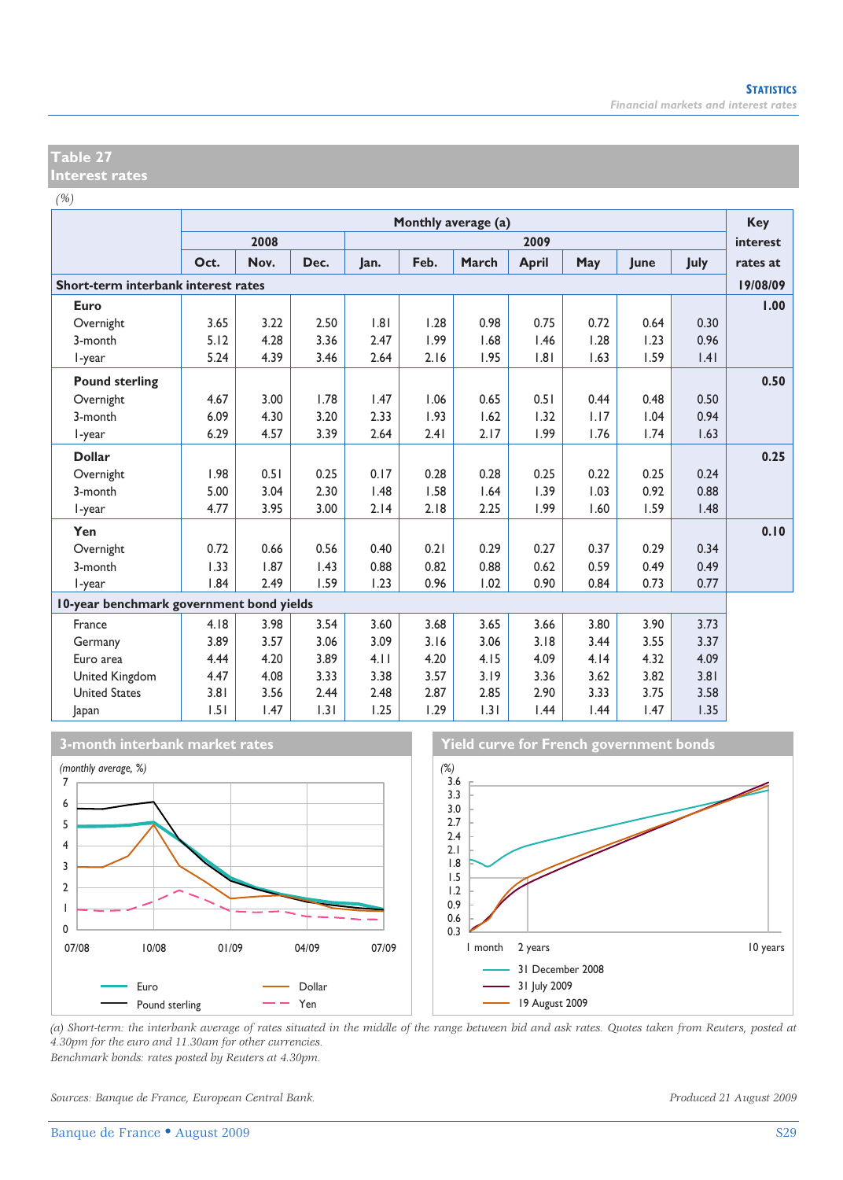## Table 27
## Interest rates

*(%)*

| | Monthly average (a) | | | | | | | | | | Key interest rates at |
|---|---|---|---|---|---|---|---|---|---|---|---|
| | 2008 | | | 2009 | | | | | | | |
| | Oct. | Nov. | Dec. | Jan. | Feb. | March | April | May | June | July | |
| **Short-term interbank interest rates** | | | | | | | | | | | **19/08/09** |
| **Euro** | | | | | | | | | | | **1.00** |
| Overnight | 3.65 | 3.22 | 2.50 | 1.81 | 1.28 | 0.98 | 0.75 | 0.72 | 0.64 | 0.30 | |
| 3-month | 5.12 | 4.28 | 3.36 | 2.47 | 1.99 | 1.68 | 1.46 | 1.28 | 1.23 | 0.96 | |
| 1-year | 5.24 | 4.39 | 3.46 | 2.64 | 2.16 | 1.95 | 1.81 | 1.63 | 1.59 | 1.41 | |
| **Pound sterling** | | | | | | | | | | | **0.50** |
| Overnight | 4.67 | 3.00 | 1.78 | 1.47 | 1.06 | 0.65 | 0.51 | 0.44 | 0.48 | 0.50 | |
| 3-month | 6.09 | 4.30 | 3.20 | 2.33 | 1.93 | 1.62 | 1.32 | 1.17 | 1.04 | 0.94 | |
| 1-year | 6.29 | 4.57 | 3.39 | 2.64 | 2.41 | 2.17 | 1.99 | 1.76 | 1.74 | 1.63 | |
| **Dollar** | | | | | | | | | | | **0.25** |
| Overnight | 1.98 | 0.51 | 0.25 | 0.17 | 0.28 | 0.28 | 0.25 | 0.22 | 0.25 | 0.24 | |
| 3-month | 5.00 | 3.04 | 2.30 | 1.48 | 1.58 | 1.64 | 1.39 | 1.03 | 0.92 | 0.88 | |
| 1-year | 4.77 | 3.95 | 3.00 | 2.14 | 2.18 | 2.25 | 1.99 | 1.60 | 1.59 | 1.48 | |
| **Yen** | | | | | | | | | | | **0.10** |
| Overnight | 0.72 | 0.66 | 0.56 | 0.40 | 0.21 | 0.29 | 0.27 | 0.37 | 0.29 | 0.34 | |
| 3-month | 1.33 | 1.87 | 1.43 | 0.88 | 0.82 | 0.88 | 0.62 | 0.59 | 0.49 | 0.49 | |
| 1-year | 1.84 | 2.49 | 1.59 | 1.23 | 0.96 | 1.02 | 0.90 | 0.84 | 0.73 | 0.77 | |
| **10-year benchmark government bond yields** | | | | | | | | | | | |
| France | 4.18 | 3.98 | 3.54 | 3.60 | 3.68 | 3.65 | 3.66 | 3.80 | 3.90 | 3.73 | |
| Germany | 3.89 | 3.57 | 3.06 | 3.09 | 3.16 | 3.06 | 3.18 | 3.44 | 3.55 | 3.37 | |
| Euro area | 4.44 | 4.20 | 3.89 | 4.11 | 4.20 | 4.15 | 4.09 | 4.14 | 4.32 | 4.09 | |
| United Kingdom | 4.47 | 4.08 | 3.33 | 3.38 | 3.57 | 3.19 | 3.36 | 3.62 | 3.82 | 3.81 | |
| United States | 3.81 | 3.56 | 2.44 | 2.48 | 2.87 | 2.85 | 2.90 | 3.33 | 3.75 | 3.58 | |
| Japan | 1.51 | 1.47 | 1.31 | 1.25 | 1.29 | 1.31 | 1.44 | 1.44 | 1.47 | 1.35 | |

### 3-month interbank market rates

*(monthly average, %)*

Euro — Pound sterling — Dollar — Yen

### Yield curve for French government bonds

(%)

31 December 2008 — 31 July 2009 — 19 August 2009

*(a) Short-term: the interbank average of rates situated in the middle of the range between bid and ask rates. Quotes taken from Reuters, posted at 4.30pm for the euro and 11.30am for other currencies.*
*Benchmark bonds: rates posted by Reuters at 4.30pm.*

*Sources: Banque de France, European Central Bank.*

*Produced 21 August 2009*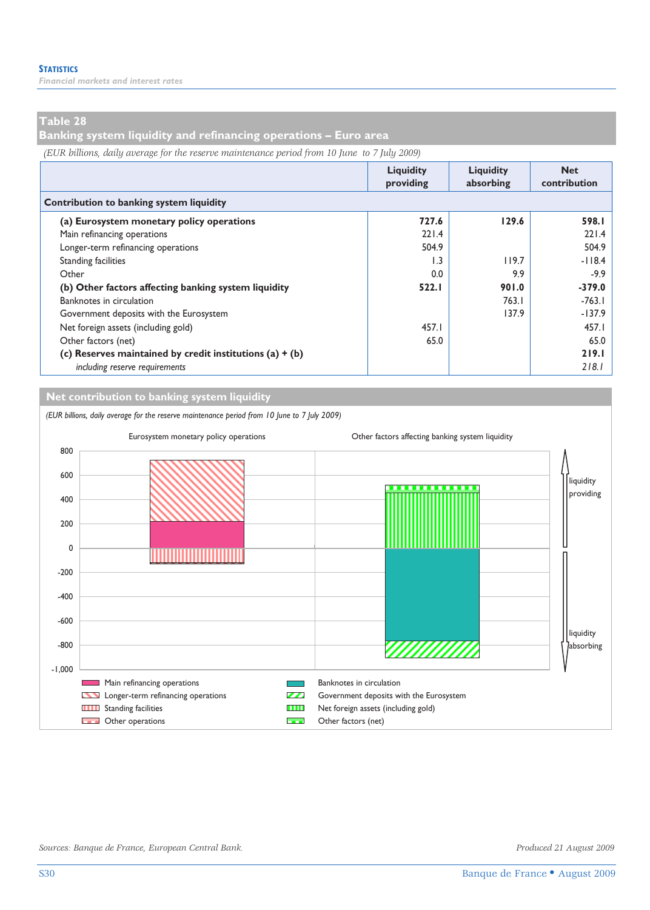## Table 28
## Banking system liquidity and refinancing operations – Euro area

*(EUR billions, daily average for the reserve maintenance period from 10 June to 7 July 2009)*

| | Liquidity providing | Liquidity absorbing | Net contribution |
|---|---|---|---|
| **Contribution to banking system liquidity** | | | |
| **(a) Eurosystem monetary policy operations** | **727.6** | **129.6** | **598.1** |
| Main refinancing operations | 221.4 | | 221.4 |
| Longer-term refinancing operations | 504.9 | | 504.9 |
| Standing facilities | 1.3 | 119.7 | -118.4 |
| Other | 0.0 | 9.9 | -9.9 |
| **(b) Other factors affecting banking system liquidity** | **522.1** | **901.0** | **-379.0** |
| Banknotes in circulation | | 763.1 | -763.1 |
| Government deposits with the Eurosystem | | 137.9 | -137.9 |
| Net foreign assets (including gold) | 457.1 | | 457.1 |
| Other factors (net) | 65.0 | | 65.0 |
| **(c) Reserves maintained by credit institutions (a) + (b)** | | | **219.1** |
| *including reserve requirements* | | | *218.1* |

### Net contribution to banking system liquidity

*(EUR billions, daily average for the reserve maintenance period from 10 June to 7 July 2009)*

Sources: Banque de France, European Central Bank.

Produced 21 August 2009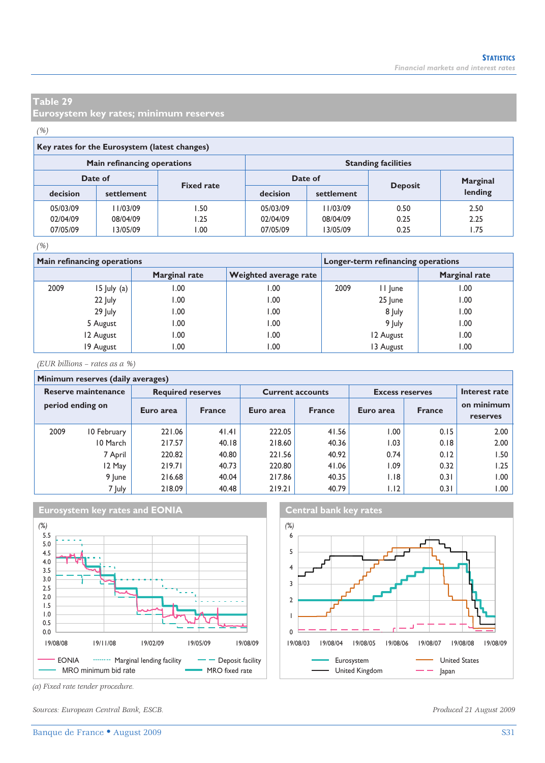## Table 29
## Eurosystem key rates; minimum reserves

*(%)*

**Key rates for the Eurosystem (latest changes)**

| Main refinancing operations | | | Standing facilities | | | |
|---|---|---|---|---|---|---|
| Date of | | Fixed rate | Date of | | Deposit | Marginal lending |
| decision | settlement | | decision | settlement | | |
| 05/03/09 | 11/03/09 | 1.50 | 05/03/09 | 11/03/09 | 0.50 | 2.50 |
| 02/04/09 | 08/04/09 | 1.25 | 02/04/09 | 08/04/09 | 0.25 | 2.25 |
| 07/05/09 | 13/05/09 | 1.00 | 07/05/09 | 13/05/09 | 0.25 | 1.75 |

*(%)*

| Main refinancing operations | | Marginal rate | Weighted average rate | Longer-term refinancing operations | | Marginal rate |
|---|---|---|---|---|---|---|
| 2009 | 15 July (a) | 1.00 | 1.00 | 2009 | 11 June | 1.00 |
| | 22 July | 1.00 | 1.00 | | 25 June | 1.00 |
| | 29 July | 1.00 | 1.00 | | 8 July | 1.00 |
| | 5 August | 1.00 | 1.00 | | 9 July | 1.00 |
| | 12 August | 1.00 | 1.00 | | 12 August | 1.00 |
| | 19 August | 1.00 | 1.00 | | 13 August | 1.00 |

*(EUR billions – rates as a %)*

**Minimum reserves (daily averages)**

| Reserve maintenance period ending on | | Required reserves | | Current accounts | | Excess reserves | | Interest rate on minimum reserves |
|---|---|---|---|---|---|---|---|---|
| | | Euro area | France | Euro area | France | Euro area | France | |
| 2009 | 10 February | 221.06 | 41.41 | 222.05 | 41.56 | 1.00 | 0.15 | 2.00 |
| | 10 March | 217.57 | 40.18 | 218.60 | 40.36 | 1.03 | 0.18 | 2.00 |
| | 7 April | 220.82 | 40.80 | 221.56 | 40.92 | 0.74 | 0.12 | 1.50 |
| | 12 May | 219.71 | 40.73 | 220.80 | 41.06 | 1.09 | 0.32 | 1.25 |
| | 9 June | 216.68 | 40.04 | 217.86 | 40.35 | 1.18 | 0.31 | 1.00 |
| | 7 July | 218.09 | 40.48 | 219.21 | 40.79 | 1.12 | 0.31 | 1.00 |

**Eurosystem key rates and EONIA**

(%)

Legend: EONIA; Marginal lending facility; Deposit facility; MRO minimum bid rate; MRO fixed rate

**Central bank key rates**

(%)

Legend: Eurosystem; United States; United Kingdom; Japan

*(a) Fixed rate tender procedure.*

*Sources: European Central Bank, ESCB.*

*Produced 21 August 2009*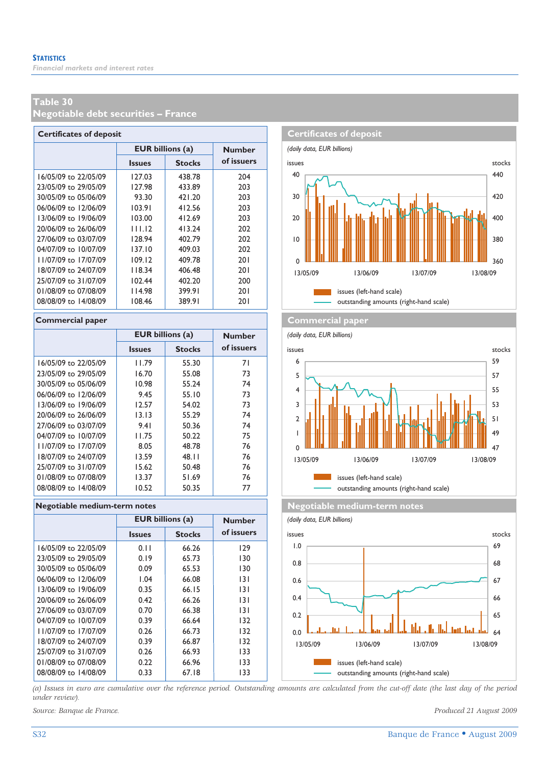## Table 30
## Negotiable debt securities – France

**Certificates of deposit**

| | EUR billions (a) | | Number of issuers |
|---|---|---|---|
| | Issues | Stocks | |
| 16/05/09 to 22/05/09 | 127.03 | 438.78 | 204 |
| 23/05/09 to 29/05/09 | 127.98 | 433.89 | 203 |
| 30/05/09 to 05/06/09 | 93.30 | 421.20 | 203 |
| 06/06/09 to 12/06/09 | 103.91 | 412.56 | 203 |
| 13/06/09 to 19/06/09 | 103.00 | 412.69 | 203 |
| 20/06/09 to 26/06/09 | 111.12 | 413.24 | 202 |
| 27/06/09 to 03/07/09 | 128.94 | 402.79 | 202 |
| 04/07/09 to 10/07/09 | 137.10 | 409.03 | 202 |
| 11/07/09 to 17/07/09 | 109.12 | 409.78 | 201 |
| 18/07/09 to 24/07/09 | 118.34 | 406.48 | 201 |
| 25/07/09 to 31/07/09 | 102.44 | 402.20 | 200 |
| 01/08/09 to 07/08/09 | 114.98 | 399.91 | 201 |
| 08/08/09 to 14/08/09 | 108.46 | 389.91 | 201 |

**Certificates of deposit**

*(daily data, EUR billions)*

issues (left-hand scale)
outstanding amounts (right-hand scale)

**Commercial paper**

| | EUR billions (a) | | Number of issuers |
|---|---|---|---|
| | Issues | Stocks | |
| 16/05/09 to 22/05/09 | 11.79 | 55.30 | 71 |
| 23/05/09 to 29/05/09 | 16.70 | 55.08 | 73 |
| 30/05/09 to 05/06/09 | 10.98 | 55.24 | 74 |
| 06/06/09 to 12/06/09 | 9.45 | 55.10 | 73 |
| 13/06/09 to 19/06/09 | 12.57 | 54.02 | 73 |
| 20/06/09 to 26/06/09 | 13.13 | 55.29 | 74 |
| 27/06/09 to 03/07/09 | 9.41 | 50.36 | 74 |
| 04/07/09 to 10/07/09 | 11.75 | 50.22 | 75 |
| 11/07/09 to 17/07/09 | 8.05 | 48.78 | 76 |
| 18/07/09 to 24/07/09 | 13.59 | 48.11 | 76 |
| 25/07/09 to 31/07/09 | 15.62 | 50.48 | 76 |
| 01/08/09 to 07/08/09 | 13.37 | 51.69 | 76 |
| 08/08/09 to 14/08/09 | 10.52 | 50.35 | 77 |

**Commercial paper**

*(daily data, EUR billions)*

issues (left-hand scale)
outstanding amounts (right-hand scale)

**Negotiable medium-term notes**

| | EUR billions (a) | | Number of issuers |
|---|---|---|---|
| | Issues | Stocks | |
| 16/05/09 to 22/05/09 | 0.11 | 66.26 | 129 |
| 23/05/09 to 29/05/09 | 0.19 | 65.73 | 130 |
| 30/05/09 to 05/06/09 | 0.09 | 65.53 | 130 |
| 06/06/09 to 12/06/09 | 1.04 | 66.08 | 131 |
| 13/06/09 to 19/06/09 | 0.35 | 66.15 | 131 |
| 20/06/09 to 26/06/09 | 0.42 | 66.26 | 131 |
| 27/06/09 to 03/07/09 | 0.70 | 66.38 | 131 |
| 04/07/09 to 10/07/09 | 0.39 | 66.64 | 132 |
| 11/07/09 to 17/07/09 | 0.26 | 66.73 | 132 |
| 18/07/09 to 24/07/09 | 0.39 | 66.87 | 132 |
| 25/07/09 to 31/07/09 | 0.26 | 66.93 | 133 |
| 01/08/09 to 07/08/09 | 0.22 | 66.96 | 133 |
| 08/08/09 to 14/08/09 | 0.33 | 67.18 | 133 |

**Negotiable medium-term notes**

*(daily data, EUR billions)*

issues (left-hand scale)
outstanding amounts (right-hand scale)

*(a) Issues in euro are cumulative over the reference period. Outstanding amounts are calculated from the cut-off date (the last day of the period under review).*

*Source: Banque de France.*

*Produced 21 August 2009*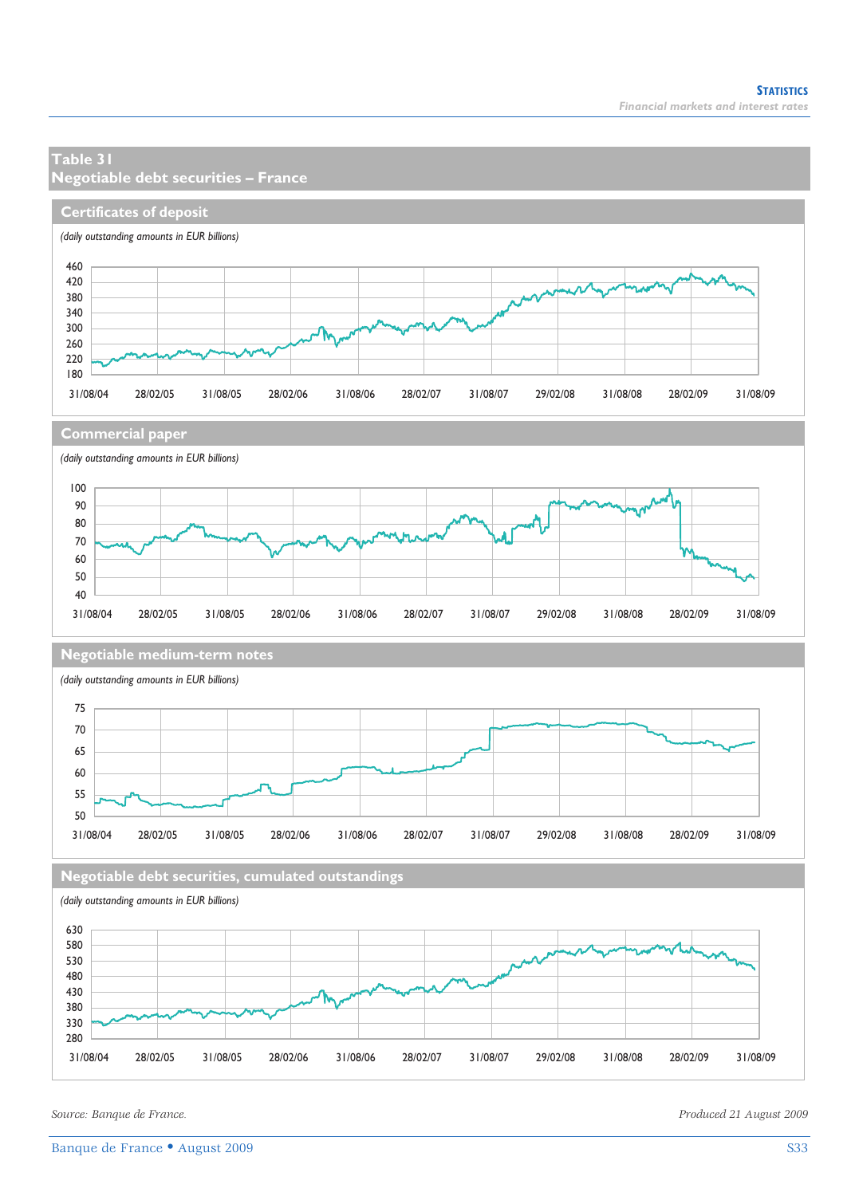## Table 31
## Negotiable debt securities – France

### Certificates of deposit

*(daily outstanding amounts in EUR billions)*

### Commercial paper

*(daily outstanding amounts in EUR billions)*

### Negotiable medium-term notes

*(daily outstanding amounts in EUR billions)*

### Negotiable debt securities, cumulated outstandings

*(daily outstanding amounts in EUR billions)*

*Source: Banque de France.*

*Produced 21 August 2009*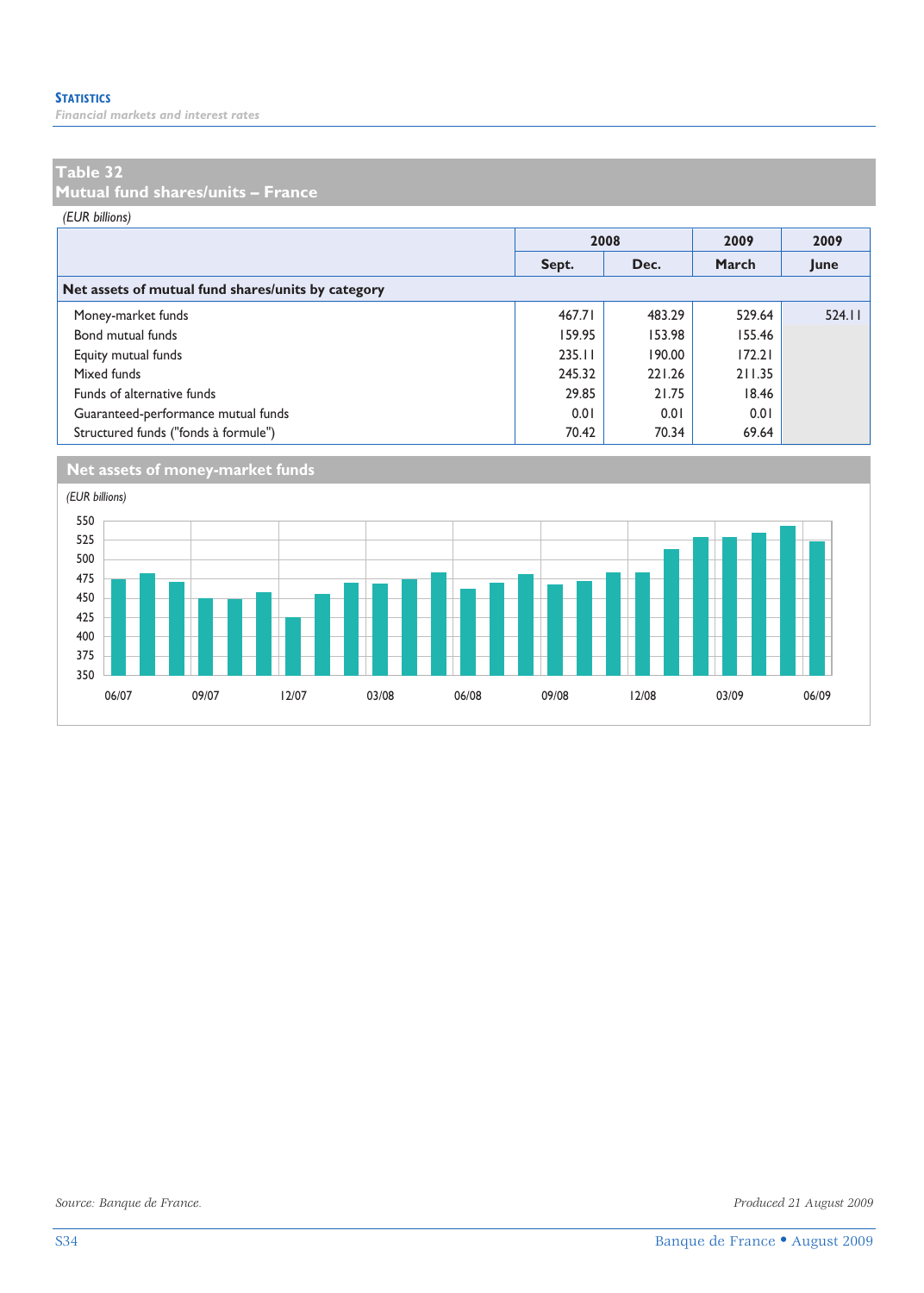## Table 32
## Mutual fund shares/units – France

*(EUR billions)*

| | 2008 | | 2009 | 2009 |
|---|---|---|---|---|
| | Sept. | Dec. | March | June |
| **Net assets of mutual fund shares/units by category** | | | | |
| Money-market funds | 467.71 | 483.29 | 529.64 | 524.11 |
| Bond mutual funds | 159.95 | 153.98 | 155.46 | |
| Equity mutual funds | 235.11 | 190.00 | 172.21 | |
| Mixed funds | 245.32 | 221.26 | 211.35 | |
| Funds of alternative funds | 29.85 | 21.75 | 18.46 | |
| Guaranteed-performance mutual funds | 0.01 | 0.01 | 0.01 | |
| Structured funds ("fonds à formule") | 70.42 | 70.34 | 69.64 | |

### Net assets of money-market funds

*(EUR billions)*

Source: Banque de France.

Produced 21 August 2009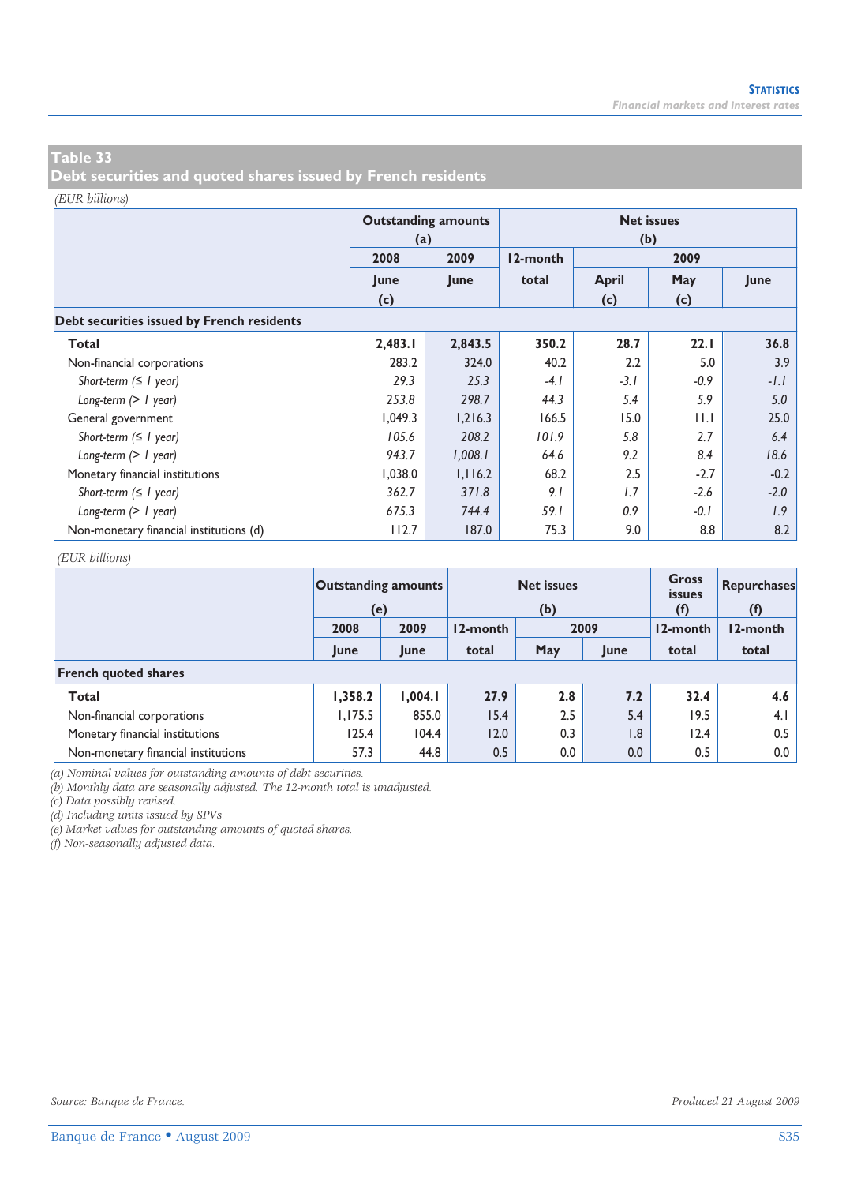## Table 33
## Debt securities and quoted shares issued by French residents

*(EUR billions)*

| | Outstanding amounts (a) | | Net issues (b) | | | |
|---|---|---|---|---|---|---|
| | 2008 | 2009 | 12-month | 2009 | | |
| | June (c) | June | total | April (c) | May (c) | June |
| **Debt securities issued by French residents** | | | | | | |
| **Total** | **2,483.1** | **2,843.5** | **350.2** | **28.7** | **22.1** | **36.8** |
| Non-financial corporations | 283.2 | 324.0 | 40.2 | 2.2 | 5.0 | 3.9 |
| *Short-term (≤ 1 year)* | *29.3* | *25.3* | *-4.1* | *-3.1* | *-0.9* | *-1.1* |
| *Long-term (> 1 year)* | *253.8* | *298.7* | *44.3* | *5.4* | *5.9* | *5.0* |
| General government | 1,049.3 | 1,216.3 | 166.5 | 15.0 | 11.1 | 25.0 |
| *Short-term (≤ 1 year)* | *105.6* | *208.2* | *101.9* | *5.8* | *2.7* | *6.4* |
| *Long-term (> 1 year)* | *943.7* | *1,008.1* | *64.6* | *9.2* | *8.4* | *18.6* |
| Monetary financial institutions | 1,038.0 | 1,116.2 | 68.2 | 2.5 | -2.7 | -0.2 |
| *Short-term (≤ 1 year)* | *362.7* | *371.8* | *9.1* | *1.7* | *-2.6* | *-2.0* |
| *Long-term (> 1 year)* | *675.3* | *744.4* | *59.1* | *0.9* | *-0.1* | *1.9* |
| Non-monetary financial institutions (d) | 112.7 | 187.0 | 75.3 | 9.0 | 8.8 | 8.2 |

*(EUR billions)*

| | Outstanding amounts (e) | | Net issues (b) | | | Gross issues (f) | Repurchases (f) |
|---|---|---|---|---|---|---|---|
| | 2008 | 2009 | 12-month | 2009 | | 12-month | 12-month |
| | June | June | total | May | June | total | total |
| **French quoted shares** | | | | | | | |
| **Total** | **1,358.2** | **1,004.1** | **27.9** | **2.8** | **7.2** | **32.4** | **4.6** |
| Non-financial corporations | 1,175.5 | 855.0 | 15.4 | 2.5 | 5.4 | 19.5 | 4.1 |
| Monetary financial institutions | 125.4 | 104.4 | 12.0 | 0.3 | 1.8 | 12.4 | 0.5 |
| Non-monetary financial institutions | 57.3 | 44.8 | 0.5 | 0.0 | 0.0 | 0.5 | 0.0 |

(a) Nominal values for outstanding amounts of debt securities.
(b) Monthly data are seasonally adjusted. The 12-month total is unadjusted.
(c) Data possibly revised.
(d) Including units issued by SPVs.
(e) Market values for outstanding amounts of quoted shares.
(f) Non-seasonally adjusted data.

Source: Banque de France.

Produced 21 August 2009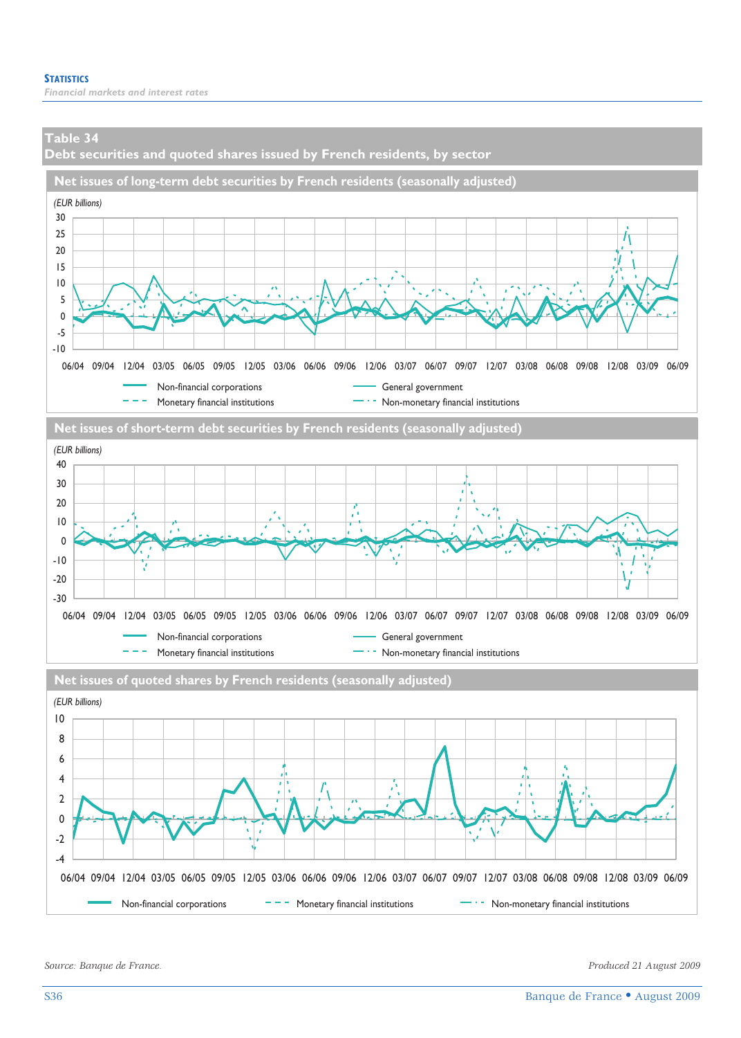## Table 34
## Debt securities and quoted shares issued by French residents, by sector

### Net issues of long-term debt securities by French residents (seasonally adjusted)

(EUR billions)

Non-financial corporations — General government — Monetary financial institutions — Non-monetary financial institutions

### Net issues of short-term debt securities by French residents (seasonally adjusted)

(EUR billions)

Non-financial corporations — General government — Monetary financial institutions — Non-monetary financial institutions

### Net issues of quoted shares by French residents (seasonally adjusted)

(EUR billions)

Non-financial corporations — Monetary financial institutions — Non-monetary financial institutions

*Source: Banque de France.*

*Produced 21 August 2009*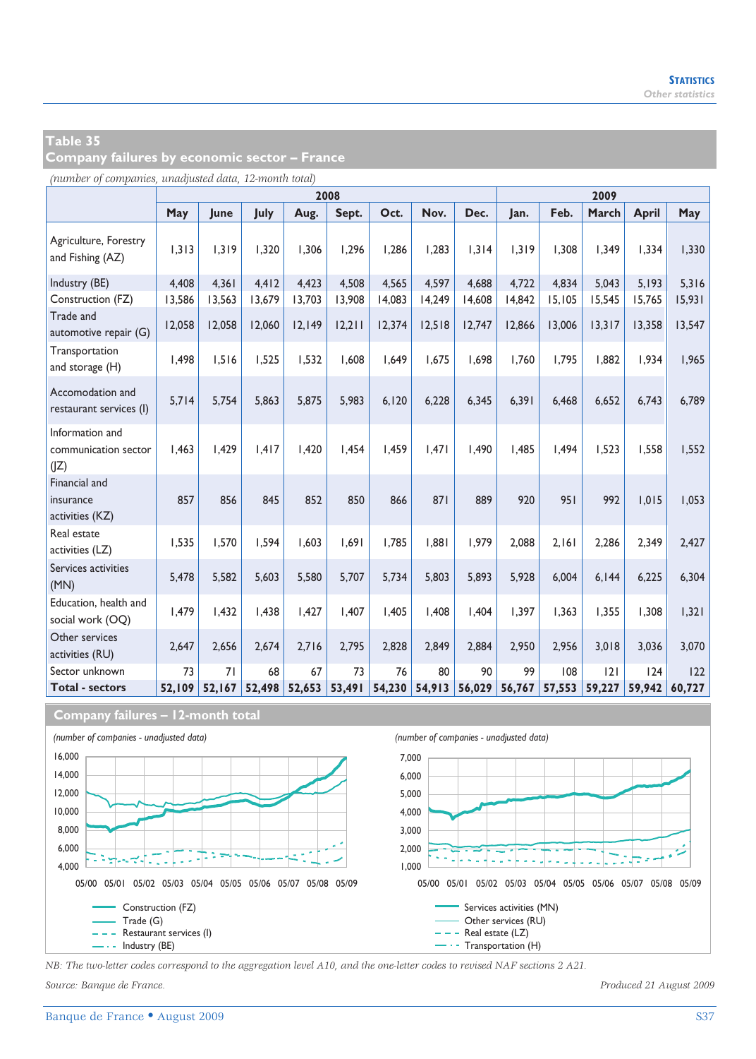## Table 35
## Company failures by economic sector – France

*(number of companies, unadjusted data, 12-month total)*

| | 2008 | | | | | | | | 2009 | | | | |
|---|---|---|---|---|---|---|---|---|---|---|---|---|---|
| | May | June | July | Aug. | Sept. | Oct. | Nov. | Dec. | Jan. | Feb. | March | April | May |
| Agriculture, Forestry and Fishing (AZ) | 1,313 | 1,319 | 1,320 | 1,306 | 1,296 | 1,286 | 1,283 | 1,314 | 1,319 | 1,308 | 1,349 | 1,334 | 1,330 |
| Industry (BE) | 4,408 | 4,361 | 4,412 | 4,423 | 4,508 | 4,565 | 4,597 | 4,688 | 4,722 | 4,834 | 5,043 | 5,193 | 5,316 |
| Construction (FZ) | 13,586 | 13,563 | 13,679 | 13,703 | 13,908 | 14,083 | 14,249 | 14,608 | 14,842 | 15,105 | 15,545 | 15,765 | 15,931 |
| Trade and automotive repair (G) | 12,058 | 12,058 | 12,060 | 12,149 | 12,211 | 12,374 | 12,518 | 12,747 | 12,866 | 13,006 | 13,317 | 13,358 | 13,547 |
| Transportation and storage (H) | 1,498 | 1,516 | 1,525 | 1,532 | 1,608 | 1,649 | 1,675 | 1,698 | 1,760 | 1,795 | 1,882 | 1,934 | 1,965 |
| Accomodation and restaurant services (I) | 5,714 | 5,754 | 5,863 | 5,875 | 5,983 | 6,120 | 6,228 | 6,345 | 6,391 | 6,468 | 6,652 | 6,743 | 6,789 |
| Information and communication sector (JZ) | 1,463 | 1,429 | 1,417 | 1,420 | 1,454 | 1,459 | 1,471 | 1,490 | 1,485 | 1,494 | 1,523 | 1,558 | 1,552 |
| Financial and insurance activities (KZ) | 857 | 856 | 845 | 852 | 850 | 866 | 871 | 889 | 920 | 951 | 992 | 1,015 | 1,053 |
| Real estate activities (LZ) | 1,535 | 1,570 | 1,594 | 1,603 | 1,691 | 1,785 | 1,881 | 1,979 | 2,088 | 2,161 | 2,286 | 2,349 | 2,427 |
| Services activities (MN) | 5,478 | 5,582 | 5,603 | 5,580 | 5,707 | 5,734 | 5,803 | 5,893 | 5,928 | 6,004 | 6,144 | 6,225 | 6,304 |
| Education, health and social work (OQ) | 1,479 | 1,432 | 1,438 | 1,427 | 1,407 | 1,405 | 1,408 | 1,404 | 1,397 | 1,363 | 1,355 | 1,308 | 1,321 |
| Other services activities (RU) | 2,647 | 2,656 | 2,674 | 2,716 | 2,795 | 2,828 | 2,849 | 2,884 | 2,950 | 2,956 | 3,018 | 3,036 | 3,070 |
| Sector unknown | 73 | 71 | 68 | 67 | 73 | 76 | 80 | 90 | 99 | 108 | 121 | 124 | 122 |
| **Total - sectors** | **52,109** | **52,167** | **52,498** | **52,653** | **53,491** | **54,230** | **54,913** | **56,029** | **56,767** | **57,553** | **59,227** | **59,942** | **60,727** |

### Company failures – 12-month total

*(number of companies - unadjusted data)*

Construction (FZ)
Trade (G)
Restaurant services (I)
Industry (BE)

*(number of companies - unadjusted data)*

Services activities (MN)
Other services (RU)
Real estate (LZ)
Transportation (H)

*NB: The two-letter codes correspond to the aggregation level A10, and the one-letter codes to revised NAF sections 2 A21.*

*Source: Banque de France.*

*Produced 21 August 2009*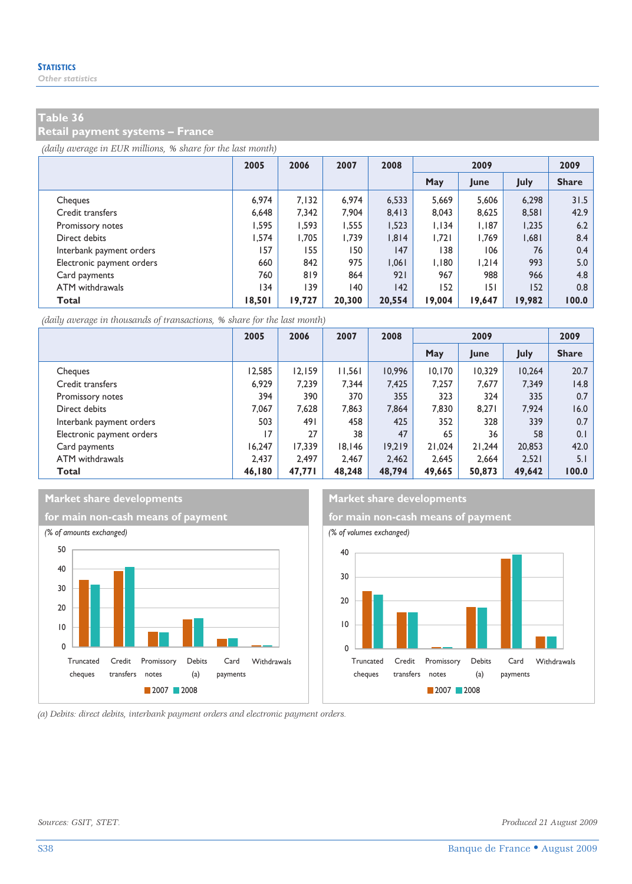## Table 36
## Retail payment systems – France

*(daily average in EUR millions, % share for the last month)*

| | 2005 | 2006 | 2007 | 2008 | 2009 | | | 2009 |
|---|---|---|---|---|---|---|---|---|
| | | | | | May | June | July | Share |
| Cheques | 6,974 | 7,132 | 6,974 | 6,533 | 5,669 | 5,606 | 6,298 | 31.5 |
| Credit transfers | 6,648 | 7,342 | 7,904 | 8,413 | 8,043 | 8,625 | 8,581 | 42.9 |
| Promissory notes | 1,595 | 1,593 | 1,555 | 1,523 | 1,134 | 1,187 | 1,235 | 6.2 |
| Direct debits | 1,574 | 1,705 | 1,739 | 1,814 | 1,721 | 1,769 | 1,681 | 8.4 |
| Interbank payment orders | 157 | 155 | 150 | 147 | 138 | 106 | 76 | 0.4 |
| Electronic payment orders | 660 | 842 | 975 | 1,061 | 1,180 | 1,214 | 993 | 5.0 |
| Card payments | 760 | 819 | 864 | 921 | 967 | 988 | 966 | 4.8 |
| ATM withdrawals | 134 | 139 | 140 | 142 | 152 | 151 | 152 | 0.8 |
| **Total** | **18,501** | **19,727** | **20,300** | **20,554** | **19,004** | **19,647** | **19,982** | **100.0** |

*(daily average in thousands of transactions, % share for the last month)*

| | 2005 | 2006 | 2007 | 2008 | 2009 | | | 2009 |
|---|---|---|---|---|---|---|---|---|
| | | | | | May | June | July | Share |
| Cheques | 12,585 | 12,159 | 11,561 | 10,996 | 10,170 | 10,329 | 10,264 | 20.7 |
| Credit transfers | 6,929 | 7,239 | 7,344 | 7,425 | 7,257 | 7,677 | 7,349 | 14.8 |
| Promissory notes | 394 | 390 | 370 | 355 | 323 | 324 | 335 | 0.7 |
| Direct debits | 7,067 | 7,628 | 7,863 | 7,864 | 7,830 | 8,271 | 7,924 | 16.0 |
| Interbank payment orders | 503 | 491 | 458 | 425 | 352 | 328 | 339 | 0.7 |
| Electronic payment orders | 17 | 27 | 38 | 47 | 65 | 36 | 58 | 0.1 |
| Card payments | 16,247 | 17,339 | 18,146 | 19,219 | 21,024 | 21,244 | 20,853 | 42.0 |
| ATM withdrawals | 2,437 | 2,497 | 2,467 | 2,462 | 2,645 | 2,664 | 2,521 | 5.1 |
| **Total** | **46,180** | **47,771** | **48,248** | **48,794** | **49,665** | **50,873** | **49,642** | **100.0** |

### Market share developments for main non-cash means of payment

*(% of amounts exchanged)*

Truncated cheques, Credit transfers, Promissory notes, Debits (a), Card payments, Withdrawals — 2007, 2008

### Market share developments for main non-cash means of payment

*(% of volumes exchanged)*

Truncated cheques, Credit transfers, Promissory notes, Debits (a), Card payments, Withdrawals — 2007, 2008

*(a) Debits: direct debits, interbank payment orders and electronic payment orders.*

*Sources: GSIT, STET.*

*Produced 21 August 2009*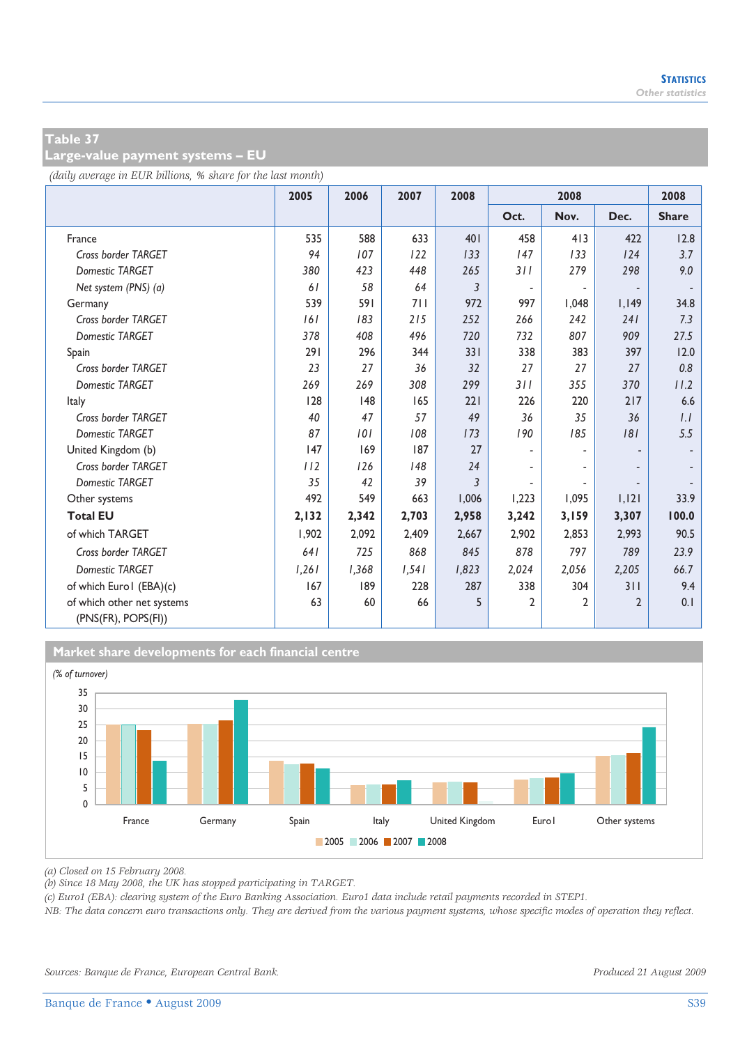## Table 37
## Large-value payment systems – EU

*(daily average in EUR billions, % share for the last month)*

| | 2005 | 2006 | 2007 | 2008 | 2008 | | | 2008 |
|---|---|---|---|---|---|---|---|---|
| | | | | | Oct. | Nov. | Dec. | Share |
| France | 535 | 588 | 633 | 401 | 458 | 413 | 422 | 12.8 |
| *Cross border TARGET* | *94* | *107* | *122* | *133* | *147* | *133* | *124* | *3.7* |
| *Domestic TARGET* | *380* | *423* | *448* | *265* | *311* | *279* | *298* | *9.0* |
| *Net system (PNS) (a)* | *61* | *58* | *64* | *3* | - | - | - | - |
| Germany | 539 | 591 | 711 | 972 | 997 | 1,048 | 1,149 | 34.8 |
| *Cross border TARGET* | *161* | *183* | *215* | *252* | *266* | *242* | *241* | *7.3* |
| *Domestic TARGET* | *378* | *408* | *496* | *720* | *732* | *807* | *909* | *27.5* |
| Spain | 291 | 296 | 344 | 331 | 338 | 383 | 397 | 12.0 |
| *Cross border TARGET* | *23* | *27* | *36* | *32* | *27* | *27* | *27* | *0.8* |
| *Domestic TARGET* | *269* | *269* | *308* | *299* | *311* | *355* | *370* | *11.2* |
| Italy | 128 | 148 | 165 | 221 | 226 | 220 | 217 | 6.6 |
| *Cross border TARGET* | *40* | *47* | *57* | *49* | *36* | *35* | *36* | *1.1* |
| *Domestic TARGET* | *87* | *101* | *108* | *173* | *190* | *185* | *181* | *5.5* |
| United Kingdom (b) | 147 | 169 | 187 | 27 | - | - | - | - |
| *Cross border TARGET* | *112* | *126* | *148* | *24* | - | - | - | - |
| *Domestic TARGET* | *35* | *42* | *39* | *3* | - | - | - | - |
| Other systems | 492 | 549 | 663 | 1,006 | 1,223 | 1,095 | 1,121 | 33.9 |
| **Total EU** | **2,132** | **2,342** | **2,703** | **2,958** | **3,242** | **3,159** | **3,307** | **100.0** |
| of which TARGET | 1,902 | 2,092 | 2,409 | 2,667 | 2,902 | 2,853 | 2,993 | 90.5 |
| *Cross border TARGET* | *641* | *725* | *868* | *845* | *878* | *797* | *789* | *23.9* |
| *Domestic TARGET* | *1,261* | *1,368* | *1,541* | *1,823* | *2,024* | *2,056* | *2,205* | *66.7* |
| of which Euro1 (EBA)(c) | 167 | 189 | 228 | 287 | 338 | 304 | 311 | 9.4 |
| of which other net systems (PNS(FR), POPS(FI)) | 63 | 60 | 66 | 5 | 2 | 2 | 2 | 0.1 |

### Market share developments for each financial centre

*(% of turnover)*

(a) Closed on 15 February 2008.
(b) Since 18 May 2008, the UK has stopped participating in TARGET.
(c) Euro1 (EBA): clearing system of the Euro Banking Association. Euro1 data include retail payments recorded in STEP1.
NB: The data concern euro transactions only. They are derived from the various payment systems, whose specific modes of operation they reflect.

*Sources: Banque de France, European Central Bank.*

*Produced 21 August 2009*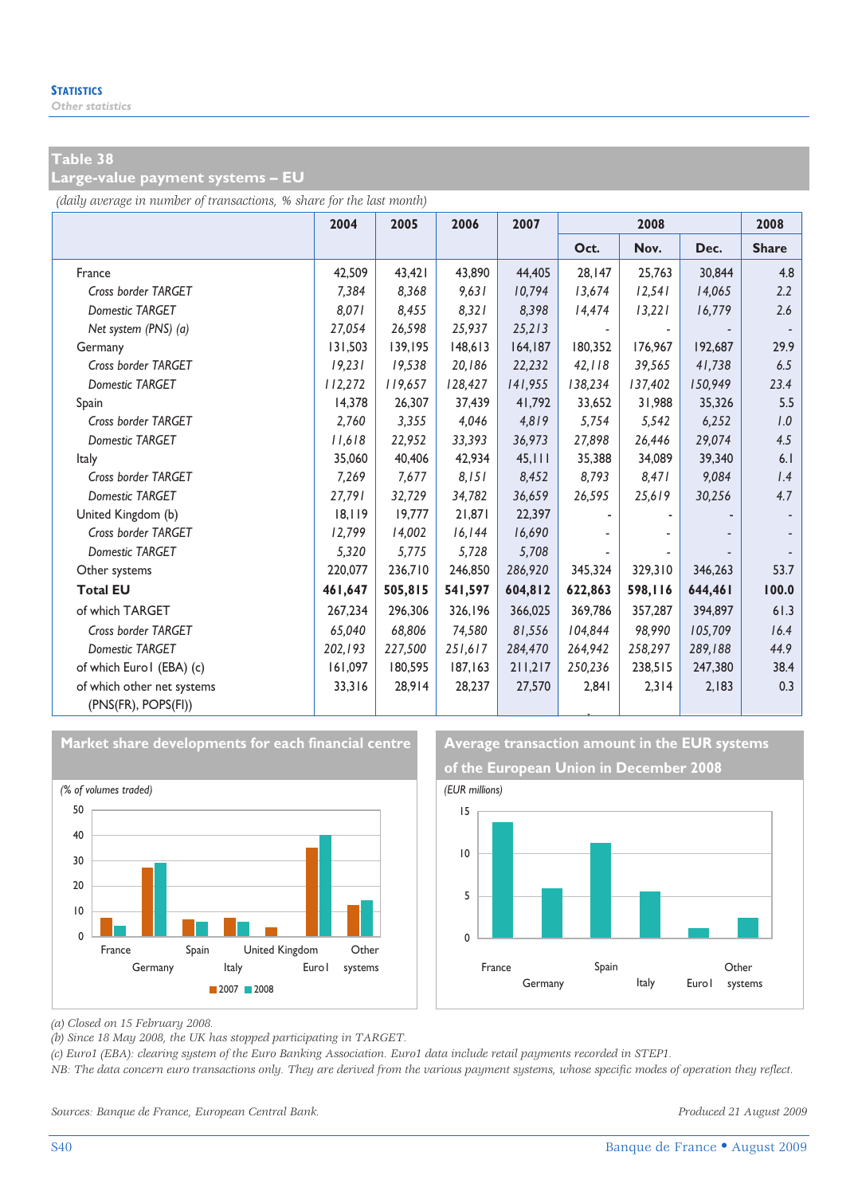**STATISTICS**
*Other statistics*

## Table 38
## Large-value payment systems – EU

*(daily average in number of transactions, % share for the last month)*

| | 2004 | 2005 | 2006 | 2007 | 2008 | | | 2008 |
|---|---|---|---|---|---|---|---|---|
| | | | | | Oct. | Nov. | Dec. | Share |
| France | 42,509 | 43,421 | 43,890 | 44,405 | 28,147 | 25,763 | 30,844 | 4.8 |
| *Cross border TARGET* | *7,384* | *8,368* | *9,631* | *10,794* | *13,674* | *12,541* | *14,065* | *2.2* |
| *Domestic TARGET* | *8,071* | *8,455* | *8,321* | *8,398* | *14,474* | *13,221* | *16,779* | *2.6* |
| *Net system (PNS) (a)* | *27,054* | *26,598* | *25,937* | *25,213* | - | - | - | - |
| Germany | 131,503 | 139,195 | 148,613 | 164,187 | 180,352 | 176,967 | 192,687 | 29.9 |
| *Cross border TARGET* | *19,231* | *19,538* | *20,186* | *22,232* | *42,118* | *39,565* | *41,738* | *6.5* |
| *Domestic TARGET* | *112,272* | *119,657* | *128,427* | *141,955* | *138,234* | *137,402* | *150,949* | *23.4* |
| Spain | 14,378 | 26,307 | 37,439 | 41,792 | 33,652 | 31,988 | 35,326 | 5.5 |
| *Cross border TARGET* | *2,760* | *3,355* | *4,046* | *4,819* | *5,754* | *5,542* | *6,252* | *1.0* |
| *Domestic TARGET* | *11,618* | *22,952* | *33,393* | *36,973* | *27,898* | *26,446* | *29,074* | *4.5* |
| Italy | 35,060 | 40,406 | 42,934 | 45,111 | 35,388 | 34,089 | 39,340 | 6.1 |
| *Cross border TARGET* | *7,269* | *7,677* | *8,151* | *8,452* | *8,793* | *8,471* | *9,084* | *1.4* |
| *Domestic TARGET* | *27,791* | *32,729* | *34,782* | *36,659* | *26,595* | *25,619* | *30,256* | *4.7* |
| United Kingdom (b) | 18,119 | 19,777 | 21,871 | 22,397 | - | - | - | - |
| *Cross border TARGET* | *12,799* | *14,002* | *16,144* | *16,690* | - | - | - | - |
| *Domestic TARGET* | *5,320* | *5,775* | *5,728* | *5,708* | - | - | - | - |
| Other systems | 220,077 | 236,710 | 246,850 | 286,920 | 345,324 | 329,310 | 346,263 | 53.7 |
| **Total EU** | **461,647** | **505,815** | **541,597** | **604,812** | **622,863** | **598,116** | **644,461** | **100.0** |
| of which TARGET | 267,234 | 296,306 | 326,196 | 366,025 | 369,786 | 357,287 | 394,897 | 61.3 |
| *Cross border TARGET* | *65,040* | *68,806* | *74,580* | *81,556* | *104,844* | *98,990* | *105,709* | *16.4* |
| *Domestic TARGET* | *202,193* | *227,500* | *251,617* | *284,470* | *264,942* | *258,297* | *289,188* | *44.9* |
| of which Euro1 (EBA) (c) | 161,097 | 180,595 | 187,163 | 211,217 | 250,236 | 238,515 | 247,380 | 38.4 |
| of which other net systems (PNS(FR), POPS(FI)) | 33,316 | 28,914 | 28,237 | 27,570 | 2,841 | 2,314 | 2,183 | 0.3 |

### Market share developments for each financial centre

*(% of volumes traded)*

### Average transaction amount in the EUR systems of the European Union in December 2008

*(EUR millions)*

*(a) Closed on 15 February 2008.*
*(b) Since 18 May 2008, the UK has stopped participating in TARGET.*
*(c) Euro1 (EBA): clearing system of the Euro Banking Association. Euro1 data include retail payments recorded in STEP1.*
*NB: The data concern euro transactions only. They are derived from the various payment systems, whose specific modes of operation they reflect.*

*Sources: Banque de France, European Central Bank.*

*Produced 21 August 2009*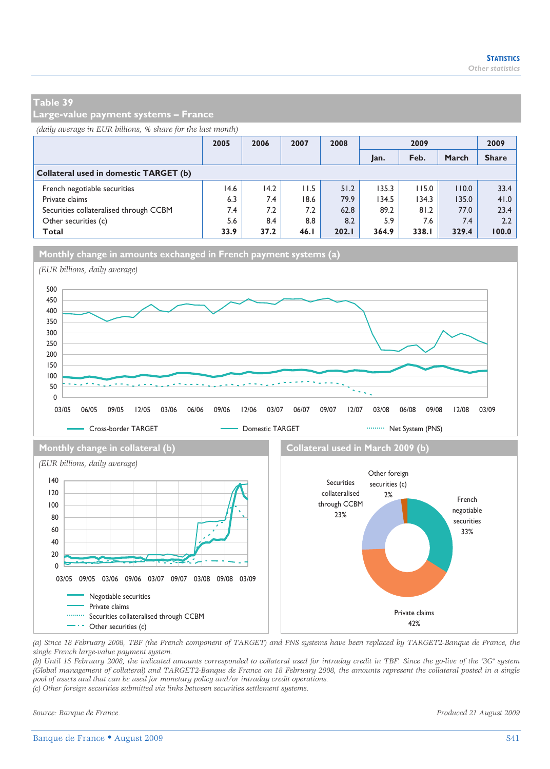## Table 39
## Large-value payment systems – France

*(daily average in EUR billions, % share for the last month)*

| | 2005 | 2006 | 2007 | 2008 | 2009 | | | 2009 |
|---|---|---|---|---|---|---|---|---|
| | | | | | Jan. | Feb. | March | Share |
| **Collateral used in domestic TARGET (b)** | | | | | | | | |
| French negotiable securities | 14.6 | 14.2 | 11.5 | 51.2 | 135.3 | 115.0 | 110.0 | 33.4 |
| Private claims | 6.3 | 7.4 | 18.6 | 79.9 | 134.5 | 134.3 | 135.0 | 41.0 |
| Securities collateralised through CCBM | 7.4 | 7.2 | 7.2 | 62.8 | 89.2 | 81.2 | 77.0 | 23.4 |
| Other securities (c) | 5.6 | 8.4 | 8.8 | 8.2 | 5.9 | 7.6 | 7.4 | 2.2 |
| **Total** | **33.9** | **37.2** | **46.1** | **202.1** | **364.9** | **338.1** | **329.4** | **100.0** |

### Monthly change in amounts exchanged in French payment systems (a)

*(EUR billions, daily average)*

500
450
400
350
300
250
200
150
100
50
0

03/05 06/05 09/05 12/05 03/06 06/06 09/06 12/06 03/07 06/07 09/07 12/07 03/08 06/08 09/08 12/08 03/09

Cross-border TARGET
Domestic TARGET
Net System (PNS)

### Monthly change in collateral (b)

*(EUR billions, daily average)*

140
120
100
80
60
40
20
0

03/05 09/05 03/06 09/06 03/07 09/07 03/08 09/08 03/09

Negotiable securities
Private claims
Securities collateralised through CCBM
Other securities (c)

### Collateral used in March 2009 (b)

Other foreign securities (c) 2%
French negotiable securities 33%
Private claims 42%
Securities collateralised through CCBM 23%

*(a) Since 18 February 2008, TBF (the French component of TARGET) and PNS systems have been replaced by TARGET2-Banque de France, the single French large-value payment system.*
*(b) Until 15 February 2008, the indicated amounts corresponded to collateral used for intraday credit in TBF. Since the go-live of the "3G" system (Global management of collateral) and TARGET2-Banque de France on 18 February 2008, the amounts represent the collateral posted in a single pool of assets and that can be used for monetary policy and/or intraday credit operations.*
*(c) Other foreign securities submitted via links between securities settlement systems.*

*Source: Banque de France.*

*Produced 21 August 2009*